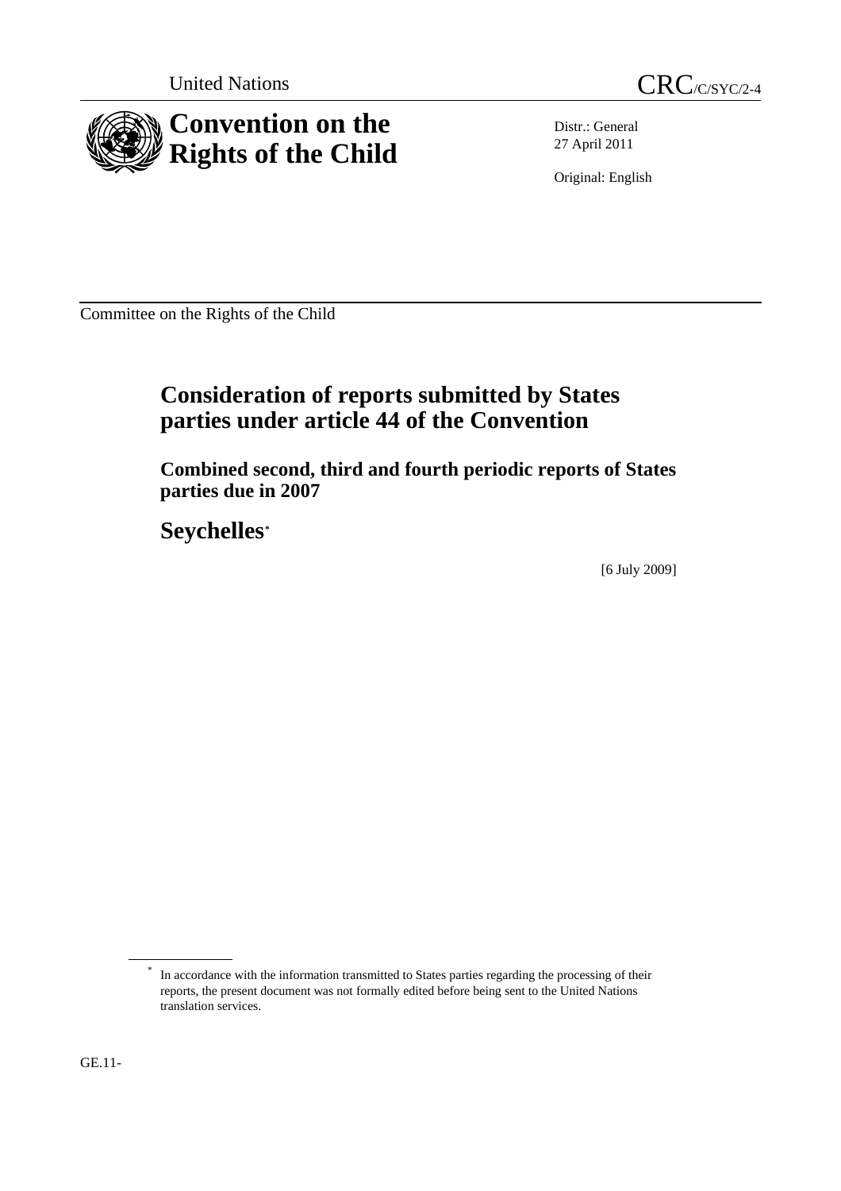United Nations CRC/C/SYC/2-4

# Convention on the Rights of the Child

Distr.: General
27 April 2011

Original: English

Committee on the Rights of the Child

## Consideration of reports submitted by States parties under article 44 of the Convention

### Combined second, third and fourth periodic reports of States parties due in 2007

## Seychelles*

[6 July 2009]

* In accordance with the information transmitted to States parties regarding the processing of their reports, the present document was not formally edited before being sent to the United Nations translation services.

GE.11-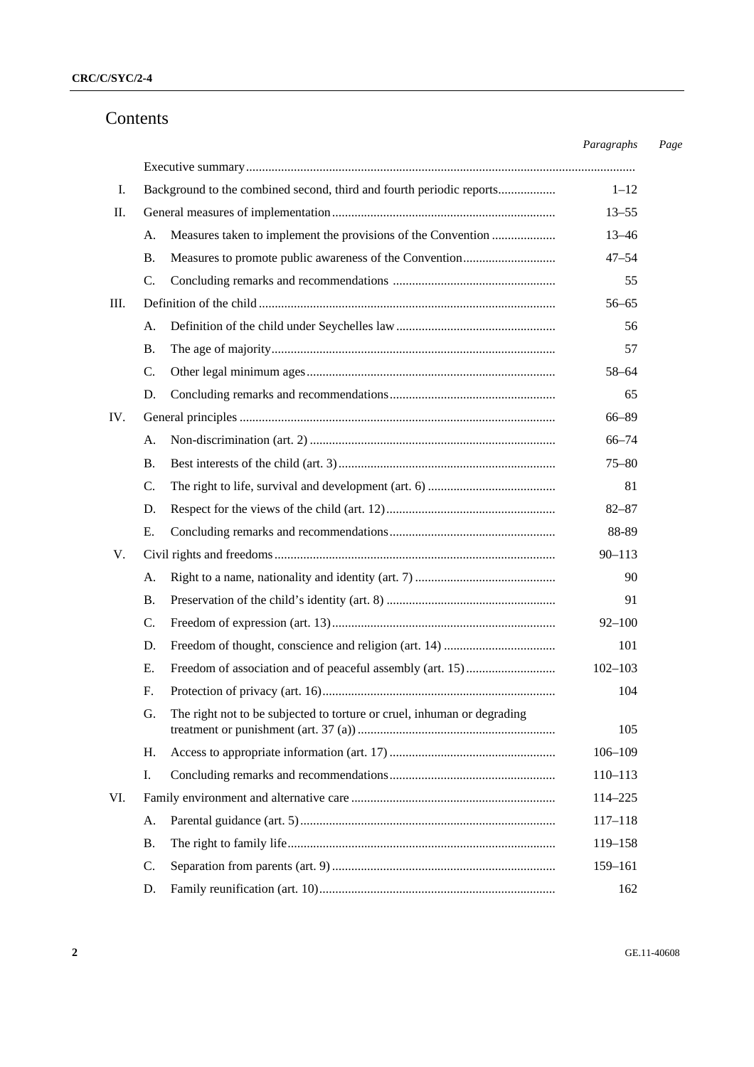# Contents

| | | | Paragraphs | Page |
|---|---|---|---|---|
| | Executive summary | | | |
| I. | Background to the combined second, third and fourth periodic reports | | 1–12 | |
| II. | General measures of implementation | | 13–55 | |
| | A. | Measures taken to implement the provisions of the Convention | 13–46 | |
| | B. | Measures to promote public awareness of the Convention | 47–54 | |
| | C. | Concluding remarks and recommendations | 55 | |
| III. | Definition of the child | | 56–65 | |
| | A. | Definition of the child under Seychelles law | 56 | |
| | B. | The age of majority | 57 | |
| | C. | Other legal minimum ages | 58–64 | |
| | D. | Concluding remarks and recommendations | 65 | |
| IV. | General principles | | 66–89 | |
| | A. | Non-discrimination (art. 2) | 66–74 | |
| | B. | Best interests of the child (art. 3) | 75–80 | |
| | C. | The right to life, survival and development (art. 6) | 81 | |
| | D. | Respect for the views of the child (art. 12) | 82–87 | |
| | E. | Concluding remarks and recommendations | 88-89 | |
| V. | Civil rights and freedoms | | 90–113 | |
| | A. | Right to a name, nationality and identity (art. 7) | 90 | |
| | B. | Preservation of the child's identity (art. 8) | 91 | |
| | C. | Freedom of expression (art. 13) | 92–100 | |
| | D. | Freedom of thought, conscience and religion (art. 14) | 101 | |
| | E. | Freedom of association and of peaceful assembly (art. 15) | 102–103 | |
| | F. | Protection of privacy (art. 16) | 104 | |
| | G. | The right not to be subjected to torture or cruel, inhuman or degrading treatment or punishment (art. 37 (a)) | 105 | |
| | H. | Access to appropriate information (art. 17) | 106–109 | |
| | I. | Concluding remarks and recommendations | 110–113 | |
| VI. | Family environment and alternative care | | 114–225 | |
| | A. | Parental guidance (art. 5) | 117–118 | |
| | B. | The right to family life | 119–158 | |
| | C. | Separation from parents (art. 9) | 159–161 | |
| | D. | Family reunification (art. 10) | 162 | |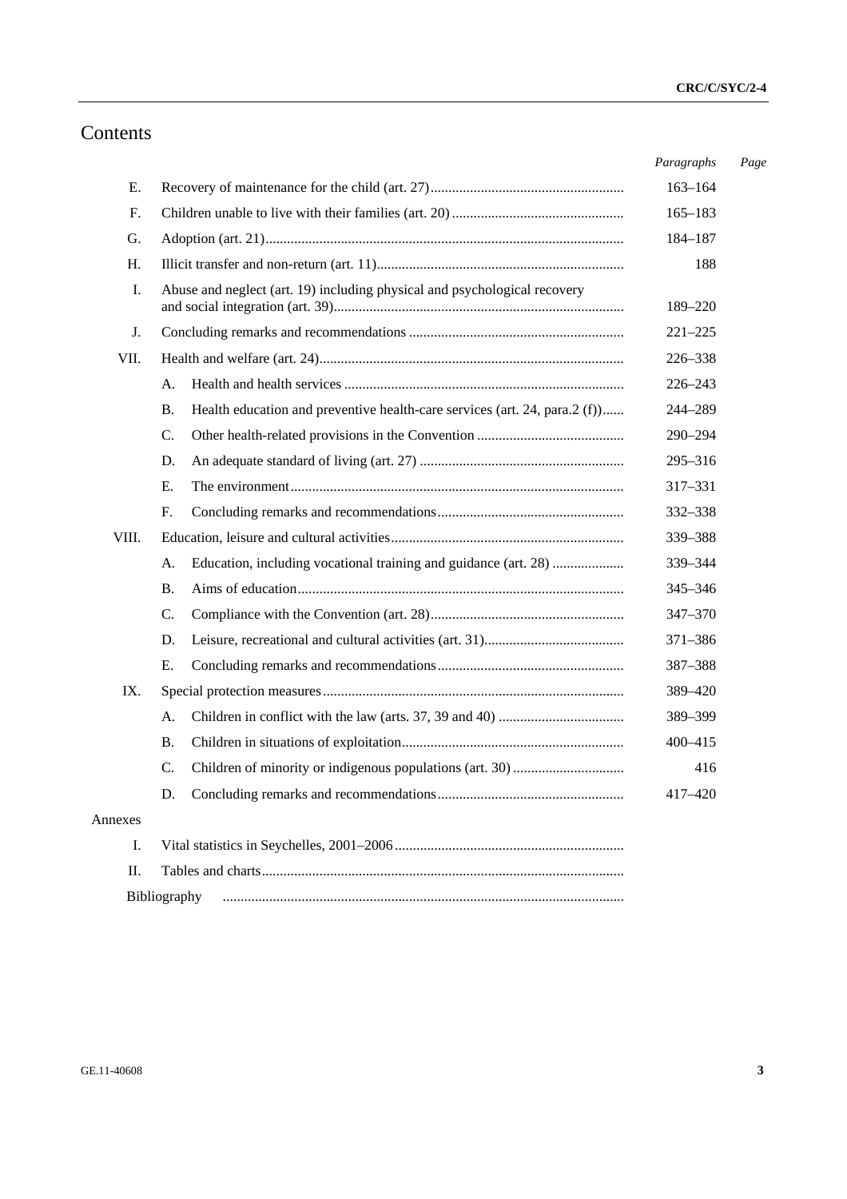# Contents

| | | Paragraphs | Page |
|---|---|---|---|
| E. | Recovery of maintenance for the child (art. 27) | 163–164 | |
| F. | Children unable to live with their families (art. 20) | 165–183 | |
| G. | Adoption (art. 21) | 184–187 | |
| H. | Illicit transfer and non-return (art. 11) | 188 | |
| I. | Abuse and neglect (art. 19) including physical and psychological recovery and social integration (art. 39) | 189–220 | |
| J. | Concluding remarks and recommendations | 221–225 | |
| VII. | Health and welfare (art. 24) | 226–338 | |
| | A. Health and health services | 226–243 | |
| | B. Health education and preventive health-care services (art. 24, para.2 (f)) | 244–289 | |
| | C. Other health-related provisions in the Convention | 290–294 | |
| | D. An adequate standard of living (art. 27) | 295–316 | |
| | E. The environment | 317–331 | |
| | F. Concluding remarks and recommendations | 332–338 | |
| VIII. | Education, leisure and cultural activities | 339–388 | |
| | A. Education, including vocational training and guidance (art. 28) | 339–344 | |
| | B. Aims of education | 345–346 | |
| | C. Compliance with the Convention (art. 28) | 347–370 | |
| | D. Leisure, recreational and cultural activities (art. 31) | 371–386 | |
| | E. Concluding remarks and recommendations | 387–388 | |
| IX. | Special protection measures | 389–420 | |
| | A. Children in conflict with the law (arts. 37, 39 and 40) | 389–399 | |
| | B. Children in situations of exploitation | 400–415 | |
| | C. Children of minority or indigenous populations (art. 30) | 416 | |
| | D. Concluding remarks and recommendations | 417–420 | |
| Annexes | | | |
| I. | Vital statistics in Seychelles, 2001–2006 | | |
| II. | Tables and charts | | |
| | Bibliography | | |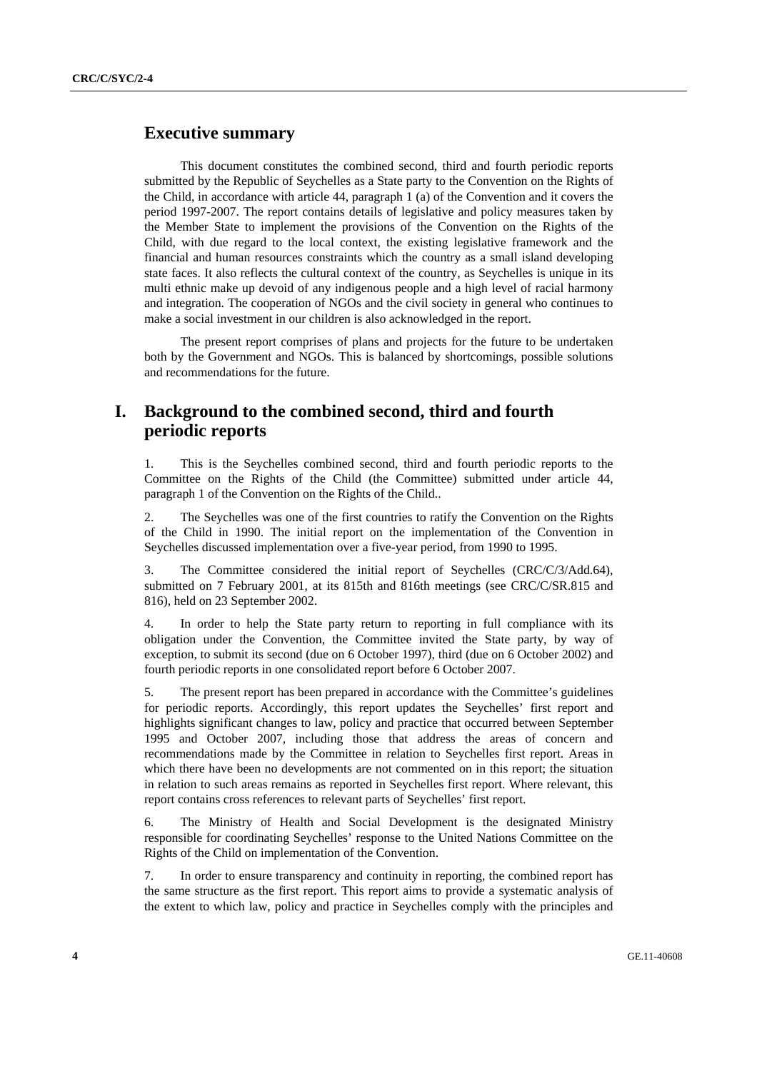## Executive summary

This document constitutes the combined second, third and fourth periodic reports submitted by the Republic of Seychelles as a State party to the Convention on the Rights of the Child, in accordance with article 44, paragraph 1 (a) of the Convention and it covers the period 1997-2007. The report contains details of legislative and policy measures taken by the Member State to implement the provisions of the Convention on the Rights of the Child, with due regard to the local context, the existing legislative framework and the financial and human resources constraints which the country as a small island developing state faces. It also reflects the cultural context of the country, as Seychelles is unique in its multi ethnic make up devoid of any indigenous people and a high level of racial harmony and integration. The cooperation of NGOs and the civil society in general who continues to make a social investment in our children is also acknowledged in the report.

The present report comprises of plans and projects for the future to be undertaken both by the Government and NGOs. This is balanced by shortcomings, possible solutions and recommendations for the future.

## I. Background to the combined second, third and fourth periodic reports

1. This is the Seychelles combined second, third and fourth periodic reports to the Committee on the Rights of the Child (the Committee) submitted under article 44, paragraph 1 of the Convention on the Rights of the Child..

2. The Seychelles was one of the first countries to ratify the Convention on the Rights of the Child in 1990. The initial report on the implementation of the Convention in Seychelles discussed implementation over a five-year period, from 1990 to 1995.

3. The Committee considered the initial report of Seychelles (CRC/C/3/Add.64), submitted on 7 February 2001, at its 815th and 816th meetings (see CRC/C/SR.815 and 816), held on 23 September 2002.

4. In order to help the State party return to reporting in full compliance with its obligation under the Convention, the Committee invited the State party, by way of exception, to submit its second (due on 6 October 1997), third (due on 6 October 2002) and fourth periodic reports in one consolidated report before 6 October 2007.

5. The present report has been prepared in accordance with the Committee's guidelines for periodic reports. Accordingly, this report updates the Seychelles' first report and highlights significant changes to law, policy and practice that occurred between September 1995 and October 2007, including those that address the areas of concern and recommendations made by the Committee in relation to Seychelles first report. Areas in which there have been no developments are not commented on in this report; the situation in relation to such areas remains as reported in Seychelles first report. Where relevant, this report contains cross references to relevant parts of Seychelles' first report.

6. The Ministry of Health and Social Development is the designated Ministry responsible for coordinating Seychelles' response to the United Nations Committee on the Rights of the Child on implementation of the Convention.

7. In order to ensure transparency and continuity in reporting, the combined report has the same structure as the first report. This report aims to provide a systematic analysis of the extent to which law, policy and practice in Seychelles comply with the principles and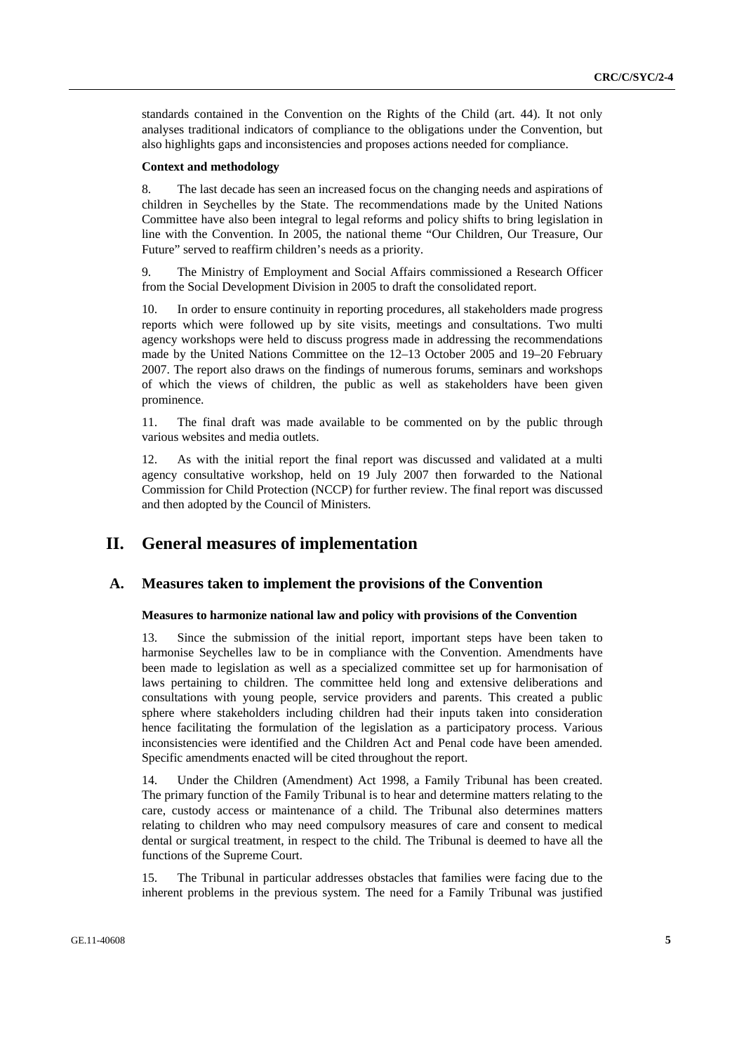standards contained in the Convention on the Rights of the Child (art. 44). It not only analyses traditional indicators of compliance to the obligations under the Convention, but also highlights gaps and inconsistencies and proposes actions needed for compliance.

**Context and methodology**

8. The last decade has seen an increased focus on the changing needs and aspirations of children in Seychelles by the State. The recommendations made by the United Nations Committee have also been integral to legal reforms and policy shifts to bring legislation in line with the Convention. In 2005, the national theme "Our Children, Our Treasure, Our Future" served to reaffirm children's needs as a priority.

9. The Ministry of Employment and Social Affairs commissioned a Research Officer from the Social Development Division in 2005 to draft the consolidated report.

10. In order to ensure continuity in reporting procedures, all stakeholders made progress reports which were followed up by site visits, meetings and consultations. Two multi agency workshops were held to discuss progress made in addressing the recommendations made by the United Nations Committee on the 12–13 October 2005 and 19–20 February 2007. The report also draws on the findings of numerous forums, seminars and workshops of which the views of children, the public as well as stakeholders have been given prominence.

11. The final draft was made available to be commented on by the public through various websites and media outlets.

12. As with the initial report the final report was discussed and validated at a multi agency consultative workshop, held on 19 July 2007 then forwarded to the National Commission for Child Protection (NCCP) for further review. The final report was discussed and then adopted by the Council of Ministers.

# II. General measures of implementation

## A. Measures taken to implement the provisions of the Convention

**Measures to harmonize national law and policy with provisions of the Convention**

13. Since the submission of the initial report, important steps have been taken to harmonise Seychelles law to be in compliance with the Convention. Amendments have been made to legislation as well as a specialized committee set up for harmonisation of laws pertaining to children. The committee held long and extensive deliberations and consultations with young people, service providers and parents. This created a public sphere where stakeholders including children had their inputs taken into consideration hence facilitating the formulation of the legislation as a participatory process. Various inconsistencies were identified and the Children Act and Penal code have been amended. Specific amendments enacted will be cited throughout the report.

14. Under the Children (Amendment) Act 1998, a Family Tribunal has been created. The primary function of the Family Tribunal is to hear and determine matters relating to the care, custody access or maintenance of a child. The Tribunal also determines matters relating to children who may need compulsory measures of care and consent to medical dental or surgical treatment, in respect to the child. The Tribunal is deemed to have all the functions of the Supreme Court.

15. The Tribunal in particular addresses obstacles that families were facing due to the inherent problems in the previous system. The need for a Family Tribunal was justified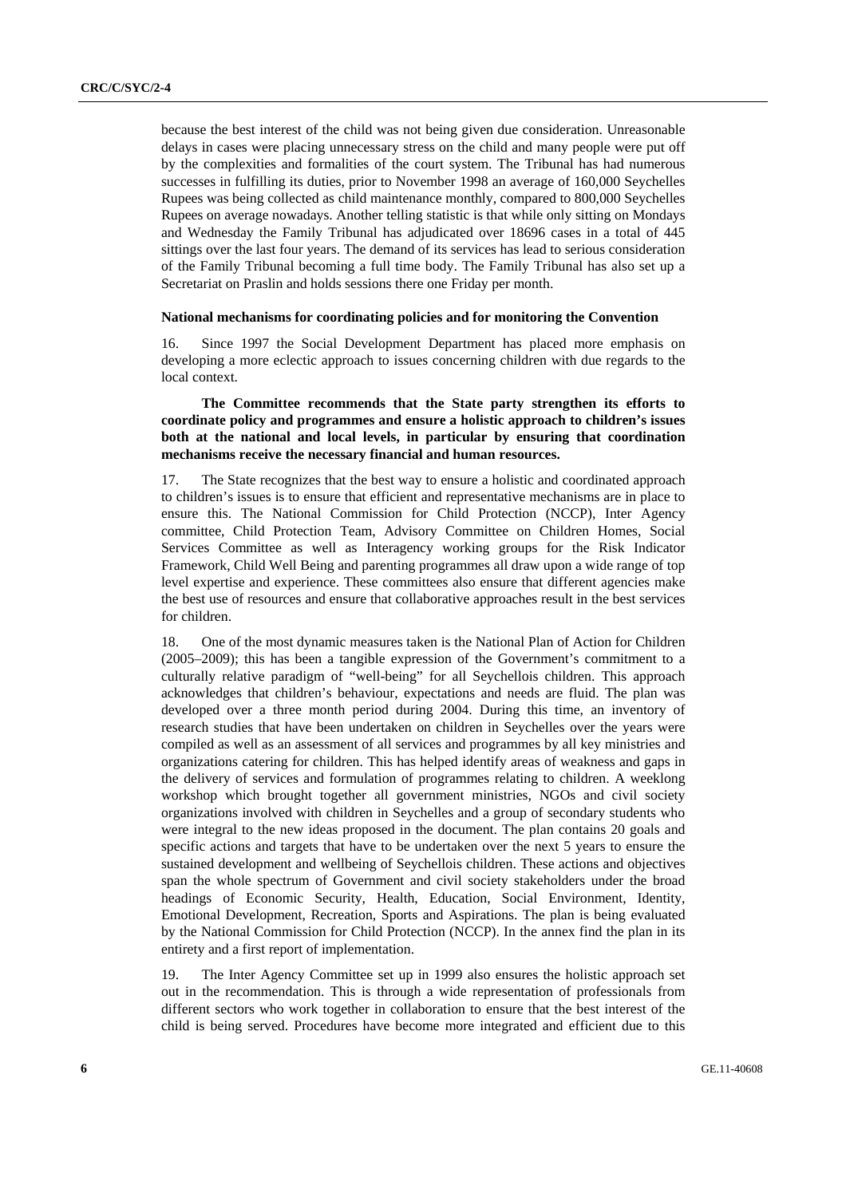because the best interest of the child was not being given due consideration. Unreasonable delays in cases were placing unnecessary stress on the child and many people were put off by the complexities and formalities of the court system. The Tribunal has had numerous successes in fulfilling its duties, prior to November 1998 an average of 160,000 Seychelles Rupees was being collected as child maintenance monthly, compared to 800,000 Seychelles Rupees on average nowadays. Another telling statistic is that while only sitting on Mondays and Wednesday the Family Tribunal has adjudicated over 18696 cases in a total of 445 sittings over the last four years. The demand of its services has lead to serious consideration of the Family Tribunal becoming a full time body. The Family Tribunal has also set up a Secretariat on Praslin and holds sessions there one Friday per month.

**National mechanisms for coordinating policies and for monitoring the Convention**

16. Since 1997 the Social Development Department has placed more emphasis on developing a more eclectic approach to issues concerning children with due regards to the local context.

**The Committee recommends that the State party strengthen its efforts to coordinate policy and programmes and ensure a holistic approach to children's issues both at the national and local levels, in particular by ensuring that coordination mechanisms receive the necessary financial and human resources.**

17. The State recognizes that the best way to ensure a holistic and coordinated approach to children's issues is to ensure that efficient and representative mechanisms are in place to ensure this. The National Commission for Child Protection (NCCP), Inter Agency committee, Child Protection Team, Advisory Committee on Children Homes, Social Services Committee as well as Interagency working groups for the Risk Indicator Framework, Child Well Being and parenting programmes all draw upon a wide range of top level expertise and experience. These committees also ensure that different agencies make the best use of resources and ensure that collaborative approaches result in the best services for children.

18. One of the most dynamic measures taken is the National Plan of Action for Children (2005–2009); this has been a tangible expression of the Government's commitment to a culturally relative paradigm of "well-being" for all Seychellois children. This approach acknowledges that children's behaviour, expectations and needs are fluid. The plan was developed over a three month period during 2004. During this time, an inventory of research studies that have been undertaken on children in Seychelles over the years were compiled as well as an assessment of all services and programmes by all key ministries and organizations catering for children. This has helped identify areas of weakness and gaps in the delivery of services and formulation of programmes relating to children. A weeklong workshop which brought together all government ministries, NGOs and civil society organizations involved with children in Seychelles and a group of secondary students who were integral to the new ideas proposed in the document. The plan contains 20 goals and specific actions and targets that have to be undertaken over the next 5 years to ensure the sustained development and wellbeing of Seychellois children. These actions and objectives span the whole spectrum of Government and civil society stakeholders under the broad headings of Economic Security, Health, Education, Social Environment, Identity, Emotional Development, Recreation, Sports and Aspirations. The plan is being evaluated by the National Commission for Child Protection (NCCP). In the annex find the plan in its entirety and a first report of implementation.

19. The Inter Agency Committee set up in 1999 also ensures the holistic approach set out in the recommendation. This is through a wide representation of professionals from different sectors who work together in collaboration to ensure that the best interest of the child is being served. Procedures have become more integrated and efficient due to this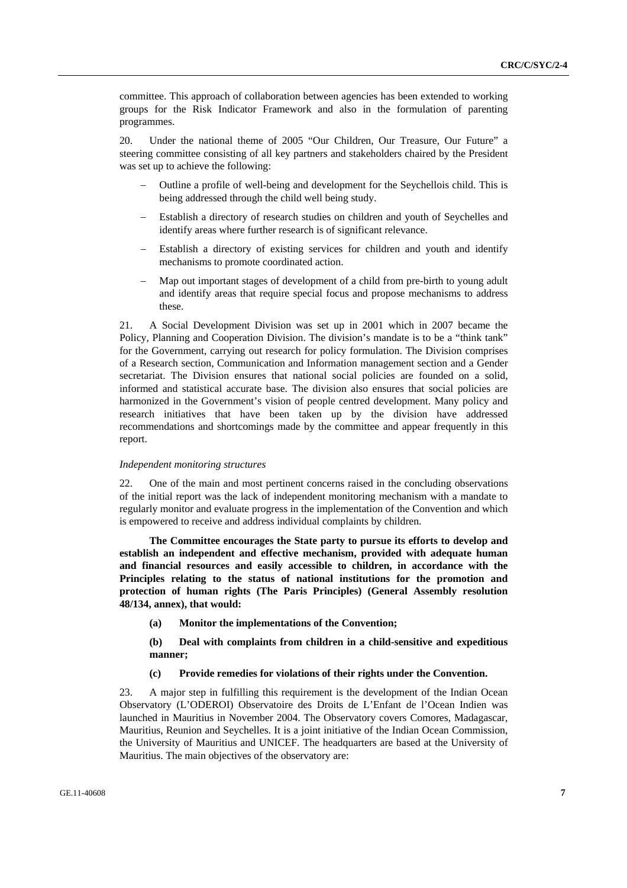committee. This approach of collaboration between agencies has been extended to working groups for the Risk Indicator Framework and also in the formulation of parenting programmes.

20. Under the national theme of 2005 "Our Children, Our Treasure, Our Future" a steering committee consisting of all key partners and stakeholders chaired by the President was set up to achieve the following:

- Outline a profile of well-being and development for the Seychellois child. This is being addressed through the child well being study.
- Establish a directory of research studies on children and youth of Seychelles and identify areas where further research is of significant relevance.
- Establish a directory of existing services for children and youth and identify mechanisms to promote coordinated action.
- Map out important stages of development of a child from pre-birth to young adult and identify areas that require special focus and propose mechanisms to address these.

21. A Social Development Division was set up in 2001 which in 2007 became the Policy, Planning and Cooperation Division. The division's mandate is to be a "think tank" for the Government, carrying out research for policy formulation. The Division comprises of a Research section, Communication and Information management section and a Gender secretariat. The Division ensures that national social policies are founded on a solid, informed and statistical accurate base. The division also ensures that social policies are harmonized in the Government's vision of people centred development. Many policy and research initiatives that have been taken up by the division have addressed recommendations and shortcomings made by the committee and appear frequently in this report.

*Independent monitoring structures*

22. One of the main and most pertinent concerns raised in the concluding observations of the initial report was the lack of independent monitoring mechanism with a mandate to regularly monitor and evaluate progress in the implementation of the Convention and which is empowered to receive and address individual complaints by children.

**The Committee encourages the State party to pursue its efforts to develop and establish an independent and effective mechanism, provided with adequate human and financial resources and easily accessible to children, in accordance with the Principles relating to the status of national institutions for the promotion and protection of human rights (The Paris Principles) (General Assembly resolution 48/134, annex), that would:**

**(a) Monitor the implementations of the Convention;**

**(b) Deal with complaints from children in a child-sensitive and expeditious manner;**

**(c) Provide remedies for violations of their rights under the Convention.**

23. A major step in fulfilling this requirement is the development of the Indian Ocean Observatory (L'ODEROI) Observatoire des Droits de L'Enfant de l'Ocean Indien was launched in Mauritius in November 2004. The Observatory covers Comores, Madagascar, Mauritius, Reunion and Seychelles. It is a joint initiative of the Indian Ocean Commission, the University of Mauritius and UNICEF. The headquarters are based at the University of Mauritius. The main objectives of the observatory are: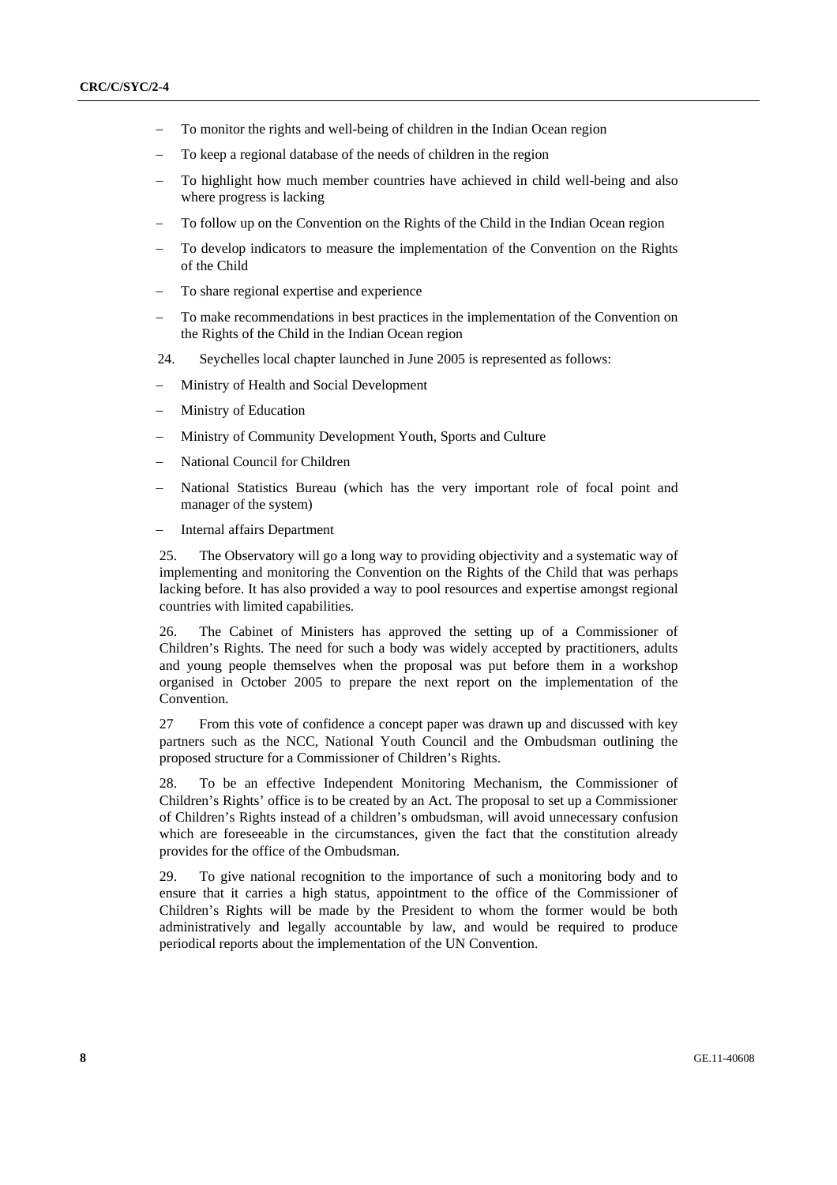- To monitor the rights and well-being of children in the Indian Ocean region
- To keep a regional database of the needs of children in the region
- To highlight how much member countries have achieved in child well-being and also where progress is lacking
- To follow up on the Convention on the Rights of the Child in the Indian Ocean region
- To develop indicators to measure the implementation of the Convention on the Rights of the Child
- To share regional expertise and experience
- To make recommendations in best practices in the implementation of the Convention on the Rights of the Child in the Indian Ocean region

24. Seychelles local chapter launched in June 2005 is represented as follows:

- Ministry of Health and Social Development
- Ministry of Education
- Ministry of Community Development Youth, Sports and Culture
- National Council for Children
- National Statistics Bureau (which has the very important role of focal point and manager of the system)
- Internal affairs Department

25. The Observatory will go a long way to providing objectivity and a systematic way of implementing and monitoring the Convention on the Rights of the Child that was perhaps lacking before. It has also provided a way to pool resources and expertise amongst regional countries with limited capabilities.

26. The Cabinet of Ministers has approved the setting up of a Commissioner of Children's Rights. The need for such a body was widely accepted by practitioners, adults and young people themselves when the proposal was put before them in a workshop organised in October 2005 to prepare the next report on the implementation of the Convention.

27 From this vote of confidence a concept paper was drawn up and discussed with key partners such as the NCC, National Youth Council and the Ombudsman outlining the proposed structure for a Commissioner of Children's Rights.

28. To be an effective Independent Monitoring Mechanism, the Commissioner of Children's Rights' office is to be created by an Act. The proposal to set up a Commissioner of Children's Rights instead of a children's ombudsman, will avoid unnecessary confusion which are foreseeable in the circumstances, given the fact that the constitution already provides for the office of the Ombudsman.

29. To give national recognition to the importance of such a monitoring body and to ensure that it carries a high status, appointment to the office of the Commissioner of Children's Rights will be made by the President to whom the former would be both administratively and legally accountable by law, and would be required to produce periodical reports about the implementation of the UN Convention.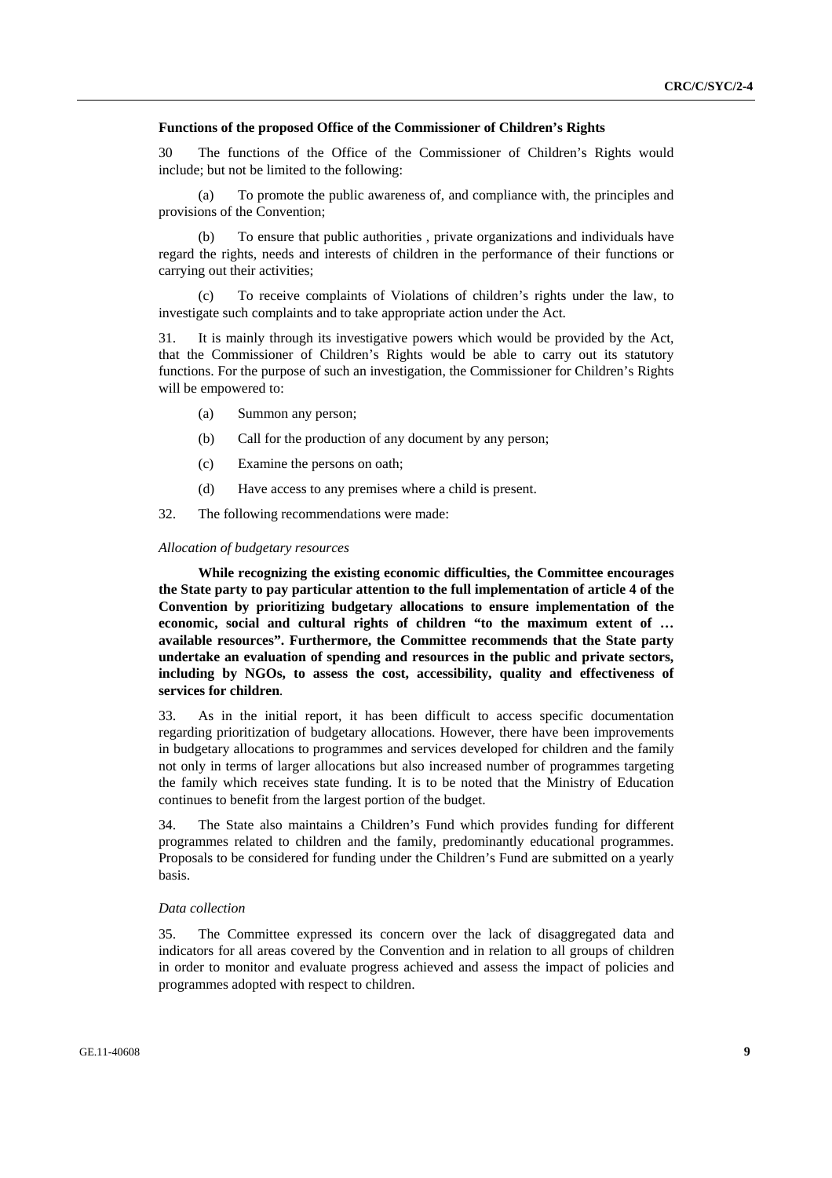**Functions of the proposed Office of the Commissioner of Children's Rights**

30 The functions of the Office of the Commissioner of Children's Rights would include; but not be limited to the following:

(a) To promote the public awareness of, and compliance with, the principles and provisions of the Convention;

(b) To ensure that public authorities , private organizations and individuals have regard the rights, needs and interests of children in the performance of their functions or carrying out their activities;

(c) To receive complaints of Violations of children's rights under the law, to investigate such complaints and to take appropriate action under the Act.

31. It is mainly through its investigative powers which would be provided by the Act, that the Commissioner of Children's Rights would be able to carry out its statutory functions. For the purpose of such an investigation, the Commissioner for Children's Rights will be empowered to:

(a) Summon any person;

(b) Call for the production of any document by any person;

(c) Examine the persons on oath;

(d) Have access to any premises where a child is present.

32. The following recommendations were made:

*Allocation of budgetary resources*

**While recognizing the existing economic difficulties, the Committee encourages the State party to pay particular attention to the full implementation of article 4 of the Convention by prioritizing budgetary allocations to ensure implementation of the economic, social and cultural rights of children "to the maximum extent of … available resources". Furthermore, the Committee recommends that the State party undertake an evaluation of spending and resources in the public and private sectors, including by NGOs, to assess the cost, accessibility, quality and effectiveness of services for children**.

33. As in the initial report, it has been difficult to access specific documentation regarding prioritization of budgetary allocations. However, there have been improvements in budgetary allocations to programmes and services developed for children and the family not only in terms of larger allocations but also increased number of programmes targeting the family which receives state funding. It is to be noted that the Ministry of Education continues to benefit from the largest portion of the budget.

34. The State also maintains a Children's Fund which provides funding for different programmes related to children and the family, predominantly educational programmes. Proposals to be considered for funding under the Children's Fund are submitted on a yearly basis.

*Data collection*

35. The Committee expressed its concern over the lack of disaggregated data and indicators for all areas covered by the Convention and in relation to all groups of children in order to monitor and evaluate progress achieved and assess the impact of policies and programmes adopted with respect to children.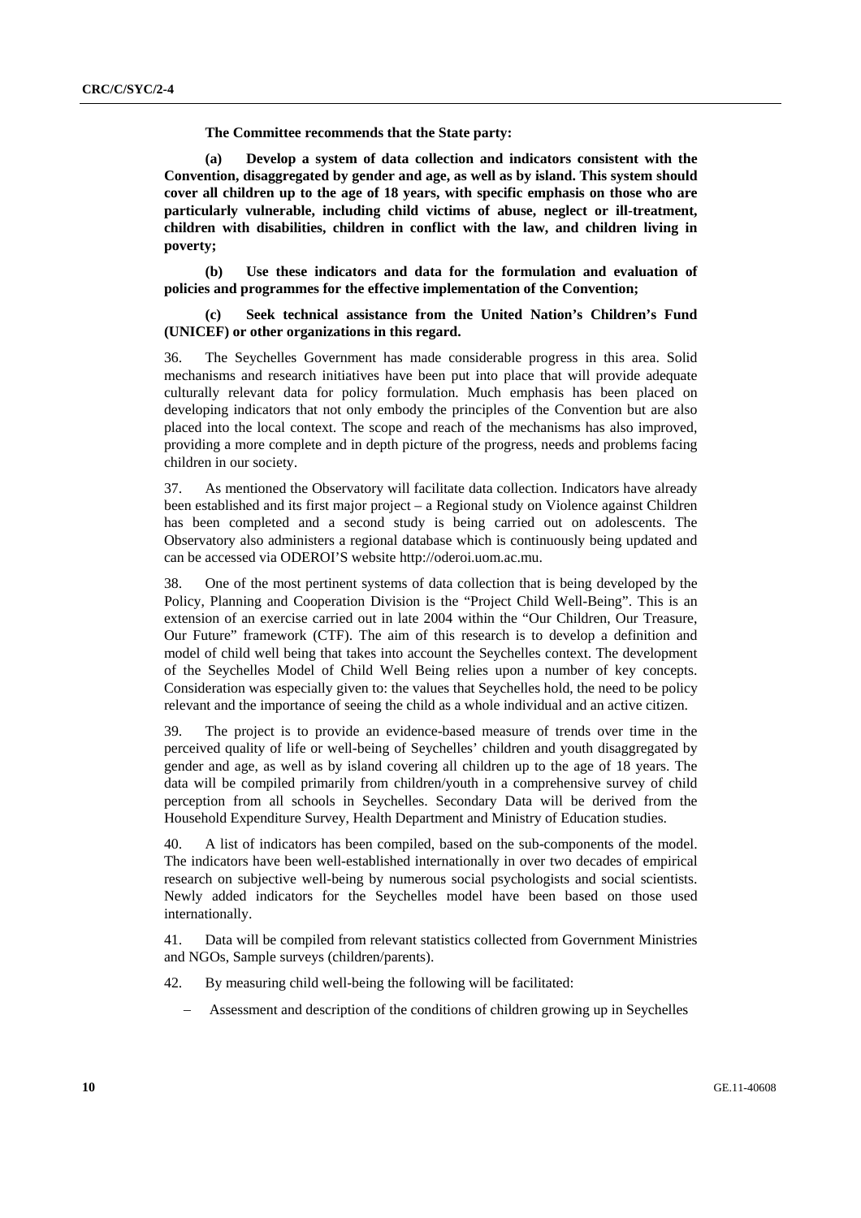**The Committee recommends that the State party:**

**(a) Develop a system of data collection and indicators consistent with the Convention, disaggregated by gender and age, as well as by island. This system should cover all children up to the age of 18 years, with specific emphasis on those who are particularly vulnerable, including child victims of abuse, neglect or ill-treatment, children with disabilities, children in conflict with the law, and children living in poverty;**

**(b) Use these indicators and data for the formulation and evaluation of policies and programmes for the effective implementation of the Convention;**

**(c) Seek technical assistance from the United Nation's Children's Fund (UNICEF) or other organizations in this regard.**

36. The Seychelles Government has made considerable progress in this area. Solid mechanisms and research initiatives have been put into place that will provide adequate culturally relevant data for policy formulation. Much emphasis has been placed on developing indicators that not only embody the principles of the Convention but are also placed into the local context. The scope and reach of the mechanisms has also improved, providing a more complete and in depth picture of the progress, needs and problems facing children in our society.

37. As mentioned the Observatory will facilitate data collection. Indicators have already been established and its first major project – a Regional study on Violence against Children has been completed and a second study is being carried out on adolescents. The Observatory also administers a regional database which is continuously being updated and can be accessed via ODEROI'S website http://oderoi.uom.ac.mu.

38. One of the most pertinent systems of data collection that is being developed by the Policy, Planning and Cooperation Division is the "Project Child Well-Being". This is an extension of an exercise carried out in late 2004 within the "Our Children, Our Treasure, Our Future" framework (CTF). The aim of this research is to develop a definition and model of child well being that takes into account the Seychelles context. The development of the Seychelles Model of Child Well Being relies upon a number of key concepts. Consideration was especially given to: the values that Seychelles hold, the need to be policy relevant and the importance of seeing the child as a whole individual and an active citizen.

39. The project is to provide an evidence-based measure of trends over time in the perceived quality of life or well-being of Seychelles' children and youth disaggregated by gender and age, as well as by island covering all children up to the age of 18 years. The data will be compiled primarily from children/youth in a comprehensive survey of child perception from all schools in Seychelles. Secondary Data will be derived from the Household Expenditure Survey, Health Department and Ministry of Education studies.

40. A list of indicators has been compiled, based on the sub-components of the model. The indicators have been well-established internationally in over two decades of empirical research on subjective well-being by numerous social psychologists and social scientists. Newly added indicators for the Seychelles model have been based on those used internationally.

41. Data will be compiled from relevant statistics collected from Government Ministries and NGOs, Sample surveys (children/parents).

42. By measuring child well-being the following will be facilitated:

- Assessment and description of the conditions of children growing up in Seychelles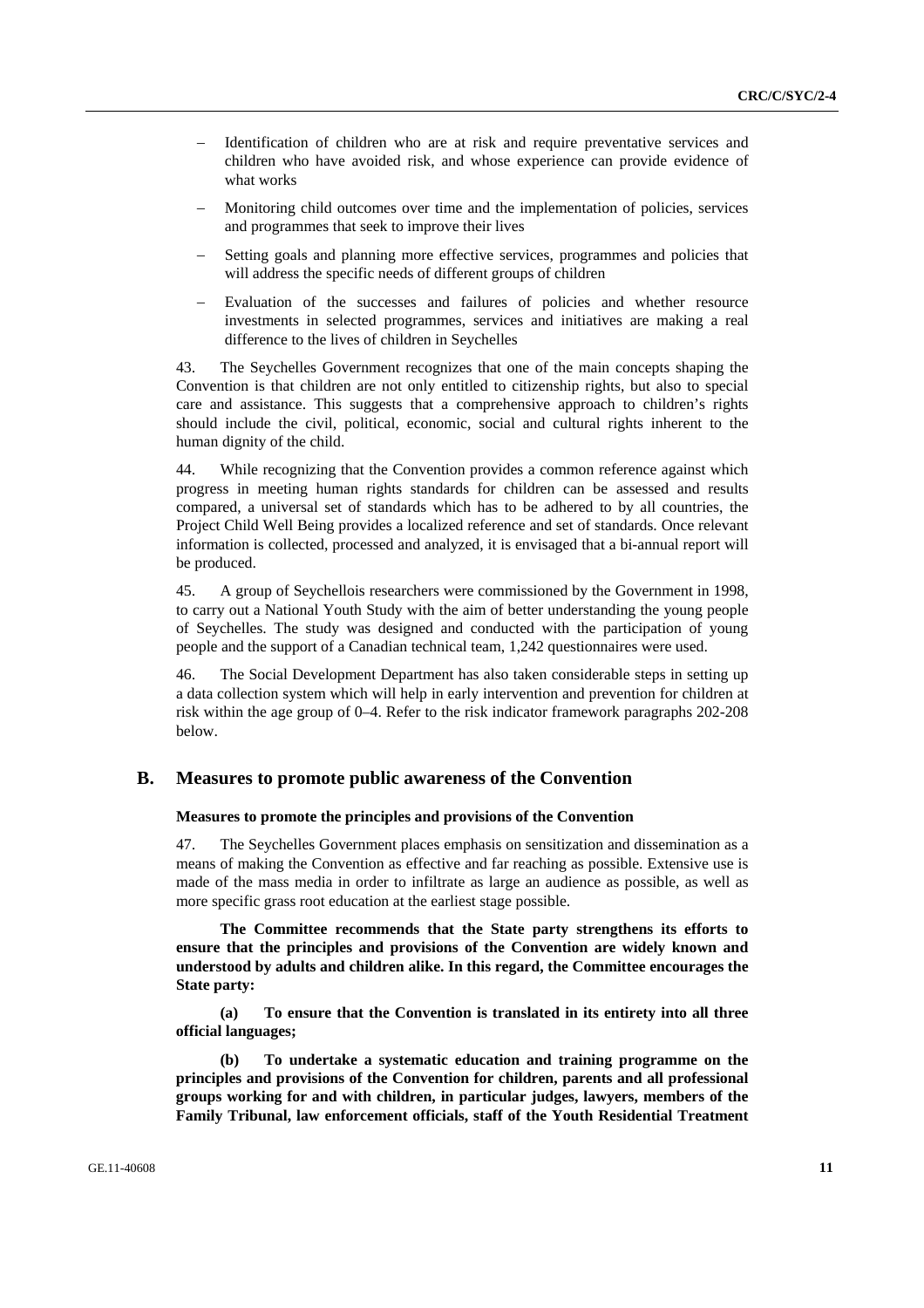- Identification of children who are at risk and require preventative services and children who have avoided risk, and whose experience can provide evidence of what works
- Monitoring child outcomes over time and the implementation of policies, services and programmes that seek to improve their lives
- Setting goals and planning more effective services, programmes and policies that will address the specific needs of different groups of children
- Evaluation of the successes and failures of policies and whether resource investments in selected programmes, services and initiatives are making a real difference to the lives of children in Seychelles

43. The Seychelles Government recognizes that one of the main concepts shaping the Convention is that children are not only entitled to citizenship rights, but also to special care and assistance. This suggests that a comprehensive approach to children's rights should include the civil, political, economic, social and cultural rights inherent to the human dignity of the child.

44. While recognizing that the Convention provides a common reference against which progress in meeting human rights standards for children can be assessed and results compared, a universal set of standards which has to be adhered to by all countries, the Project Child Well Being provides a localized reference and set of standards. Once relevant information is collected, processed and analyzed, it is envisaged that a bi-annual report will be produced.

45. A group of Seychellois researchers were commissioned by the Government in 1998, to carry out a National Youth Study with the aim of better understanding the young people of Seychelles. The study was designed and conducted with the participation of young people and the support of a Canadian technical team, 1,242 questionnaires were used.

46. The Social Development Department has also taken considerable steps in setting up a data collection system which will help in early intervention and prevention for children at risk within the age group of 0–4. Refer to the risk indicator framework paragraphs 202-208 below.

## B. Measures to promote public awareness of the Convention

### Measures to promote the principles and provisions of the Convention

47. The Seychelles Government places emphasis on sensitization and dissemination as a means of making the Convention as effective and far reaching as possible. Extensive use is made of the mass media in order to infiltrate as large an audience as possible, as well as more specific grass root education at the earliest stage possible.

**The Committee recommends that the State party strengthens its efforts to ensure that the principles and provisions of the Convention are widely known and understood by adults and children alike. In this regard, the Committee encourages the State party:**

**(a) To ensure that the Convention is translated in its entirety into all three official languages;**

**(b) To undertake a systematic education and training programme on the principles and provisions of the Convention for children, parents and all professional groups working for and with children, in particular judges, lawyers, members of the Family Tribunal, law enforcement officials, staff of the Youth Residential Treatment**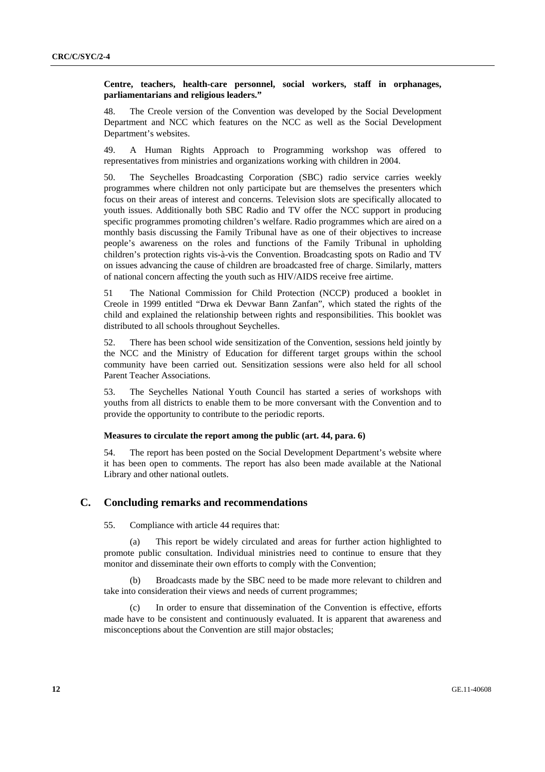**Centre, teachers, health-care personnel, social workers, staff in orphanages, parliamentarians and religious leaders."**

48. The Creole version of the Convention was developed by the Social Development Department and NCC which features on the NCC as well as the Social Development Department's websites.

49. A Human Rights Approach to Programming workshop was offered to representatives from ministries and organizations working with children in 2004.

50. The Seychelles Broadcasting Corporation (SBC) radio service carries weekly programmes where children not only participate but are themselves the presenters which focus on their areas of interest and concerns. Television slots are specifically allocated to youth issues. Additionally both SBC Radio and TV offer the NCC support in producing specific programmes promoting children's welfare. Radio programmes which are aired on a monthly basis discussing the Family Tribunal have as one of their objectives to increase people's awareness on the roles and functions of the Family Tribunal in upholding children's protection rights vis-à-vis the Convention. Broadcasting spots on Radio and TV on issues advancing the cause of children are broadcasted free of charge. Similarly, matters of national concern affecting the youth such as HIV/AIDS receive free airtime.

51 The National Commission for Child Protection (NCCP) produced a booklet in Creole in 1999 entitled "Drwa ek Devwar Bann Zanfan", which stated the rights of the child and explained the relationship between rights and responsibilities. This booklet was distributed to all schools throughout Seychelles.

52. There has been school wide sensitization of the Convention, sessions held jointly by the NCC and the Ministry of Education for different target groups within the school community have been carried out. Sensitization sessions were also held for all school Parent Teacher Associations.

53. The Seychelles National Youth Council has started a series of workshops with youths from all districts to enable them to be more conversant with the Convention and to provide the opportunity to contribute to the periodic reports.

#### Measures to circulate the report among the public (art. 44, para. 6)

54. The report has been posted on the Social Development Department's website where it has been open to comments. The report has also been made available at the National Library and other national outlets.

## C. Concluding remarks and recommendations

55. Compliance with article 44 requires that:

(a) This report be widely circulated and areas for further action highlighted to promote public consultation. Individual ministries need to continue to ensure that they monitor and disseminate their own efforts to comply with the Convention;

(b) Broadcasts made by the SBC need to be made more relevant to children and take into consideration their views and needs of current programmes;

(c) In order to ensure that dissemination of the Convention is effective, efforts made have to be consistent and continuously evaluated. It is apparent that awareness and misconceptions about the Convention are still major obstacles;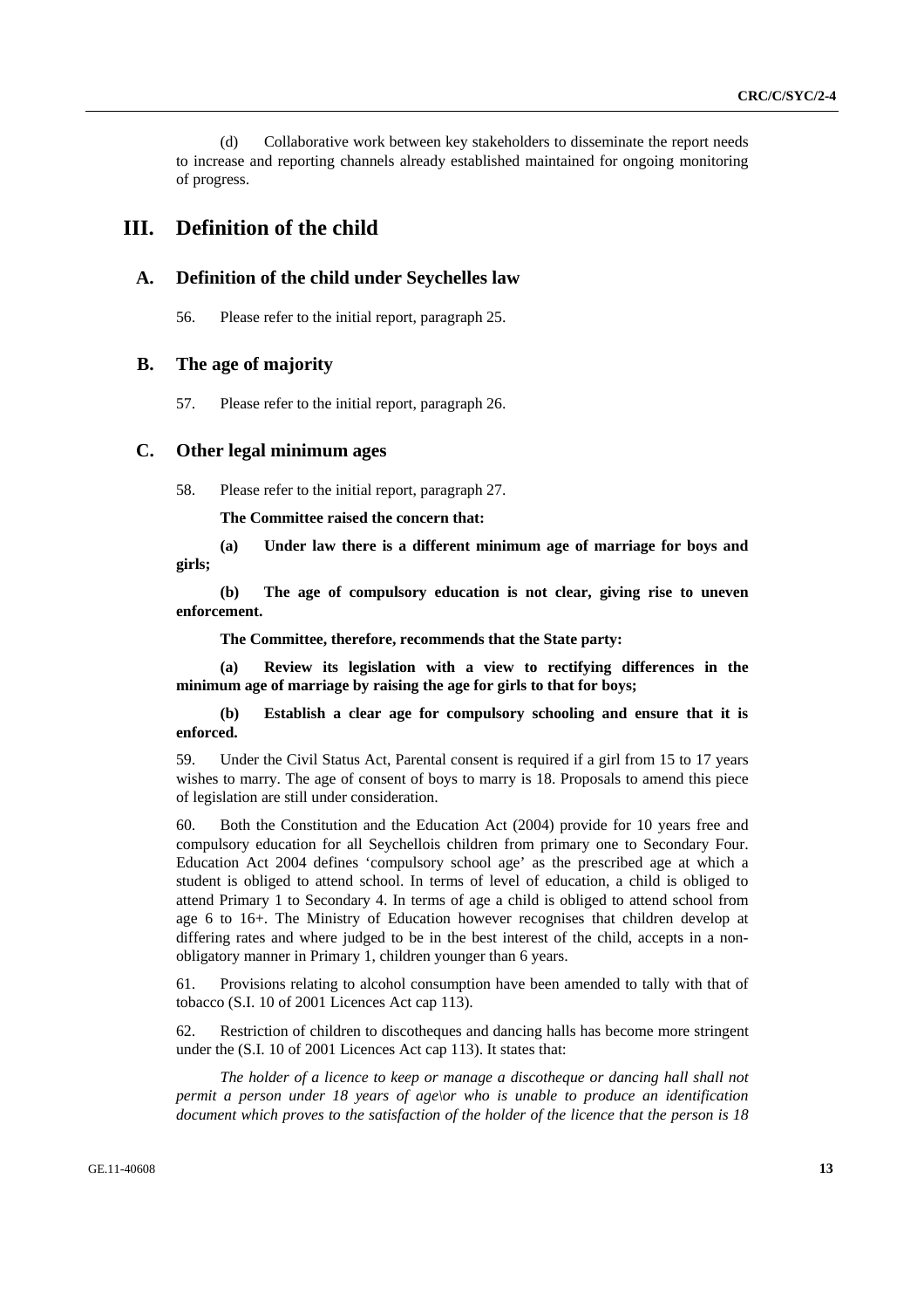(d) Collaborative work between key stakeholders to disseminate the report needs to increase and reporting channels already established maintained for ongoing monitoring of progress.

# III. Definition of the child

## A. Definition of the child under Seychelles law

56. Please refer to the initial report, paragraph 25.

## B. The age of majority

57. Please refer to the initial report, paragraph 26.

## C. Other legal minimum ages

58. Please refer to the initial report, paragraph 27.

**The Committee raised the concern that:**

**(a) Under law there is a different minimum age of marriage for boys and girls;**

**(b) The age of compulsory education is not clear, giving rise to uneven enforcement.**

**The Committee, therefore, recommends that the State party:**

**(a) Review its legislation with a view to rectifying differences in the minimum age of marriage by raising the age for girls to that for boys;**

**(b) Establish a clear age for compulsory schooling and ensure that it is enforced.**

59. Under the Civil Status Act, Parental consent is required if a girl from 15 to 17 years wishes to marry. The age of consent of boys to marry is 18. Proposals to amend this piece of legislation are still under consideration.

60. Both the Constitution and the Education Act (2004) provide for 10 years free and compulsory education for all Seychellois children from primary one to Secondary Four. Education Act 2004 defines 'compulsory school age' as the prescribed age at which a student is obliged to attend school. In terms of level of education, a child is obliged to attend Primary 1 to Secondary 4. In terms of age a child is obliged to attend school from age 6 to 16+. The Ministry of Education however recognises that children develop at differing rates and where judged to be in the best interest of the child, accepts in a non-obligatory manner in Primary 1, children younger than 6 years.

61. Provisions relating to alcohol consumption have been amended to tally with that of tobacco (S.I. 10 of 2001 Licences Act cap 113).

62. Restriction of children to discotheques and dancing halls has become more stringent under the (S.I. 10 of 2001 Licences Act cap 113). It states that:

*The holder of a licence to keep or manage a discotheque or dancing hall shall not permit a person under 18 years of age\or who is unable to produce an identification document which proves to the satisfaction of the holder of the licence that the person is 18*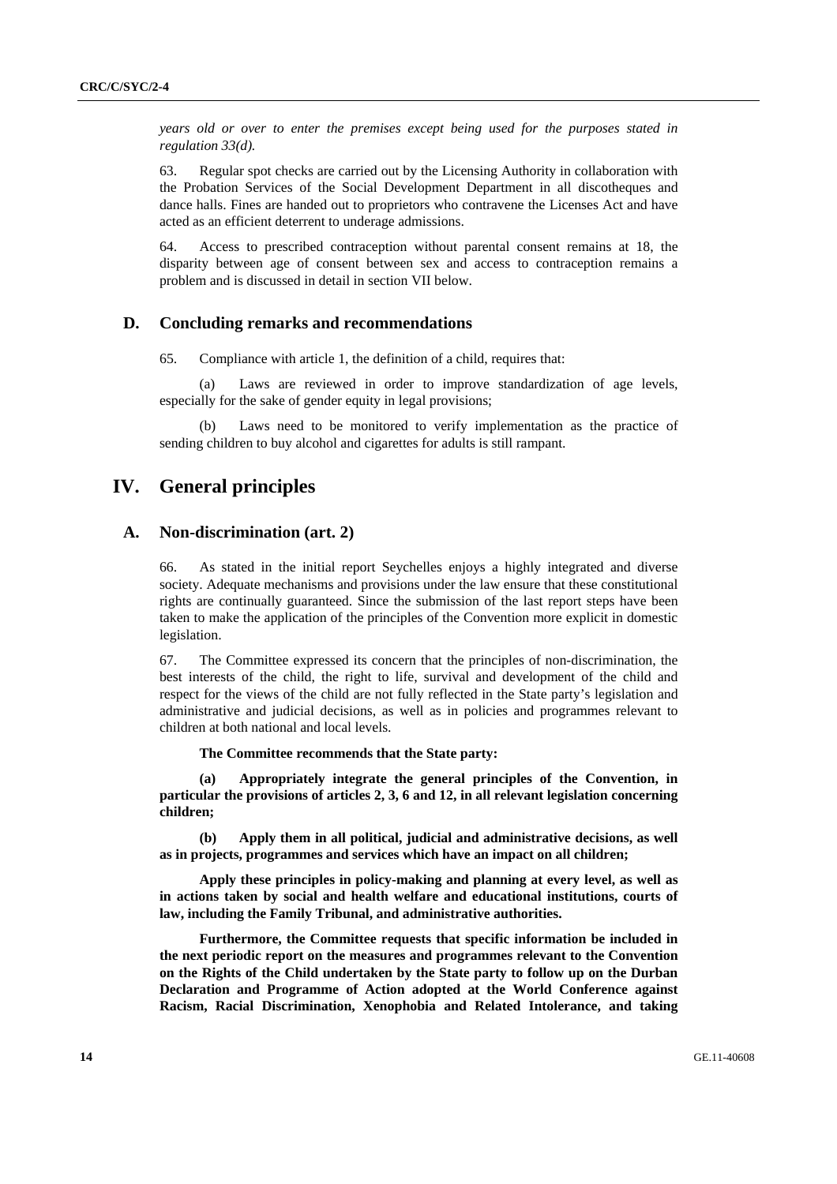*years old or over to enter the premises except being used for the purposes stated in regulation 33(d).*

63. Regular spot checks are carried out by the Licensing Authority in collaboration with the Probation Services of the Social Development Department in all discotheques and dance halls. Fines are handed out to proprietors who contravene the Licenses Act and have acted as an efficient deterrent to underage admissions.

64. Access to prescribed contraception without parental consent remains at 18, the disparity between age of consent between sex and access to contraception remains a problem and is discussed in detail in section VII below.

## D. Concluding remarks and recommendations

65. Compliance with article 1, the definition of a child, requires that:

(a) Laws are reviewed in order to improve standardization of age levels, especially for the sake of gender equity in legal provisions;

(b) Laws need to be monitored to verify implementation as the practice of sending children to buy alcohol and cigarettes for adults is still rampant.

# IV. General principles

## A. Non-discrimination (art. 2)

66. As stated in the initial report Seychelles enjoys a highly integrated and diverse society. Adequate mechanisms and provisions under the law ensure that these constitutional rights are continually guaranteed. Since the submission of the last report steps have been taken to make the application of the principles of the Convention more explicit in domestic legislation.

67. The Committee expressed its concern that the principles of non-discrimination, the best interests of the child, the right to life, survival and development of the child and respect for the views of the child are not fully reflected in the State party's legislation and administrative and judicial decisions, as well as in policies and programmes relevant to children at both national and local levels.

**The Committee recommends that the State party:**

**(a) Appropriately integrate the general principles of the Convention, in particular the provisions of articles 2, 3, 6 and 12, in all relevant legislation concerning children;**

**(b) Apply them in all political, judicial and administrative decisions, as well as in projects, programmes and services which have an impact on all children;**

**Apply these principles in policy-making and planning at every level, as well as in actions taken by social and health welfare and educational institutions, courts of law, including the Family Tribunal, and administrative authorities.**

**Furthermore, the Committee requests that specific information be included in the next periodic report on the measures and programmes relevant to the Convention on the Rights of the Child undertaken by the State party to follow up on the Durban Declaration and Programme of Action adopted at the World Conference against Racism, Racial Discrimination, Xenophobia and Related Intolerance, and taking**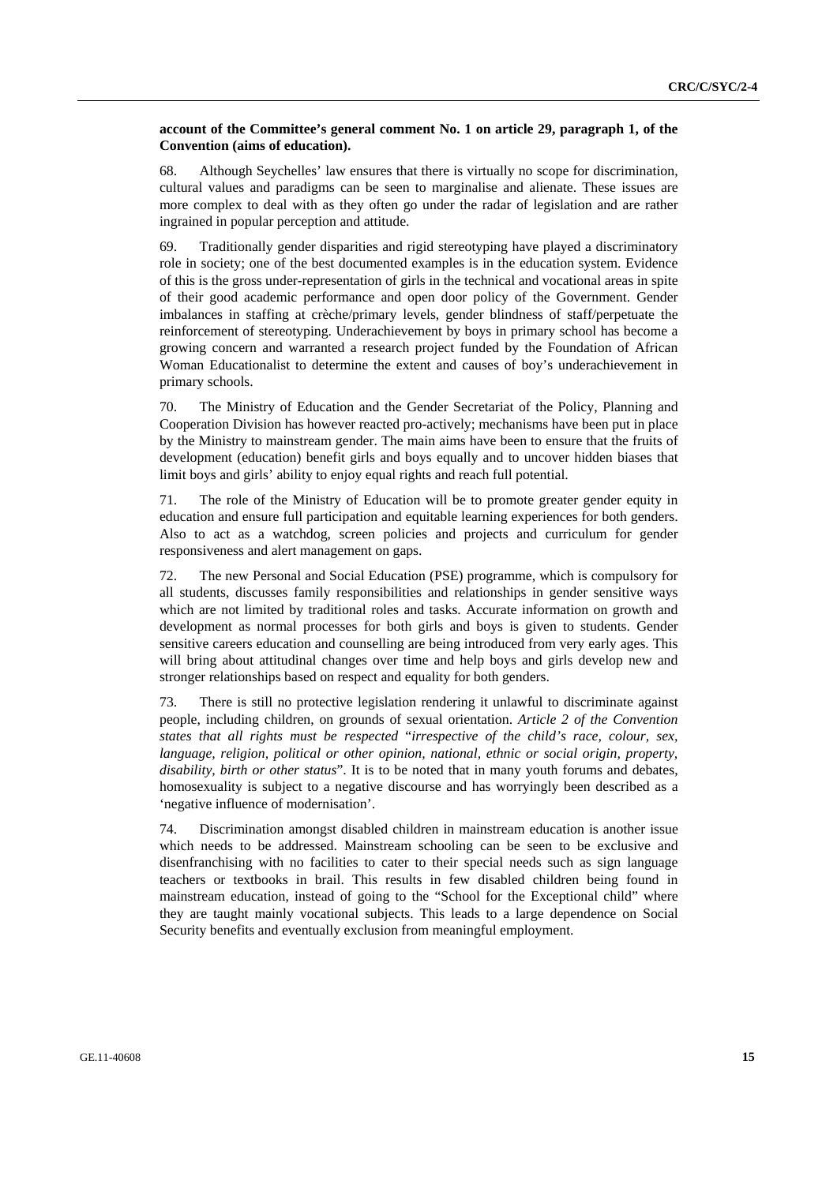**account of the Committee's general comment No. 1 on article 29, paragraph 1, of the Convention (aims of education).**

68. Although Seychelles' law ensures that there is virtually no scope for discrimination, cultural values and paradigms can be seen to marginalise and alienate. These issues are more complex to deal with as they often go under the radar of legislation and are rather ingrained in popular perception and attitude.

69. Traditionally gender disparities and rigid stereotyping have played a discriminatory role in society; one of the best documented examples is in the education system. Evidence of this is the gross under-representation of girls in the technical and vocational areas in spite of their good academic performance and open door policy of the Government. Gender imbalances in staffing at crèche/primary levels, gender blindness of staff/perpetuate the reinforcement of stereotyping. Underachievement by boys in primary school has become a growing concern and warranted a research project funded by the Foundation of African Woman Educationalist to determine the extent and causes of boy's underachievement in primary schools.

70. The Ministry of Education and the Gender Secretariat of the Policy, Planning and Cooperation Division has however reacted pro-actively; mechanisms have been put in place by the Ministry to mainstream gender. The main aims have been to ensure that the fruits of development (education) benefit girls and boys equally and to uncover hidden biases that limit boys and girls' ability to enjoy equal rights and reach full potential.

71. The role of the Ministry of Education will be to promote greater gender equity in education and ensure full participation and equitable learning experiences for both genders. Also to act as a watchdog, screen policies and projects and curriculum for gender responsiveness and alert management on gaps.

72. The new Personal and Social Education (PSE) programme, which is compulsory for all students, discusses family responsibilities and relationships in gender sensitive ways which are not limited by traditional roles and tasks. Accurate information on growth and development as normal processes for both girls and boys is given to students. Gender sensitive careers education and counselling are being introduced from very early ages. This will bring about attitudinal changes over time and help boys and girls develop new and stronger relationships based on respect and equality for both genders.

73. There is still no protective legislation rendering it unlawful to discriminate against people, including children, on grounds of sexual orientation. *Article 2 of the Convention states that all rights must be respected* "*irrespective of the child's race, colour, sex, language, religion, political or other opinion, national, ethnic or social origin, property, disability, birth or other status*". It is to be noted that in many youth forums and debates, homosexuality is subject to a negative discourse and has worryingly been described as a 'negative influence of modernisation'.

74. Discrimination amongst disabled children in mainstream education is another issue which needs to be addressed. Mainstream schooling can be seen to be exclusive and disenfranchising with no facilities to cater to their special needs such as sign language teachers or textbooks in brail. This results in few disabled children being found in mainstream education, instead of going to the "School for the Exceptional child" where they are taught mainly vocational subjects. This leads to a large dependence on Social Security benefits and eventually exclusion from meaningful employment.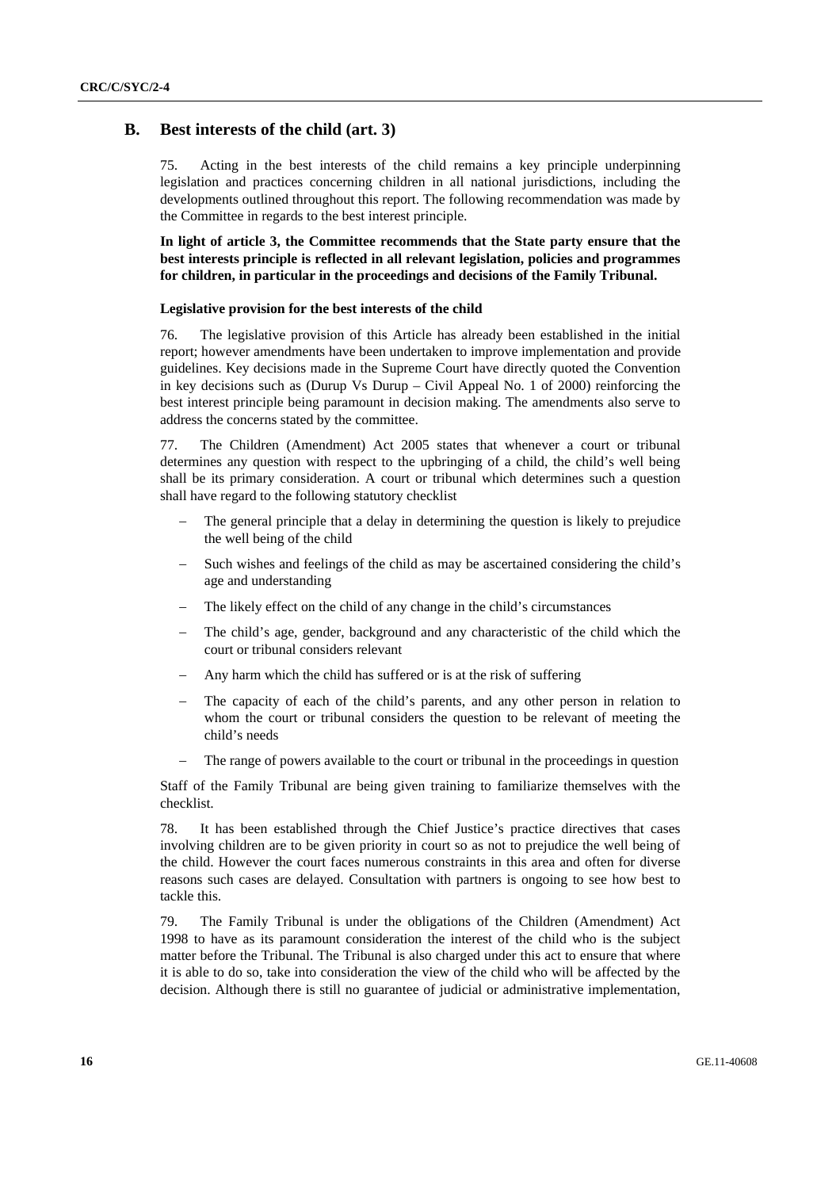## B. Best interests of the child (art. 3)

75. Acting in the best interests of the child remains a key principle underpinning legislation and practices concerning children in all national jurisdictions, including the developments outlined throughout this report. The following recommendation was made by the Committee in regards to the best interest principle.

**In light of article 3, the Committee recommends that the State party ensure that the best interests principle is reflected in all relevant legislation, policies and programmes for children, in particular in the proceedings and decisions of the Family Tribunal.**

#### Legislative provision for the best interests of the child

76. The legislative provision of this Article has already been established in the initial report; however amendments have been undertaken to improve implementation and provide guidelines. Key decisions made in the Supreme Court have directly quoted the Convention in key decisions such as (Durup Vs Durup – Civil Appeal No. 1 of 2000) reinforcing the best interest principle being paramount in decision making. The amendments also serve to address the concerns stated by the committee.

77. The Children (Amendment) Act 2005 states that whenever a court or tribunal determines any question with respect to the upbringing of a child, the child's well being shall be its primary consideration. A court or tribunal which determines such a question shall have regard to the following statutory checklist

- The general principle that a delay in determining the question is likely to prejudice the well being of the child
- Such wishes and feelings of the child as may be ascertained considering the child's age and understanding
- The likely effect on the child of any change in the child's circumstances
- The child's age, gender, background and any characteristic of the child which the court or tribunal considers relevant
- Any harm which the child has suffered or is at the risk of suffering
- The capacity of each of the child's parents, and any other person in relation to whom the court or tribunal considers the question to be relevant of meeting the child's needs
- The range of powers available to the court or tribunal in the proceedings in question

Staff of the Family Tribunal are being given training to familiarize themselves with the checklist.

78. It has been established through the Chief Justice's practice directives that cases involving children are to be given priority in court so as not to prejudice the well being of the child. However the court faces numerous constraints in this area and often for diverse reasons such cases are delayed. Consultation with partners is ongoing to see how best to tackle this.

79. The Family Tribunal is under the obligations of the Children (Amendment) Act 1998 to have as its paramount consideration the interest of the child who is the subject matter before the Tribunal. The Tribunal is also charged under this act to ensure that where it is able to do so, take into consideration the view of the child who will be affected by the decision. Although there is still no guarantee of judicial or administrative implementation,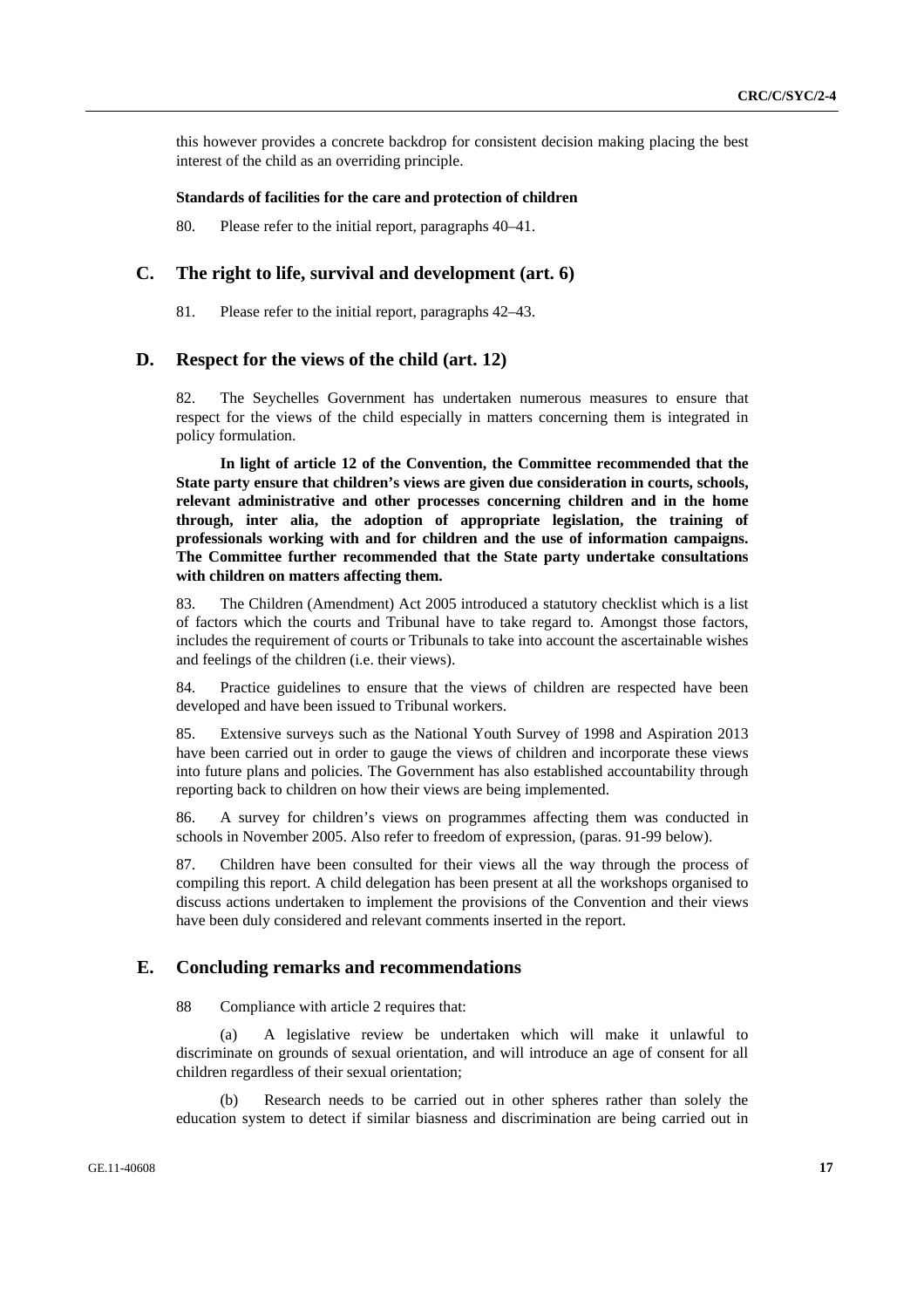this however provides a concrete backdrop for consistent decision making placing the best interest of the child as an overriding principle.

**Standards of facilities for the care and protection of children**

80. Please refer to the initial report, paragraphs 40–41.

## C. The right to life, survival and development (art. 6)

81. Please refer to the initial report, paragraphs 42–43.

## D. Respect for the views of the child (art. 12)

82. The Seychelles Government has undertaken numerous measures to ensure that respect for the views of the child especially in matters concerning them is integrated in policy formulation.

**In light of article 12 of the Convention, the Committee recommended that the State party ensure that children's views are given due consideration in courts, schools, relevant administrative and other processes concerning children and in the home through, inter alia, the adoption of appropriate legislation, the training of professionals working with and for children and the use of information campaigns. The Committee further recommended that the State party undertake consultations with children on matters affecting them.**

83. The Children (Amendment) Act 2005 introduced a statutory checklist which is a list of factors which the courts and Tribunal have to take regard to. Amongst those factors, includes the requirement of courts or Tribunals to take into account the ascertainable wishes and feelings of the children (i.e. their views).

84. Practice guidelines to ensure that the views of children are respected have been developed and have been issued to Tribunal workers.

85. Extensive surveys such as the National Youth Survey of 1998 and Aspiration 2013 have been carried out in order to gauge the views of children and incorporate these views into future plans and policies. The Government has also established accountability through reporting back to children on how their views are being implemented.

86. A survey for children's views on programmes affecting them was conducted in schools in November 2005. Also refer to freedom of expression, (paras. 91-99 below).

87. Children have been consulted for their views all the way through the process of compiling this report. A child delegation has been present at all the workshops organised to discuss actions undertaken to implement the provisions of the Convention and their views have been duly considered and relevant comments inserted in the report.

## E. Concluding remarks and recommendations

88 Compliance with article 2 requires that:

(a) A legislative review be undertaken which will make it unlawful to discriminate on grounds of sexual orientation, and will introduce an age of consent for all children regardless of their sexual orientation;

(b) Research needs to be carried out in other spheres rather than solely the education system to detect if similar biasness and discrimination are being carried out in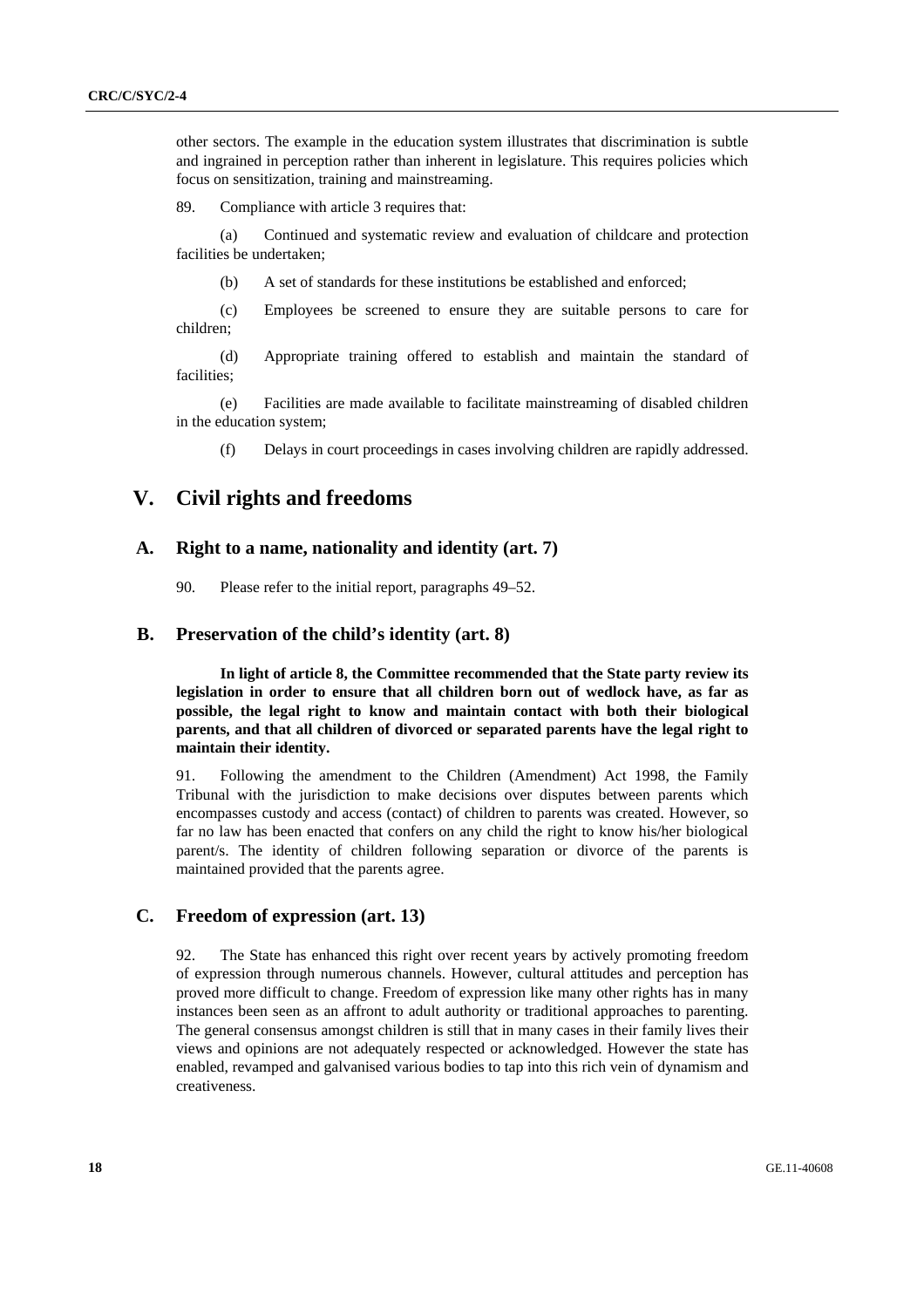other sectors. The example in the education system illustrates that discrimination is subtle and ingrained in perception rather than inherent in legislature. This requires policies which focus on sensitization, training and mainstreaming.

89. Compliance with article 3 requires that:

(a) Continued and systematic review and evaluation of childcare and protection facilities be undertaken;

(b) A set of standards for these institutions be established and enforced;

(c) Employees be screened to ensure they are suitable persons to care for children;

(d) Appropriate training offered to establish and maintain the standard of facilities;

(e) Facilities are made available to facilitate mainstreaming of disabled children in the education system;

(f) Delays in court proceedings in cases involving children are rapidly addressed.

# V. Civil rights and freedoms

## A. Right to a name, nationality and identity (art. 7)

90. Please refer to the initial report, paragraphs 49–52.

## B. Preservation of the child's identity (art. 8)

**In light of article 8, the Committee recommended that the State party review its legislation in order to ensure that all children born out of wedlock have, as far as possible, the legal right to know and maintain contact with both their biological parents, and that all children of divorced or separated parents have the legal right to maintain their identity.**

91. Following the amendment to the Children (Amendment) Act 1998, the Family Tribunal with the jurisdiction to make decisions over disputes between parents which encompasses custody and access (contact) of children to parents was created. However, so far no law has been enacted that confers on any child the right to know his/her biological parent/s. The identity of children following separation or divorce of the parents is maintained provided that the parents agree.

## C. Freedom of expression (art. 13)

92. The State has enhanced this right over recent years by actively promoting freedom of expression through numerous channels. However, cultural attitudes and perception has proved more difficult to change. Freedom of expression like many other rights has in many instances been seen as an affront to adult authority or traditional approaches to parenting. The general consensus amongst children is still that in many cases in their family lives their views and opinions are not adequately respected or acknowledged. However the state has enabled, revamped and galvanised various bodies to tap into this rich vein of dynamism and creativeness.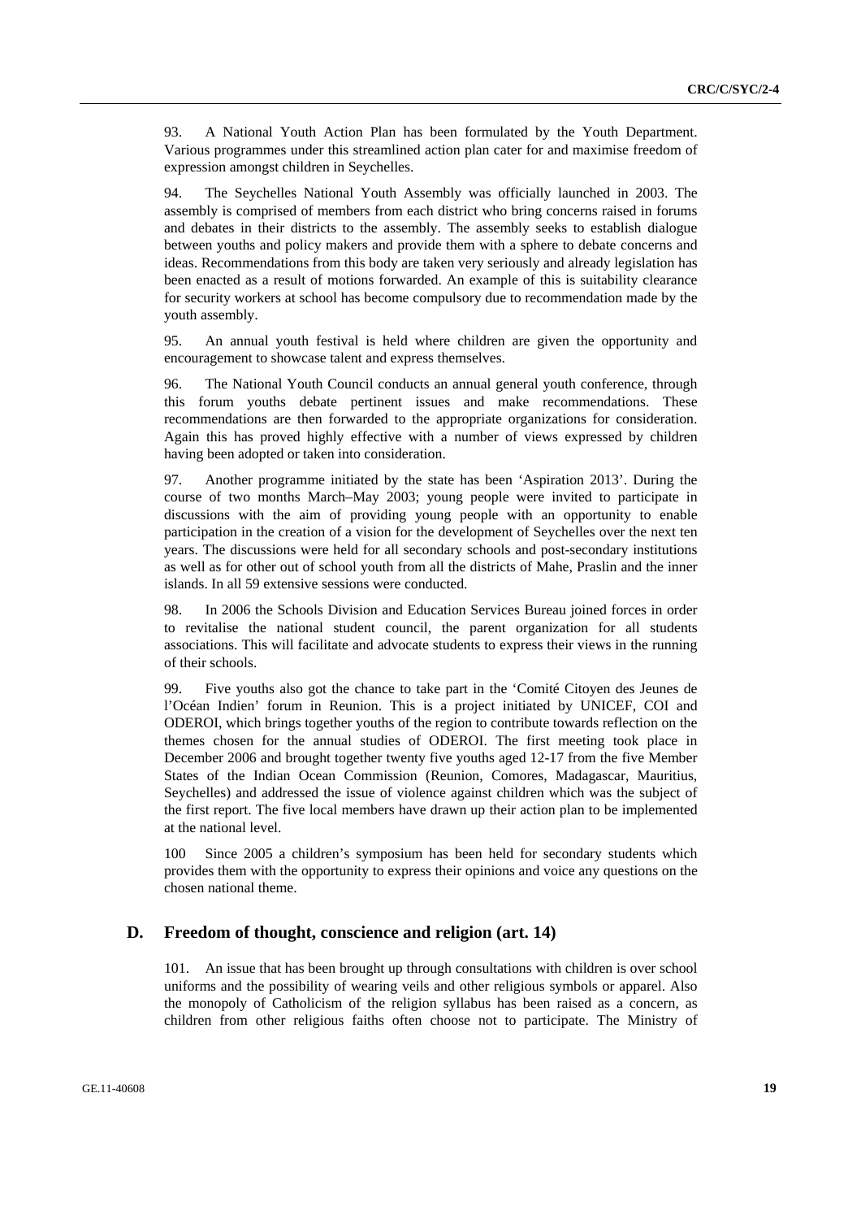93. A National Youth Action Plan has been formulated by the Youth Department. Various programmes under this streamlined action plan cater for and maximise freedom of expression amongst children in Seychelles.

94. The Seychelles National Youth Assembly was officially launched in 2003. The assembly is comprised of members from each district who bring concerns raised in forums and debates in their districts to the assembly. The assembly seeks to establish dialogue between youths and policy makers and provide them with a sphere to debate concerns and ideas. Recommendations from this body are taken very seriously and already legislation has been enacted as a result of motions forwarded. An example of this is suitability clearance for security workers at school has become compulsory due to recommendation made by the youth assembly.

95. An annual youth festival is held where children are given the opportunity and encouragement to showcase talent and express themselves.

96. The National Youth Council conducts an annual general youth conference, through this forum youths debate pertinent issues and make recommendations. These recommendations are then forwarded to the appropriate organizations for consideration. Again this has proved highly effective with a number of views expressed by children having been adopted or taken into consideration.

97. Another programme initiated by the state has been 'Aspiration 2013'. During the course of two months March–May 2003; young people were invited to participate in discussions with the aim of providing young people with an opportunity to enable participation in the creation of a vision for the development of Seychelles over the next ten years. The discussions were held for all secondary schools and post-secondary institutions as well as for other out of school youth from all the districts of Mahe, Praslin and the inner islands. In all 59 extensive sessions were conducted.

98. In 2006 the Schools Division and Education Services Bureau joined forces in order to revitalise the national student council, the parent organization for all students associations. This will facilitate and advocate students to express their views in the running of their schools.

99. Five youths also got the chance to take part in the 'Comité Citoyen des Jeunes de l'Océan Indien' forum in Reunion. This is a project initiated by UNICEF, COI and ODEROI, which brings together youths of the region to contribute towards reflection on the themes chosen for the annual studies of ODEROI. The first meeting took place in December 2006 and brought together twenty five youths aged 12-17 from the five Member States of the Indian Ocean Commission (Reunion, Comores, Madagascar, Mauritius, Seychelles) and addressed the issue of violence against children which was the subject of the first report. The five local members have drawn up their action plan to be implemented at the national level.

100 Since 2005 a children's symposium has been held for secondary students which provides them with the opportunity to express their opinions and voice any questions on the chosen national theme.

## D. Freedom of thought, conscience and religion (art. 14)

101. An issue that has been brought up through consultations with children is over school uniforms and the possibility of wearing veils and other religious symbols or apparel. Also the monopoly of Catholicism of the religion syllabus has been raised as a concern, as children from other religious faiths often choose not to participate. The Ministry of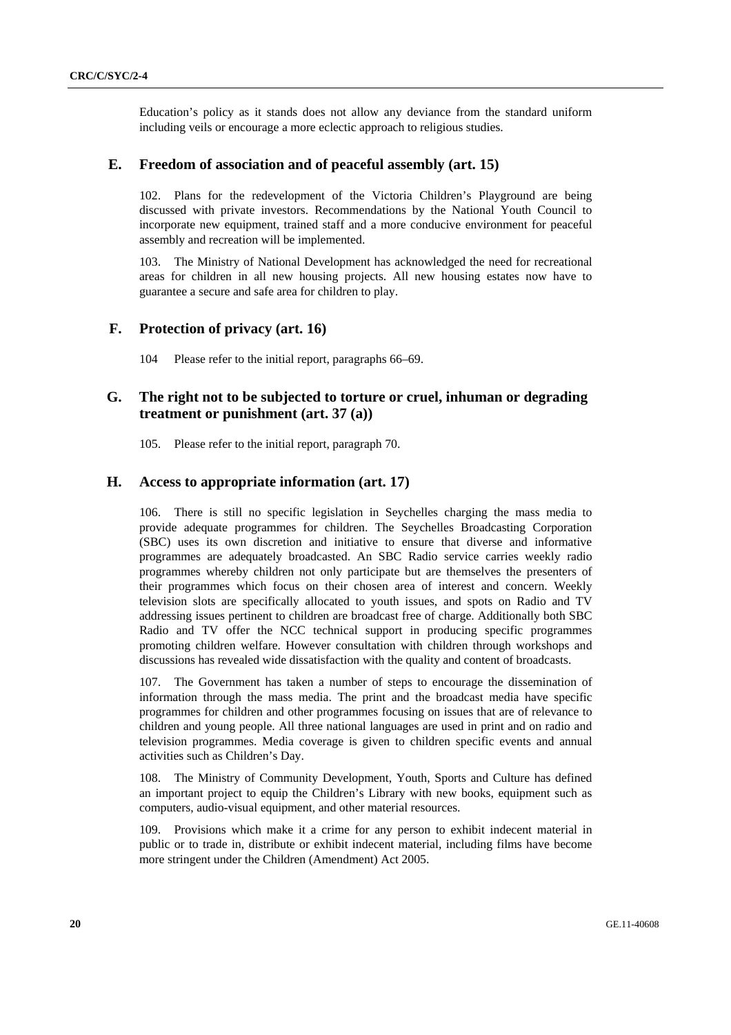Education's policy as it stands does not allow any deviance from the standard uniform including veils or encourage a more eclectic approach to religious studies.

## E. Freedom of association and of peaceful assembly (art. 15)

102. Plans for the redevelopment of the Victoria Children's Playground are being discussed with private investors. Recommendations by the National Youth Council to incorporate new equipment, trained staff and a more conducive environment for peaceful assembly and recreation will be implemented.

103. The Ministry of National Development has acknowledged the need for recreational areas for children in all new housing projects. All new housing estates now have to guarantee a secure and safe area for children to play.

## F. Protection of privacy (art. 16)

104 Please refer to the initial report, paragraphs 66–69.

## G. The right not to be subjected to torture or cruel, inhuman or degrading treatment or punishment (art. 37 (a))

105. Please refer to the initial report, paragraph 70.

## H. Access to appropriate information (art. 17)

106. There is still no specific legislation in Seychelles charging the mass media to provide adequate programmes for children. The Seychelles Broadcasting Corporation (SBC) uses its own discretion and initiative to ensure that diverse and informative programmes are adequately broadcasted. An SBC Radio service carries weekly radio programmes whereby children not only participate but are themselves the presenters of their programmes which focus on their chosen area of interest and concern. Weekly television slots are specifically allocated to youth issues, and spots on Radio and TV addressing issues pertinent to children are broadcast free of charge. Additionally both SBC Radio and TV offer the NCC technical support in producing specific programmes promoting children welfare. However consultation with children through workshops and discussions has revealed wide dissatisfaction with the quality and content of broadcasts.

107. The Government has taken a number of steps to encourage the dissemination of information through the mass media. The print and the broadcast media have specific programmes for children and other programmes focusing on issues that are of relevance to children and young people. All three national languages are used in print and on radio and television programmes. Media coverage is given to children specific events and annual activities such as Children's Day.

108. The Ministry of Community Development, Youth, Sports and Culture has defined an important project to equip the Children's Library with new books, equipment such as computers, audio-visual equipment, and other material resources.

109. Provisions which make it a crime for any person to exhibit indecent material in public or to trade in, distribute or exhibit indecent material, including films have become more stringent under the Children (Amendment) Act 2005.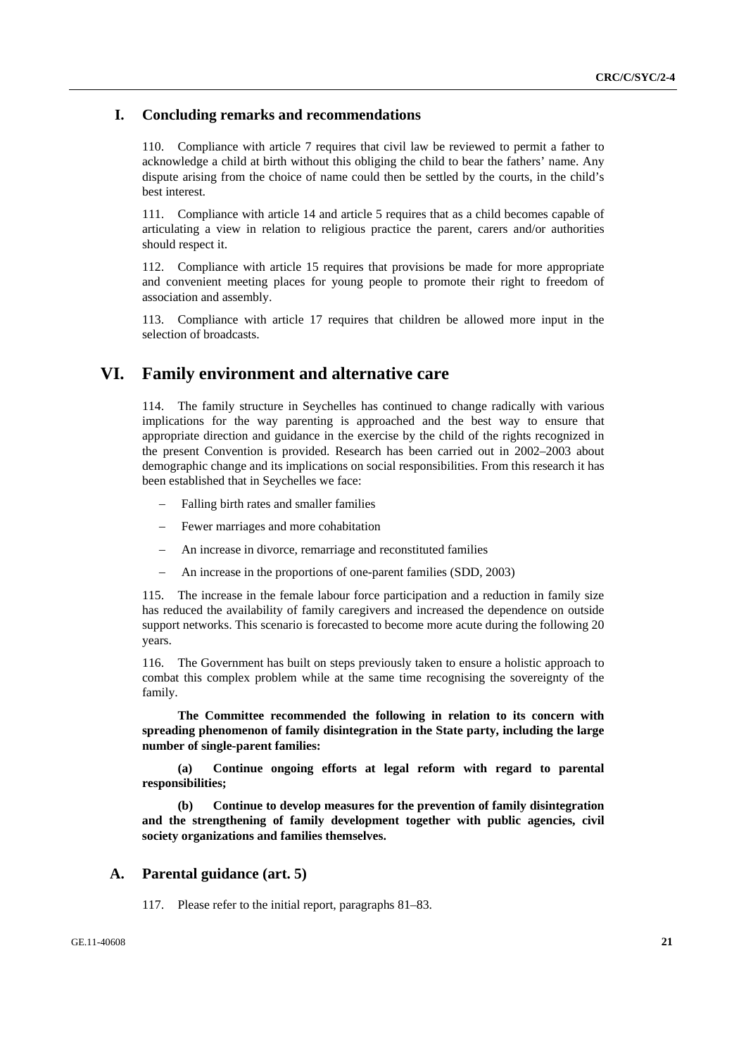## I. Concluding remarks and recommendations

110. Compliance with article 7 requires that civil law be reviewed to permit a father to acknowledge a child at birth without this obliging the child to bear the fathers' name. Any dispute arising from the choice of name could then be settled by the courts, in the child's best interest.

111. Compliance with article 14 and article 5 requires that as a child becomes capable of articulating a view in relation to religious practice the parent, carers and/or authorities should respect it.

112. Compliance with article 15 requires that provisions be made for more appropriate and convenient meeting places for young people to promote their right to freedom of association and assembly.

113. Compliance with article 17 requires that children be allowed more input in the selection of broadcasts.

# VI. Family environment and alternative care

114. The family structure in Seychelles has continued to change radically with various implications for the way parenting is approached and the best way to ensure that appropriate direction and guidance in the exercise by the child of the rights recognized in the present Convention is provided. Research has been carried out in 2002–2003 about demographic change and its implications on social responsibilities. From this research it has been established that in Seychelles we face:

- Falling birth rates and smaller families
- Fewer marriages and more cohabitation
- An increase in divorce, remarriage and reconstituted families
- An increase in the proportions of one-parent families (SDD, 2003)

115. The increase in the female labour force participation and a reduction in family size has reduced the availability of family caregivers and increased the dependence on outside support networks. This scenario is forecasted to become more acute during the following 20 years.

116. The Government has built on steps previously taken to ensure a holistic approach to combat this complex problem while at the same time recognising the sovereignty of the family.

**The Committee recommended the following in relation to its concern with spreading phenomenon of family disintegration in the State party, including the large number of single-parent families:**

**(a) Continue ongoing efforts at legal reform with regard to parental responsibilities;**

**(b) Continue to develop measures for the prevention of family disintegration and the strengthening of family development together with public agencies, civil society organizations and families themselves.**

## A. Parental guidance (art. 5)

117. Please refer to the initial report, paragraphs 81–83.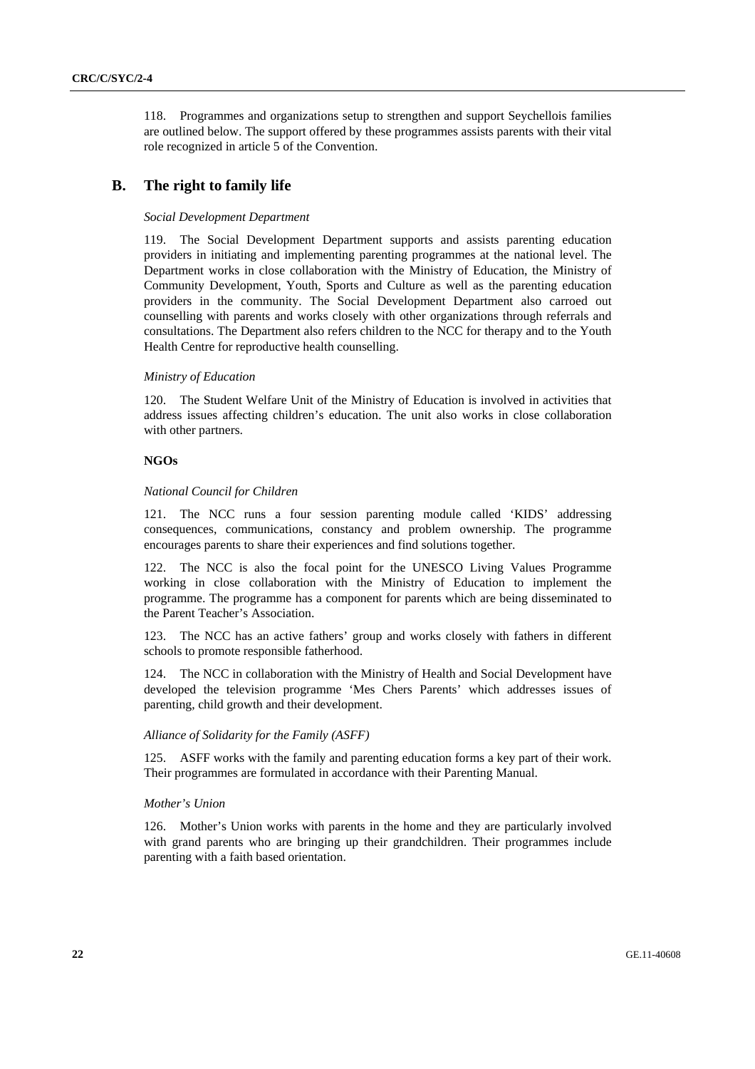118. Programmes and organizations setup to strengthen and support Seychellois families are outlined below. The support offered by these programmes assists parents with their vital role recognized in article 5 of the Convention.

## B. The right to family life

*Social Development Department*

119. The Social Development Department supports and assists parenting education providers in initiating and implementing parenting programmes at the national level. The Department works in close collaboration with the Ministry of Education, the Ministry of Community Development, Youth, Sports and Culture as well as the parenting education providers in the community. The Social Development Department also carroed out counselling with parents and works closely with other organizations through referrals and consultations. The Department also refers children to the NCC for therapy and to the Youth Health Centre for reproductive health counselling.

*Ministry of Education*

120. The Student Welfare Unit of the Ministry of Education is involved in activities that address issues affecting children's education. The unit also works in close collaboration with other partners.

**NGOs**

*National Council for Children*

121. The NCC runs a four session parenting module called 'KIDS' addressing consequences, communications, constancy and problem ownership. The programme encourages parents to share their experiences and find solutions together.

122. The NCC is also the focal point for the UNESCO Living Values Programme working in close collaboration with the Ministry of Education to implement the programme. The programme has a component for parents which are being disseminated to the Parent Teacher's Association.

123. The NCC has an active fathers' group and works closely with fathers in different schools to promote responsible fatherhood.

124. The NCC in collaboration with the Ministry of Health and Social Development have developed the television programme 'Mes Chers Parents' which addresses issues of parenting, child growth and their development.

*Alliance of Solidarity for the Family (ASFF)*

125. ASFF works with the family and parenting education forms a key part of their work. Their programmes are formulated in accordance with their Parenting Manual.

*Mother's Union*

126. Mother's Union works with parents in the home and they are particularly involved with grand parents who are bringing up their grandchildren. Their programmes include parenting with a faith based orientation.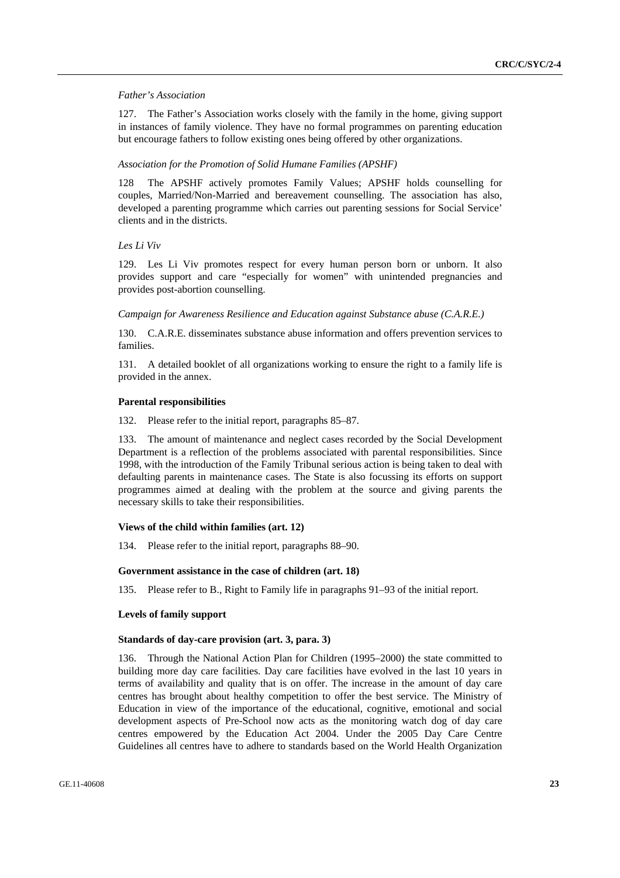*Father's Association*

127. The Father's Association works closely with the family in the home, giving support in instances of family violence. They have no formal programmes on parenting education but encourage fathers to follow existing ones being offered by other organizations.

*Association for the Promotion of Solid Humane Families (APSHF)*

128 The APSHF actively promotes Family Values; APSHF holds counselling for couples, Married/Non-Married and bereavement counselling. The association has also, developed a parenting programme which carries out parenting sessions for Social Service' clients and in the districts.

*Les Li Viv*

129. Les Li Viv promotes respect for every human person born or unborn. It also provides support and care "especially for women" with unintended pregnancies and provides post-abortion counselling.

*Campaign for Awareness Resilience and Education against Substance abuse (C.A.R.E.)*

130. C.A.R.E. disseminates substance abuse information and offers prevention services to families.

131. A detailed booklet of all organizations working to ensure the right to a family life is provided in the annex.

**Parental responsibilities**

132. Please refer to the initial report, paragraphs 85–87.

133. The amount of maintenance and neglect cases recorded by the Social Development Department is a reflection of the problems associated with parental responsibilities. Since 1998, with the introduction of the Family Tribunal serious action is being taken to deal with defaulting parents in maintenance cases. The State is also focussing its efforts on support programmes aimed at dealing with the problem at the source and giving parents the necessary skills to take their responsibilities.

**Views of the child within families (art. 12)**

134. Please refer to the initial report, paragraphs 88–90.

**Government assistance in the case of children (art. 18)**

135. Please refer to B., Right to Family life in paragraphs 91–93 of the initial report.

**Levels of family support**

**Standards of day-care provision (art. 3, para. 3)**

136. Through the National Action Plan for Children (1995–2000) the state committed to building more day care facilities. Day care facilities have evolved in the last 10 years in terms of availability and quality that is on offer. The increase in the amount of day care centres has brought about healthy competition to offer the best service. The Ministry of Education in view of the importance of the educational, cognitive, emotional and social development aspects of Pre-School now acts as the monitoring watch dog of day care centres empowered by the Education Act 2004. Under the 2005 Day Care Centre Guidelines all centres have to adhere to standards based on the World Health Organization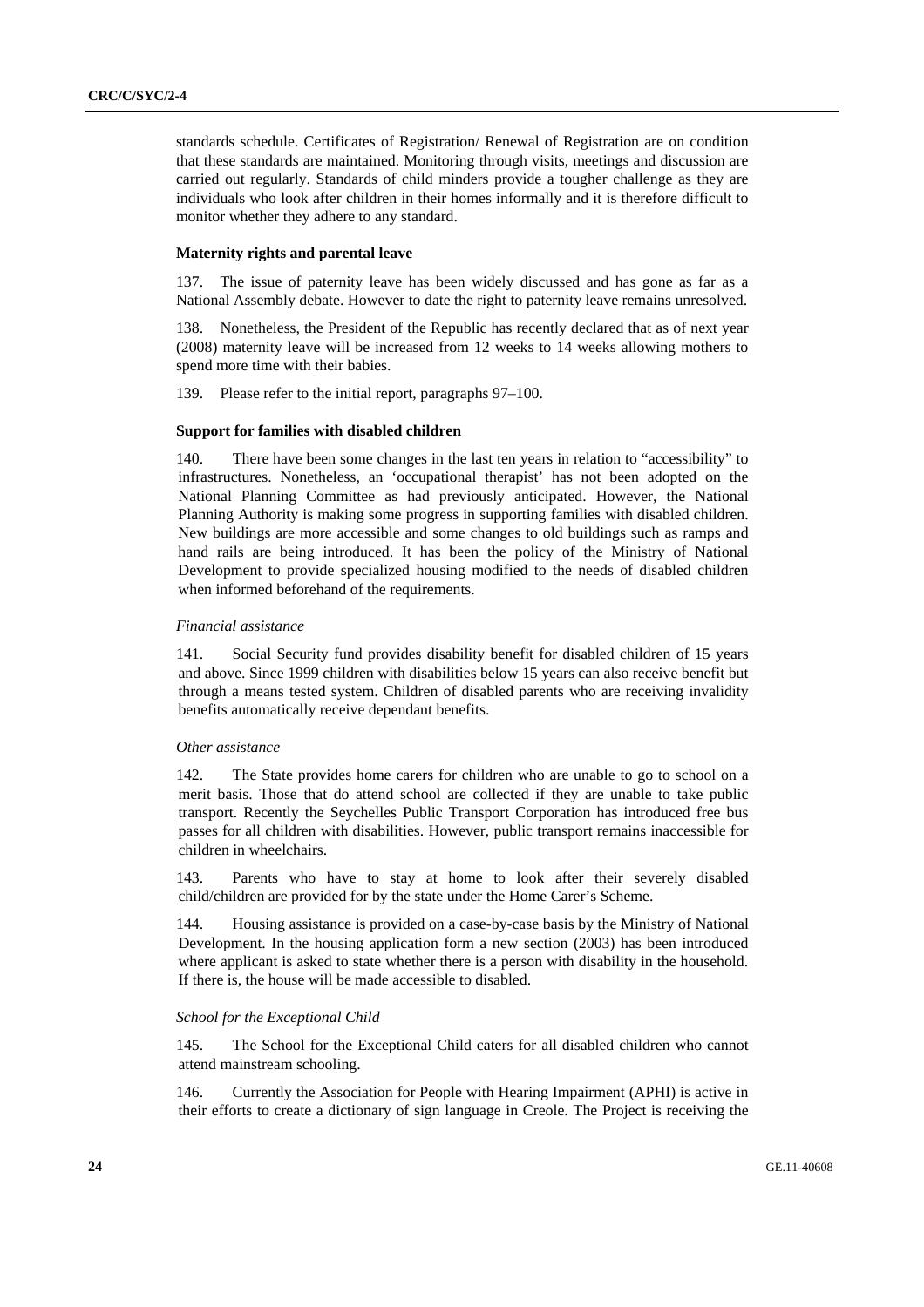standards schedule. Certificates of Registration/ Renewal of Registration are on condition that these standards are maintained. Monitoring through visits, meetings and discussion are carried out regularly. Standards of child minders provide a tougher challenge as they are individuals who look after children in their homes informally and it is therefore difficult to monitor whether they adhere to any standard.

#### Maternity rights and parental leave

137. The issue of paternity leave has been widely discussed and has gone as far as a National Assembly debate. However to date the right to paternity leave remains unresolved.

138. Nonetheless, the President of the Republic has recently declared that as of next year (2008) maternity leave will be increased from 12 weeks to 14 weeks allowing mothers to spend more time with their babies.

139. Please refer to the initial report, paragraphs 97–100.

#### Support for families with disabled children

140. There have been some changes in the last ten years in relation to "accessibility" to infrastructures. Nonetheless, an 'occupational therapist' has not been adopted on the National Planning Committee as had previously anticipated. However, the National Planning Authority is making some progress in supporting families with disabled children. New buildings are more accessible and some changes to old buildings such as ramps and hand rails are being introduced. It has been the policy of the Ministry of National Development to provide specialized housing modified to the needs of disabled children when informed beforehand of the requirements.

*Financial assistance*

141. Social Security fund provides disability benefit for disabled children of 15 years and above. Since 1999 children with disabilities below 15 years can also receive benefit but through a means tested system. Children of disabled parents who are receiving invalidity benefits automatically receive dependant benefits.

*Other assistance*

142. The State provides home carers for children who are unable to go to school on a merit basis. Those that do attend school are collected if they are unable to take public transport. Recently the Seychelles Public Transport Corporation has introduced free bus passes for all children with disabilities. However, public transport remains inaccessible for children in wheelchairs.

143. Parents who have to stay at home to look after their severely disabled child/children are provided for by the state under the Home Carer's Scheme.

144. Housing assistance is provided on a case-by-case basis by the Ministry of National Development. In the housing application form a new section (2003) has been introduced where applicant is asked to state whether there is a person with disability in the household. If there is, the house will be made accessible to disabled.

*School for the Exceptional Child*

145. The School for the Exceptional Child caters for all disabled children who cannot attend mainstream schooling.

146. Currently the Association for People with Hearing Impairment (APHI) is active in their efforts to create a dictionary of sign language in Creole. The Project is receiving the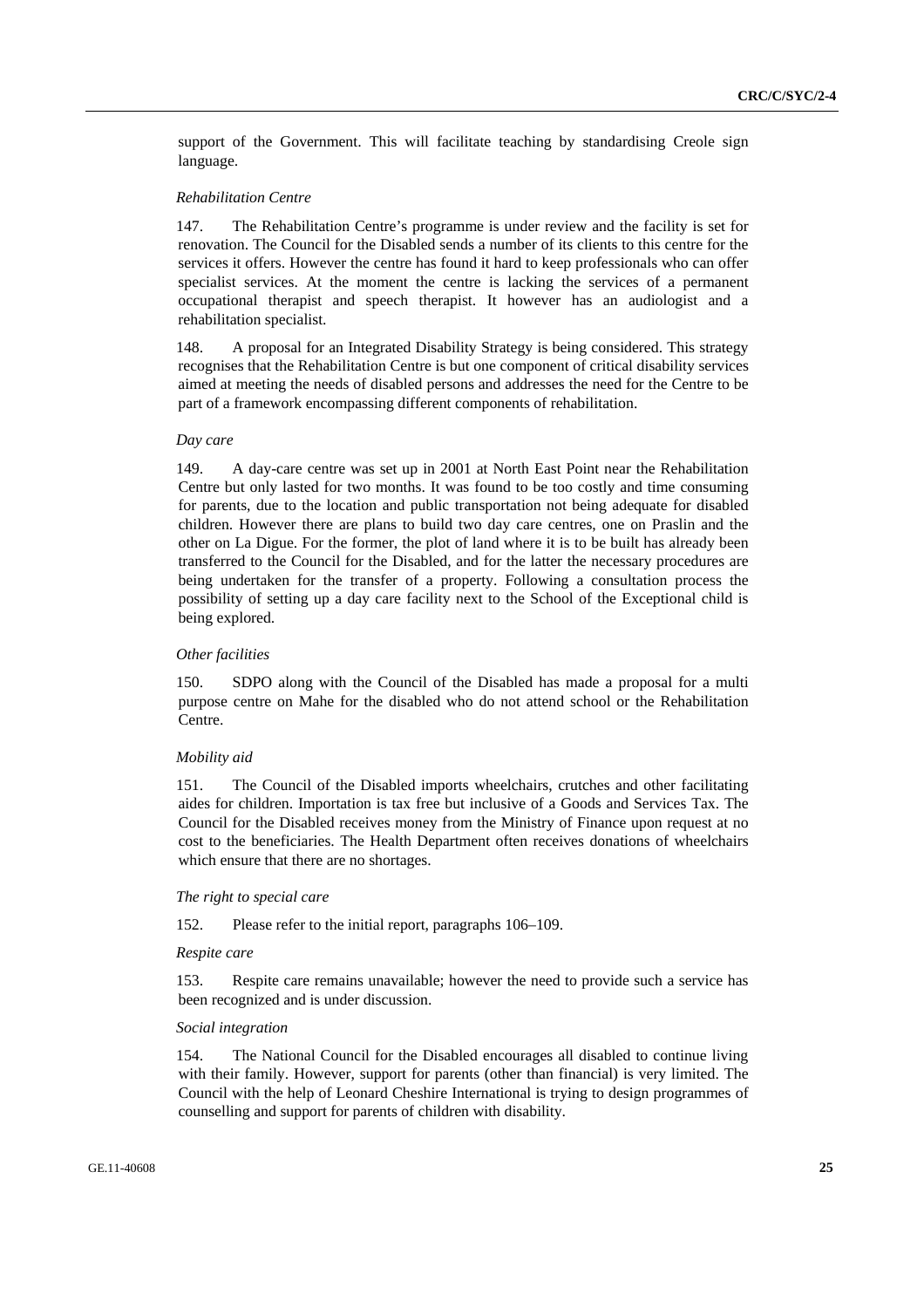support of the Government. This will facilitate teaching by standardising Creole sign language.

*Rehabilitation Centre*

147. The Rehabilitation Centre's programme is under review and the facility is set for renovation. The Council for the Disabled sends a number of its clients to this centre for the services it offers. However the centre has found it hard to keep professionals who can offer specialist services. At the moment the centre is lacking the services of a permanent occupational therapist and speech therapist. It however has an audiologist and a rehabilitation specialist.

148. A proposal for an Integrated Disability Strategy is being considered. This strategy recognises that the Rehabilitation Centre is but one component of critical disability services aimed at meeting the needs of disabled persons and addresses the need for the Centre to be part of a framework encompassing different components of rehabilitation.

*Day care*

149. A day-care centre was set up in 2001 at North East Point near the Rehabilitation Centre but only lasted for two months. It was found to be too costly and time consuming for parents, due to the location and public transportation not being adequate for disabled children. However there are plans to build two day care centres, one on Praslin and the other on La Digue. For the former, the plot of land where it is to be built has already been transferred to the Council for the Disabled, and for the latter the necessary procedures are being undertaken for the transfer of a property. Following a consultation process the possibility of setting up a day care facility next to the School of the Exceptional child is being explored.

*Other facilities*

150. SDPO along with the Council of the Disabled has made a proposal for a multi purpose centre on Mahe for the disabled who do not attend school or the Rehabilitation Centre.

*Mobility aid*

151. The Council of the Disabled imports wheelchairs, crutches and other facilitating aides for children. Importation is tax free but inclusive of a Goods and Services Tax. The Council for the Disabled receives money from the Ministry of Finance upon request at no cost to the beneficiaries. The Health Department often receives donations of wheelchairs which ensure that there are no shortages.

*The right to special care*

152. Please refer to the initial report, paragraphs 106–109.

*Respite care*

153. Respite care remains unavailable; however the need to provide such a service has been recognized and is under discussion.

*Social integration*

154. The National Council for the Disabled encourages all disabled to continue living with their family. However, support for parents (other than financial) is very limited. The Council with the help of Leonard Cheshire International is trying to design programmes of counselling and support for parents of children with disability.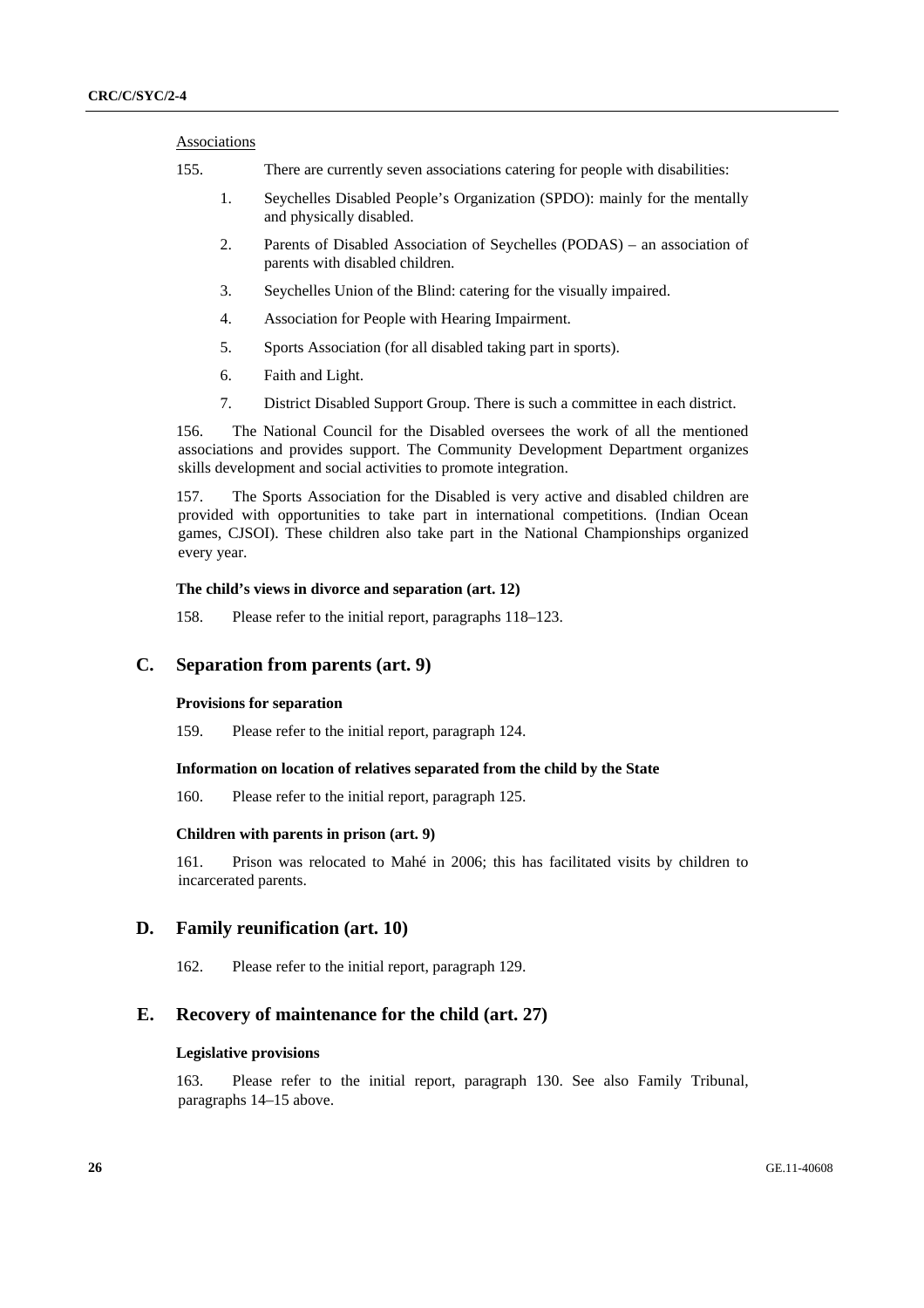Associations

155. There are currently seven associations catering for people with disabilities:

1. Seychelles Disabled People's Organization (SPDO): mainly for the mentally and physically disabled.
2. Parents of Disabled Association of Seychelles (PODAS) – an association of parents with disabled children.
3. Seychelles Union of the Blind: catering for the visually impaired.
4. Association for People with Hearing Impairment.
5. Sports Association (for all disabled taking part in sports).
6. Faith and Light.
7. District Disabled Support Group. There is such a committee in each district.

156. The National Council for the Disabled oversees the work of all the mentioned associations and provides support. The Community Development Department organizes skills development and social activities to promote integration.

157. The Sports Association for the Disabled is very active and disabled children are provided with opportunities to take part in international competitions. (Indian Ocean games, CJSOI). These children also take part in the National Championships organized every year.

#### The child's views in divorce and separation (art. 12)

158. Please refer to the initial report, paragraphs 118–123.

## C. Separation from parents (art. 9)

#### Provisions for separation

159. Please refer to the initial report, paragraph 124.

#### Information on location of relatives separated from the child by the State

160. Please refer to the initial report, paragraph 125.

#### Children with parents in prison (art. 9)

161. Prison was relocated to Mahé in 2006; this has facilitated visits by children to incarcerated parents.

## D. Family reunification (art. 10)

162. Please refer to the initial report, paragraph 129.

## E. Recovery of maintenance for the child (art. 27)

#### Legislative provisions

163. Please refer to the initial report, paragraph 130. See also Family Tribunal, paragraphs 14–15 above.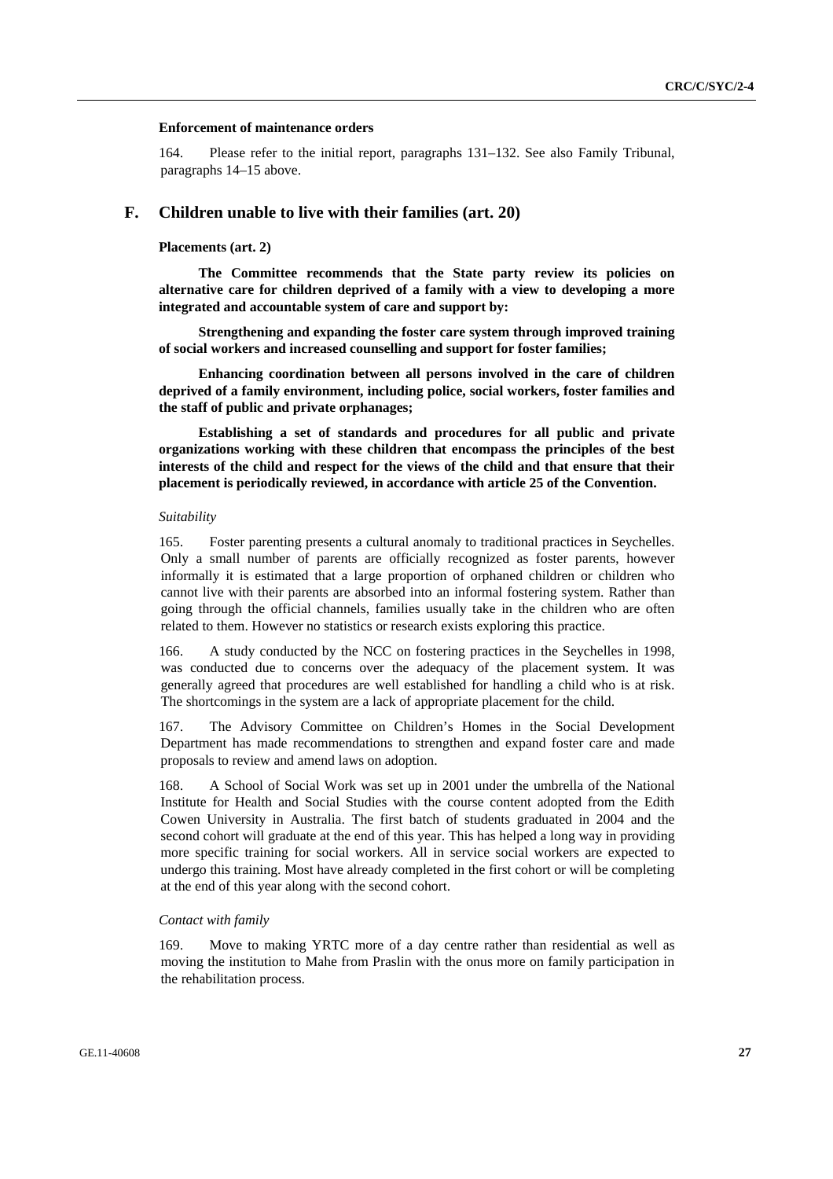**Enforcement of maintenance orders**

164. Please refer to the initial report, paragraphs 131–132. See also Family Tribunal, paragraphs 14–15 above.

## F. Children unable to live with their families (art. 20)

**Placements (art. 2)**

**The Committee recommends that the State party review its policies on alternative care for children deprived of a family with a view to developing a more integrated and accountable system of care and support by:**

**Strengthening and expanding the foster care system through improved training of social workers and increased counselling and support for foster families;**

**Enhancing coordination between all persons involved in the care of children deprived of a family environment, including police, social workers, foster families and the staff of public and private orphanages;**

**Establishing a set of standards and procedures for all public and private organizations working with these children that encompass the principles of the best interests of the child and respect for the views of the child and that ensure that their placement is periodically reviewed, in accordance with article 25 of the Convention.**

*Suitability*

165. Foster parenting presents a cultural anomaly to traditional practices in Seychelles. Only a small number of parents are officially recognized as foster parents, however informally it is estimated that a large proportion of orphaned children or children who cannot live with their parents are absorbed into an informal fostering system. Rather than going through the official channels, families usually take in the children who are often related to them. However no statistics or research exists exploring this practice.

166. A study conducted by the NCC on fostering practices in the Seychelles in 1998, was conducted due to concerns over the adequacy of the placement system. It was generally agreed that procedures are well established for handling a child who is at risk. The shortcomings in the system are a lack of appropriate placement for the child.

167. The Advisory Committee on Children's Homes in the Social Development Department has made recommendations to strengthen and expand foster care and made proposals to review and amend laws on adoption.

168. A School of Social Work was set up in 2001 under the umbrella of the National Institute for Health and Social Studies with the course content adopted from the Edith Cowen University in Australia. The first batch of students graduated in 2004 and the second cohort will graduate at the end of this year. This has helped a long way in providing more specific training for social workers. All in service social workers are expected to undergo this training. Most have already completed in the first cohort or will be completing at the end of this year along with the second cohort.

*Contact with family*

169. Move to making YRTC more of a day centre rather than residential as well as moving the institution to Mahe from Praslin with the onus more on family participation in the rehabilitation process.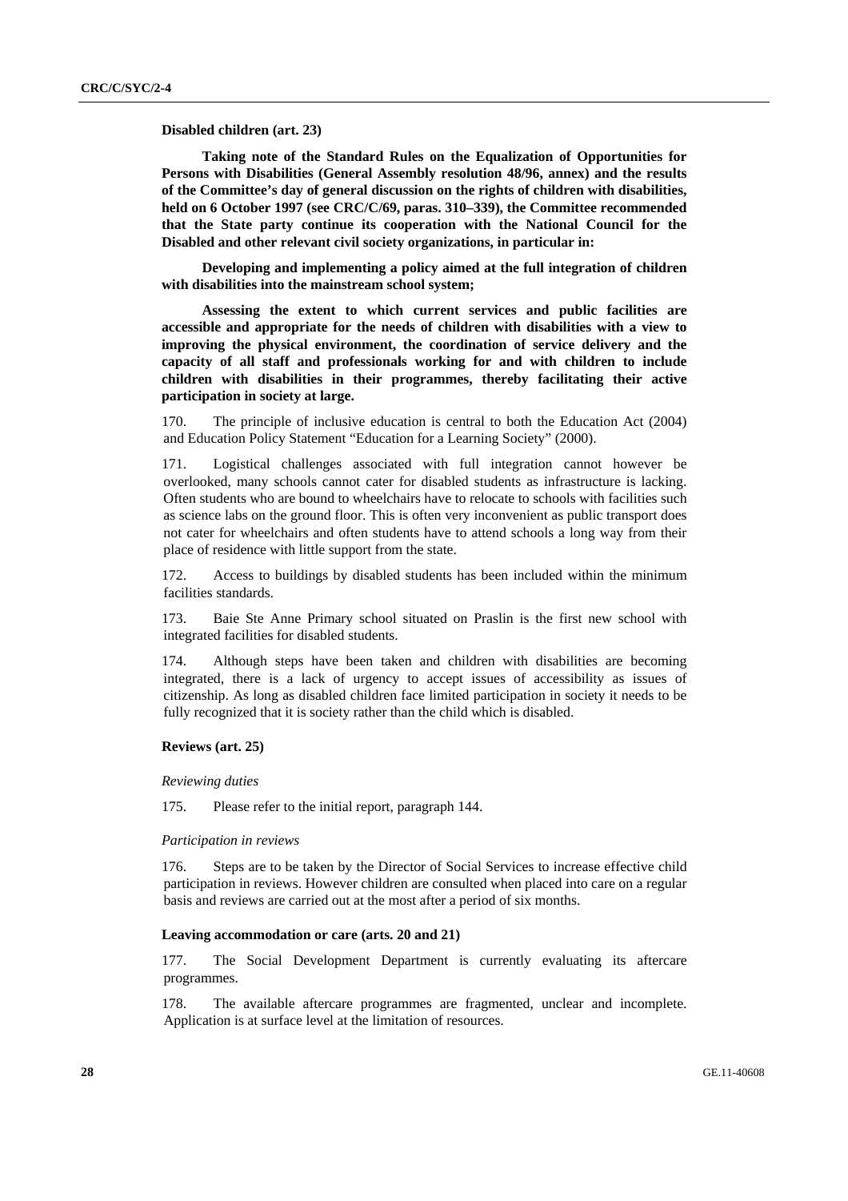**Disabled children (art. 23)**

**Taking note of the Standard Rules on the Equalization of Opportunities for Persons with Disabilities (General Assembly resolution 48/96, annex) and the results of the Committee's day of general discussion on the rights of children with disabilities, held on 6 October 1997 (see CRC/C/69, paras. 310–339), the Committee recommended that the State party continue its cooperation with the National Council for the Disabled and other relevant civil society organizations, in particular in:**

**Developing and implementing a policy aimed at the full integration of children with disabilities into the mainstream school system;**

**Assessing the extent to which current services and public facilities are accessible and appropriate for the needs of children with disabilities with a view to improving the physical environment, the coordination of service delivery and the capacity of all staff and professionals working for and with children to include children with disabilities in their programmes, thereby facilitating their active participation in society at large.**

170. The principle of inclusive education is central to both the Education Act (2004) and Education Policy Statement "Education for a Learning Society" (2000).

171. Logistical challenges associated with full integration cannot however be overlooked, many schools cannot cater for disabled students as infrastructure is lacking. Often students who are bound to wheelchairs have to relocate to schools with facilities such as science labs on the ground floor. This is often very inconvenient as public transport does not cater for wheelchairs and often students have to attend schools a long way from their place of residence with little support from the state.

172. Access to buildings by disabled students has been included within the minimum facilities standards.

173. Baie Ste Anne Primary school situated on Praslin is the first new school with integrated facilities for disabled students.

174. Although steps have been taken and children with disabilities are becoming integrated, there is a lack of urgency to accept issues of accessibility as issues of citizenship. As long as disabled children face limited participation in society it needs to be fully recognized that it is society rather than the child which is disabled.

**Reviews (art. 25)**

*Reviewing duties*

175. Please refer to the initial report, paragraph 144.

*Participation in reviews*

176. Steps are to be taken by the Director of Social Services to increase effective child participation in reviews. However children are consulted when placed into care on a regular basis and reviews are carried out at the most after a period of six months.

**Leaving accommodation or care (arts. 20 and 21)**

177. The Social Development Department is currently evaluating its aftercare programmes.

178. The available aftercare programmes are fragmented, unclear and incomplete. Application is at surface level at the limitation of resources.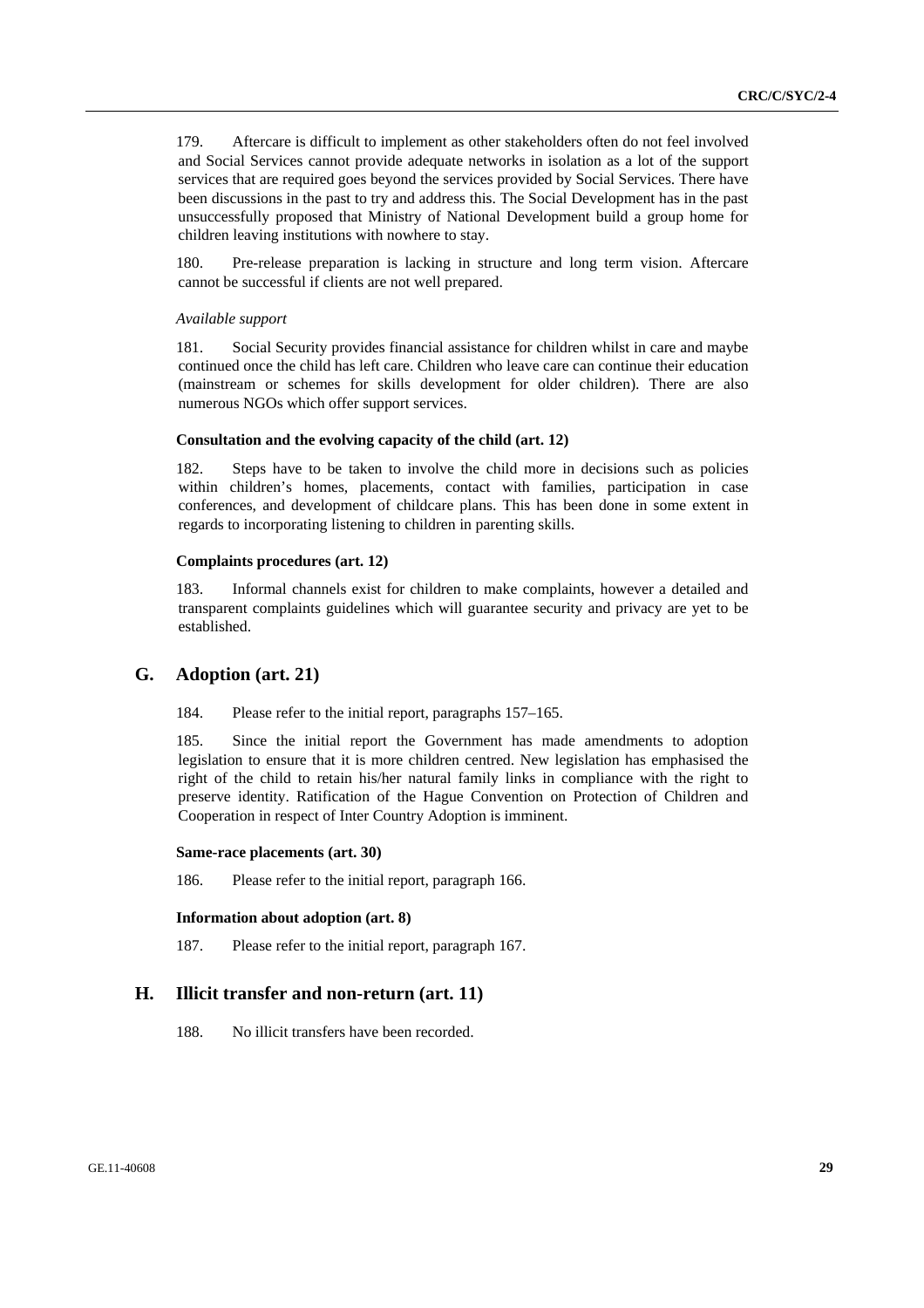179. Aftercare is difficult to implement as other stakeholders often do not feel involved and Social Services cannot provide adequate networks in isolation as a lot of the support services that are required goes beyond the services provided by Social Services. There have been discussions in the past to try and address this. The Social Development has in the past unsuccessfully proposed that Ministry of National Development build a group home for children leaving institutions with nowhere to stay.

180. Pre-release preparation is lacking in structure and long term vision. Aftercare cannot be successful if clients are not well prepared.

*Available support*

181. Social Security provides financial assistance for children whilst in care and maybe continued once the child has left care. Children who leave care can continue their education (mainstream or schemes for skills development for older children). There are also numerous NGOs which offer support services.

**Consultation and the evolving capacity of the child (art. 12)**

182. Steps have to be taken to involve the child more in decisions such as policies within children's homes, placements, contact with families, participation in case conferences, and development of childcare plans. This has been done in some extent in regards to incorporating listening to children in parenting skills.

**Complaints procedures (art. 12)**

183. Informal channels exist for children to make complaints, however a detailed and transparent complaints guidelines which will guarantee security and privacy are yet to be established.

## G. Adoption (art. 21)

184. Please refer to the initial report, paragraphs 157–165.

185. Since the initial report the Government has made amendments to adoption legislation to ensure that it is more children centred. New legislation has emphasised the right of the child to retain his/her natural family links in compliance with the right to preserve identity. Ratification of the Hague Convention on Protection of Children and Cooperation in respect of Inter Country Adoption is imminent.

**Same-race placements (art. 30)**

186. Please refer to the initial report, paragraph 166.

**Information about adoption (art. 8)**

187. Please refer to the initial report, paragraph 167.

## H. Illicit transfer and non-return (art. 11)

188. No illicit transfers have been recorded.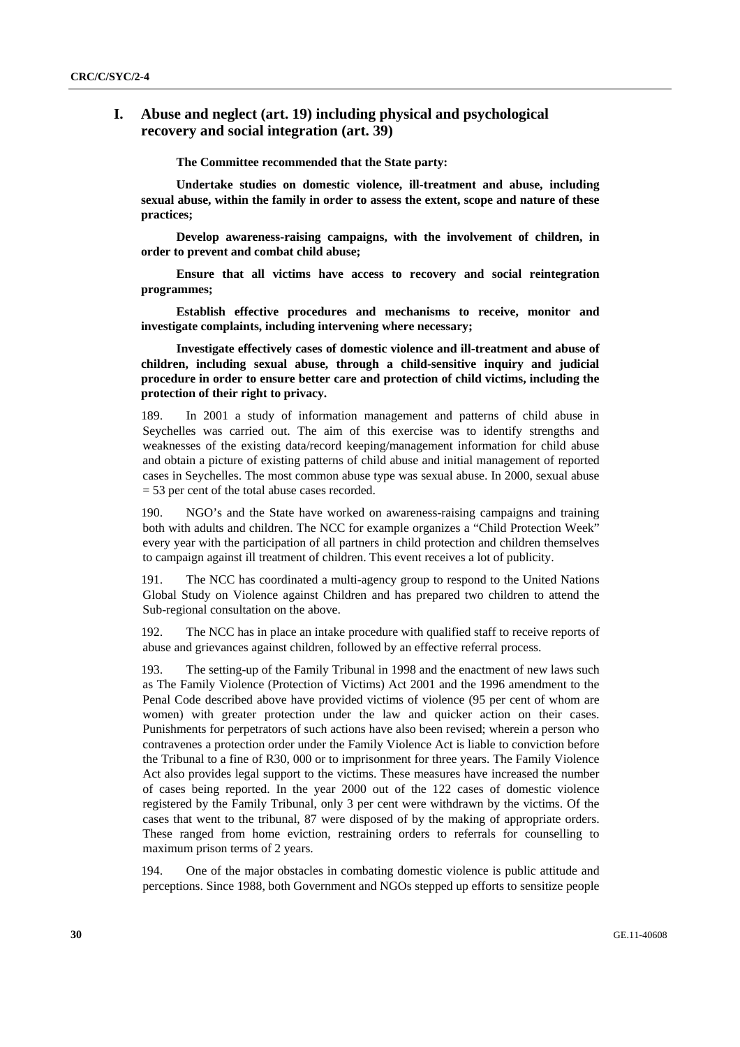## I. Abuse and neglect (art. 19) including physical and psychological recovery and social integration (art. 39)

**The Committee recommended that the State party:**

**Undertake studies on domestic violence, ill-treatment and abuse, including sexual abuse, within the family in order to assess the extent, scope and nature of these practices;**

**Develop awareness-raising campaigns, with the involvement of children, in order to prevent and combat child abuse;**

**Ensure that all victims have access to recovery and social reintegration programmes;**

**Establish effective procedures and mechanisms to receive, monitor and investigate complaints, including intervening where necessary;**

**Investigate effectively cases of domestic violence and ill-treatment and abuse of children, including sexual abuse, through a child-sensitive inquiry and judicial procedure in order to ensure better care and protection of child victims, including the protection of their right to privacy.**

189. In 2001 a study of information management and patterns of child abuse in Seychelles was carried out. The aim of this exercise was to identify strengths and weaknesses of the existing data/record keeping/management information for child abuse and obtain a picture of existing patterns of child abuse and initial management of reported cases in Seychelles. The most common abuse type was sexual abuse. In 2000, sexual abuse = 53 per cent of the total abuse cases recorded.

190. NGO's and the State have worked on awareness-raising campaigns and training both with adults and children. The NCC for example organizes a "Child Protection Week" every year with the participation of all partners in child protection and children themselves to campaign against ill treatment of children. This event receives a lot of publicity.

191. The NCC has coordinated a multi-agency group to respond to the United Nations Global Study on Violence against Children and has prepared two children to attend the Sub-regional consultation on the above.

192. The NCC has in place an intake procedure with qualified staff to receive reports of abuse and grievances against children, followed by an effective referral process.

193. The setting-up of the Family Tribunal in 1998 and the enactment of new laws such as The Family Violence (Protection of Victims) Act 2001 and the 1996 amendment to the Penal Code described above have provided victims of violence (95 per cent of whom are women) with greater protection under the law and quicker action on their cases. Punishments for perpetrators of such actions have also been revised; wherein a person who contravenes a protection order under the Family Violence Act is liable to conviction before the Tribunal to a fine of R30, 000 or to imprisonment for three years. The Family Violence Act also provides legal support to the victims. These measures have increased the number of cases being reported. In the year 2000 out of the 122 cases of domestic violence registered by the Family Tribunal, only 3 per cent were withdrawn by the victims. Of the cases that went to the tribunal, 87 were disposed of by the making of appropriate orders. These ranged from home eviction, restraining orders to referrals for counselling to maximum prison terms of 2 years.

194. One of the major obstacles in combating domestic violence is public attitude and perceptions. Since 1988, both Government and NGOs stepped up efforts to sensitize people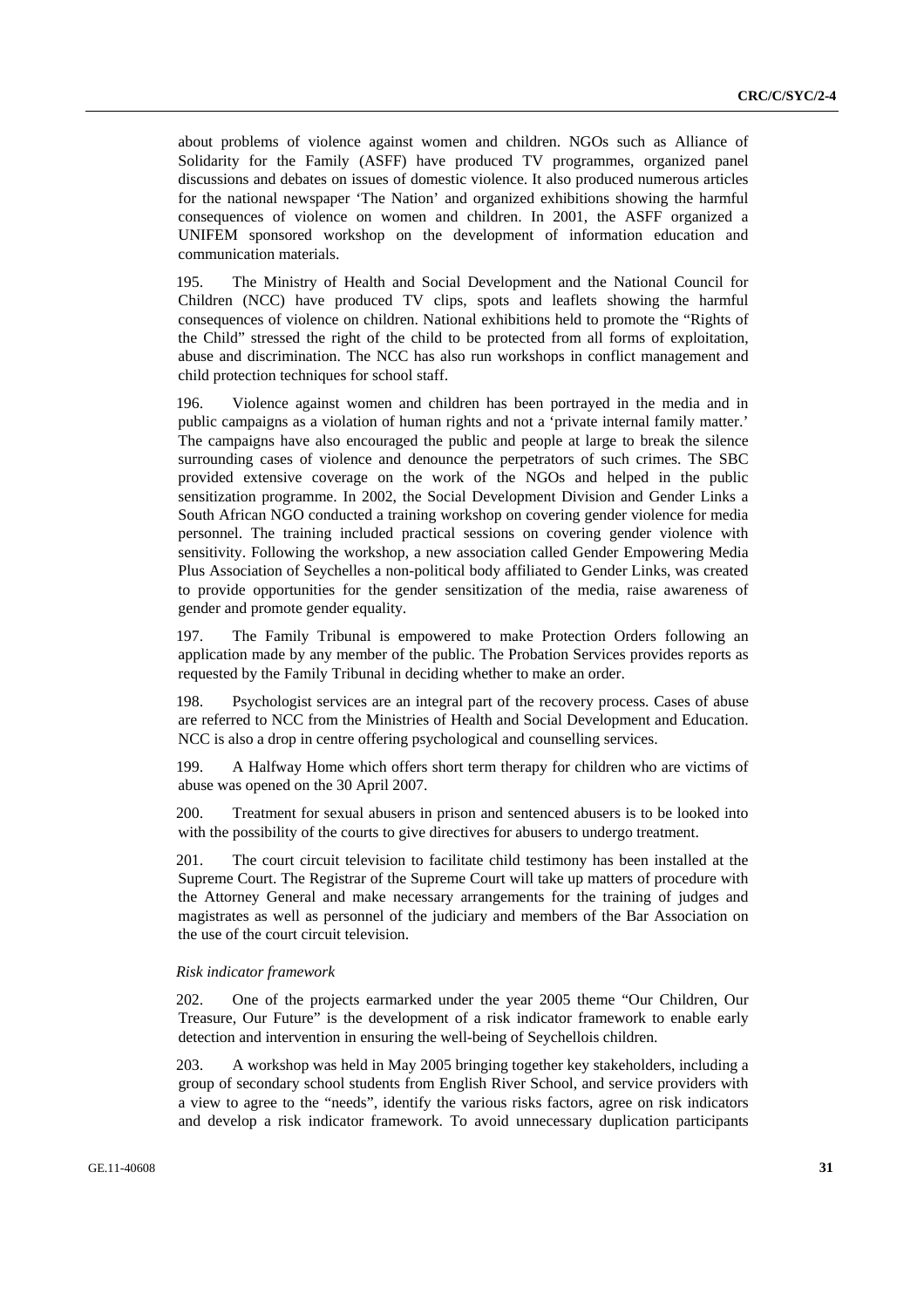about problems of violence against women and children. NGOs such as Alliance of Solidarity for the Family (ASFF) have produced TV programmes, organized panel discussions and debates on issues of domestic violence. It also produced numerous articles for the national newspaper 'The Nation' and organized exhibitions showing the harmful consequences of violence on women and children. In 2001, the ASFF organized a UNIFEM sponsored workshop on the development of information education and communication materials.

195. The Ministry of Health and Social Development and the National Council for Children (NCC) have produced TV clips, spots and leaflets showing the harmful consequences of violence on children. National exhibitions held to promote the "Rights of the Child" stressed the right of the child to be protected from all forms of exploitation, abuse and discrimination. The NCC has also run workshops in conflict management and child protection techniques for school staff.

196. Violence against women and children has been portrayed in the media and in public campaigns as a violation of human rights and not a 'private internal family matter.' The campaigns have also encouraged the public and people at large to break the silence surrounding cases of violence and denounce the perpetrators of such crimes. The SBC provided extensive coverage on the work of the NGOs and helped in the public sensitization programme. In 2002, the Social Development Division and Gender Links a South African NGO conducted a training workshop on covering gender violence for media personnel. The training included practical sessions on covering gender violence with sensitivity. Following the workshop, a new association called Gender Empowering Media Plus Association of Seychelles a non-political body affiliated to Gender Links, was created to provide opportunities for the gender sensitization of the media, raise awareness of gender and promote gender equality.

197. The Family Tribunal is empowered to make Protection Orders following an application made by any member of the public. The Probation Services provides reports as requested by the Family Tribunal in deciding whether to make an order.

198. Psychologist services are an integral part of the recovery process. Cases of abuse are referred to NCC from the Ministries of Health and Social Development and Education. NCC is also a drop in centre offering psychological and counselling services.

199. A Halfway Home which offers short term therapy for children who are victims of abuse was opened on the 30 April 2007.

200. Treatment for sexual abusers in prison and sentenced abusers is to be looked into with the possibility of the courts to give directives for abusers to undergo treatment.

201. The court circuit television to facilitate child testimony has been installed at the Supreme Court. The Registrar of the Supreme Court will take up matters of procedure with the Attorney General and make necessary arrangements for the training of judges and magistrates as well as personnel of the judiciary and members of the Bar Association on the use of the court circuit television.

*Risk indicator framework*

202. One of the projects earmarked under the year 2005 theme "Our Children, Our Treasure, Our Future" is the development of a risk indicator framework to enable early detection and intervention in ensuring the well-being of Seychellois children.

203. A workshop was held in May 2005 bringing together key stakeholders, including a group of secondary school students from English River School, and service providers with a view to agree to the "needs", identify the various risks factors, agree on risk indicators and develop a risk indicator framework. To avoid unnecessary duplication participants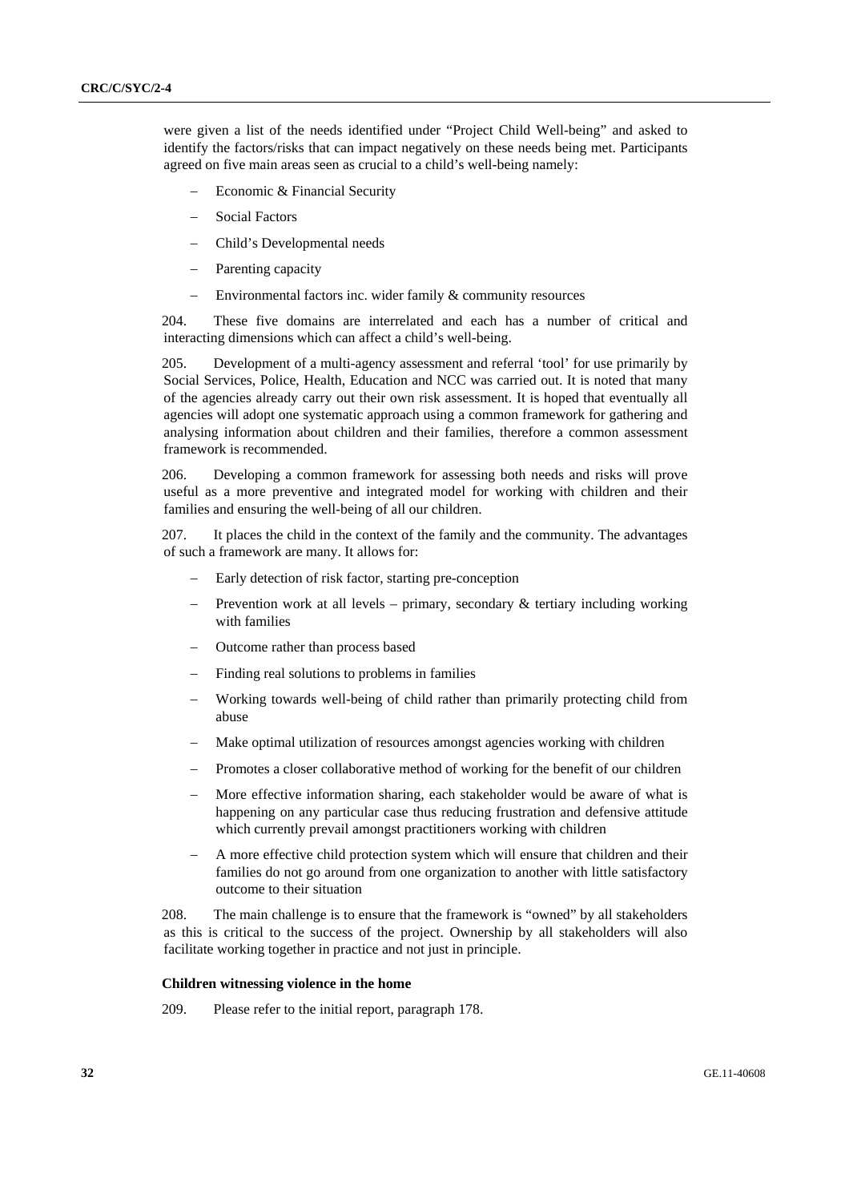were given a list of the needs identified under "Project Child Well-being" and asked to identify the factors/risks that can impact negatively on these needs being met. Participants agreed on five main areas seen as crucial to a child's well-being namely:

- Economic & Financial Security
- Social Factors
- Child's Developmental needs
- Parenting capacity
- Environmental factors inc. wider family & community resources

204. These five domains are interrelated and each has a number of critical and interacting dimensions which can affect a child's well-being.

205. Development of a multi-agency assessment and referral 'tool' for use primarily by Social Services, Police, Health, Education and NCC was carried out. It is noted that many of the agencies already carry out their own risk assessment. It is hoped that eventually all agencies will adopt one systematic approach using a common framework for gathering and analysing information about children and their families, therefore a common assessment framework is recommended.

206. Developing a common framework for assessing both needs and risks will prove useful as a more preventive and integrated model for working with children and their families and ensuring the well-being of all our children.

207. It places the child in the context of the family and the community. The advantages of such a framework are many. It allows for:

- Early detection of risk factor, starting pre-conception
- Prevention work at all levels – primary, secondary & tertiary including working with families
- Outcome rather than process based
- Finding real solutions to problems in families
- Working towards well-being of child rather than primarily protecting child from abuse
- Make optimal utilization of resources amongst agencies working with children
- Promotes a closer collaborative method of working for the benefit of our children
- More effective information sharing, each stakeholder would be aware of what is happening on any particular case thus reducing frustration and defensive attitude which currently prevail amongst practitioners working with children
- A more effective child protection system which will ensure that children and their families do not go around from one organization to another with little satisfactory outcome to their situation

208. The main challenge is to ensure that the framework is "owned" by all stakeholders as this is critical to the success of the project. Ownership by all stakeholders will also facilitate working together in practice and not just in principle.

**Children witnessing violence in the home**

209. Please refer to the initial report, paragraph 178.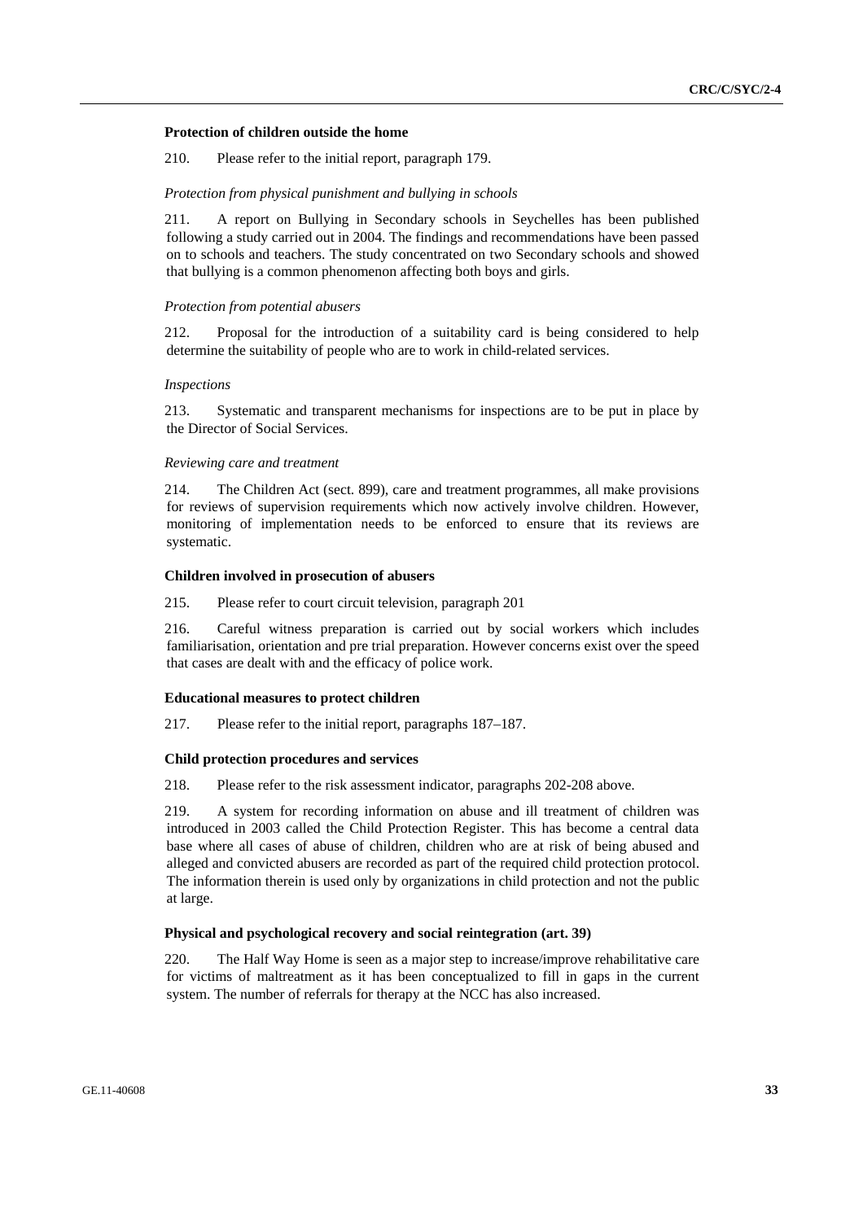**Protection of children outside the home**

210. Please refer to the initial report, paragraph 179.

*Protection from physical punishment and bullying in schools*

211. A report on Bullying in Secondary schools in Seychelles has been published following a study carried out in 2004. The findings and recommendations have been passed on to schools and teachers. The study concentrated on two Secondary schools and showed that bullying is a common phenomenon affecting both boys and girls.

*Protection from potential abusers*

212. Proposal for the introduction of a suitability card is being considered to help determine the suitability of people who are to work in child-related services.

*Inspections*

213. Systematic and transparent mechanisms for inspections are to be put in place by the Director of Social Services.

*Reviewing care and treatment*

214. The Children Act (sect. 899), care and treatment programmes, all make provisions for reviews of supervision requirements which now actively involve children. However, monitoring of implementation needs to be enforced to ensure that its reviews are systematic.

**Children involved in prosecution of abusers**

215. Please refer to court circuit television, paragraph 201

216. Careful witness preparation is carried out by social workers which includes familiarisation, orientation and pre trial preparation. However concerns exist over the speed that cases are dealt with and the efficacy of police work.

**Educational measures to protect children**

217. Please refer to the initial report, paragraphs 187–187.

**Child protection procedures and services**

218. Please refer to the risk assessment indicator, paragraphs 202-208 above.

219. A system for recording information on abuse and ill treatment of children was introduced in 2003 called the Child Protection Register. This has become a central data base where all cases of abuse of children, children who are at risk of being abused and alleged and convicted abusers are recorded as part of the required child protection protocol. The information therein is used only by organizations in child protection and not the public at large.

**Physical and psychological recovery and social reintegration (art. 39)**

220. The Half Way Home is seen as a major step to increase/improve rehabilitative care for victims of maltreatment as it has been conceptualized to fill in gaps in the current system. The number of referrals for therapy at the NCC has also increased.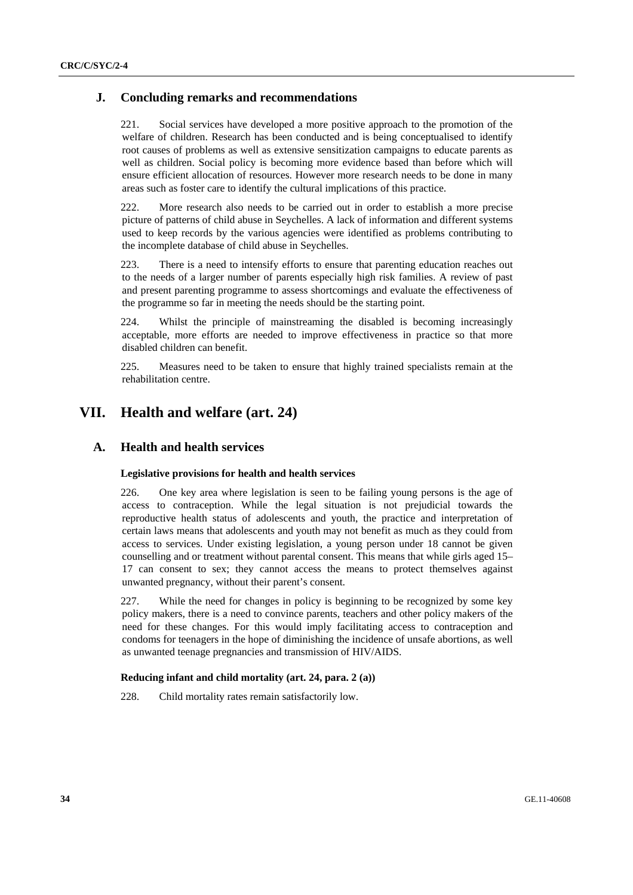## J. Concluding remarks and recommendations

221. Social services have developed a more positive approach to the promotion of the welfare of children. Research has been conducted and is being conceptualised to identify root causes of problems as well as extensive sensitization campaigns to educate parents as well as children. Social policy is becoming more evidence based than before which will ensure efficient allocation of resources. However more research needs to be done in many areas such as foster care to identify the cultural implications of this practice.

222. More research also needs to be carried out in order to establish a more precise picture of patterns of child abuse in Seychelles. A lack of information and different systems used to keep records by the various agencies were identified as problems contributing to the incomplete database of child abuse in Seychelles.

223. There is a need to intensify efforts to ensure that parenting education reaches out to the needs of a larger number of parents especially high risk families. A review of past and present parenting programme to assess shortcomings and evaluate the effectiveness of the programme so far in meeting the needs should be the starting point.

224. Whilst the principle of mainstreaming the disabled is becoming increasingly acceptable, more efforts are needed to improve effectiveness in practice so that more disabled children can benefit.

225. Measures need to be taken to ensure that highly trained specialists remain at the rehabilitation centre.

# VII. Health and welfare (art. 24)

## A. Health and health services

### Legislative provisions for health and health services

226. One key area where legislation is seen to be failing young persons is the age of access to contraception. While the legal situation is not prejudicial towards the reproductive health status of adolescents and youth, the practice and interpretation of certain laws means that adolescents and youth may not benefit as much as they could from access to services. Under existing legislation, a young person under 18 cannot be given counselling and or treatment without parental consent. This means that while girls aged 15–17 can consent to sex; they cannot access the means to protect themselves against unwanted pregnancy, without their parent's consent.

227. While the need for changes in policy is beginning to be recognized by some key policy makers, there is a need to convince parents, teachers and other policy makers of the need for these changes. For this would imply facilitating access to contraception and condoms for teenagers in the hope of diminishing the incidence of unsafe abortions, as well as unwanted teenage pregnancies and transmission of HIV/AIDS.

### Reducing infant and child mortality (art. 24, para. 2 (a))

228. Child mortality rates remain satisfactorily low.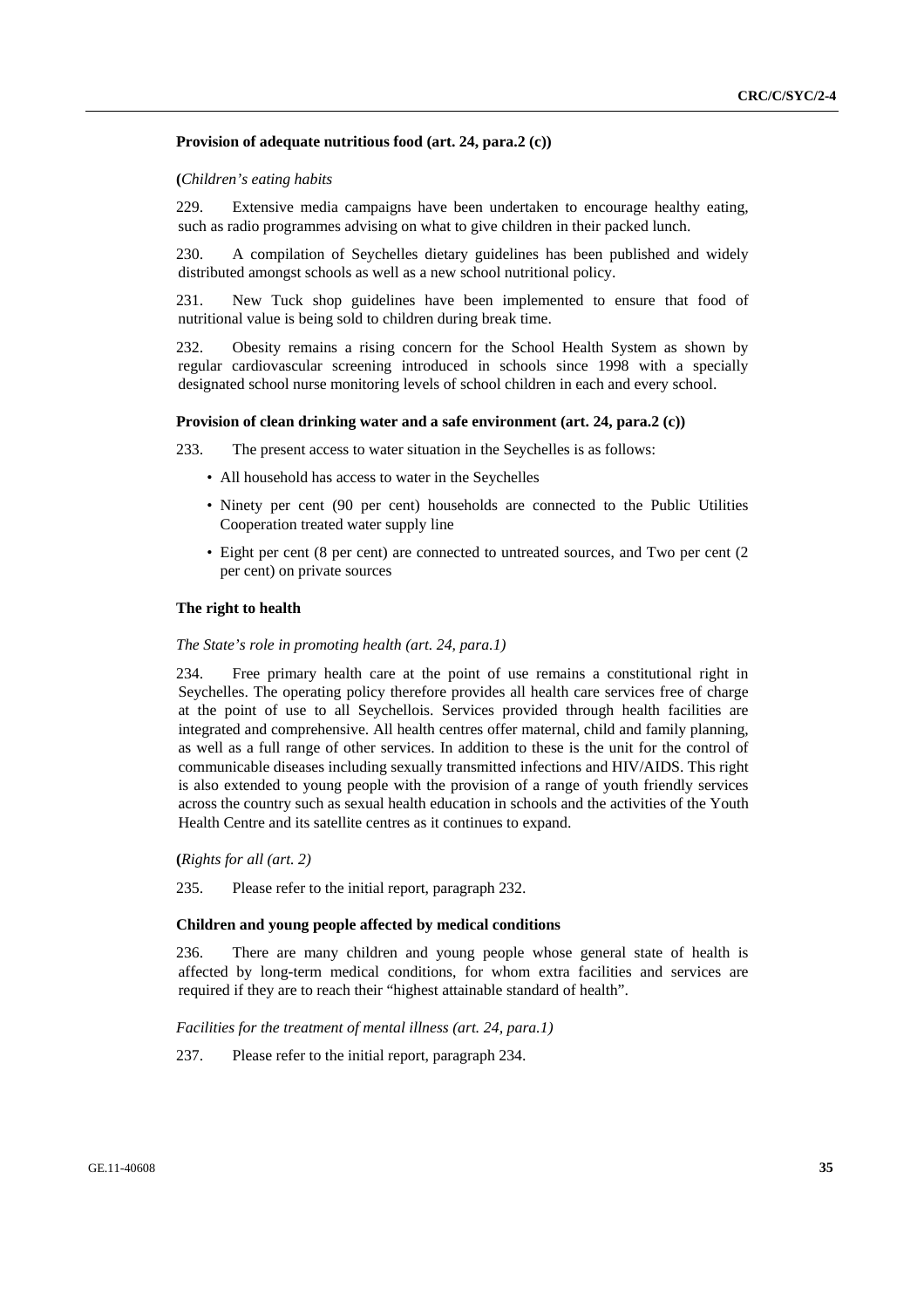### Provision of adequate nutritious food (art. 24, para.2 (c))

**(***Children's eating habits*

229. Extensive media campaigns have been undertaken to encourage healthy eating, such as radio programmes advising on what to give children in their packed lunch.

230. A compilation of Seychelles dietary guidelines has been published and widely distributed amongst schools as well as a new school nutritional policy.

231. New Tuck shop guidelines have been implemented to ensure that food of nutritional value is being sold to children during break time.

232. Obesity remains a rising concern for the School Health System as shown by regular cardiovascular screening introduced in schools since 1998 with a specially designated school nurse monitoring levels of school children in each and every school.

### Provision of clean drinking water and a safe environment (art. 24, para.2 (c))

233. The present access to water situation in the Seychelles is as follows:

- All household has access to water in the Seychelles
- Ninety per cent (90 per cent) households are connected to the Public Utilities Cooperation treated water supply line
- Eight per cent (8 per cent) are connected to untreated sources, and Two per cent (2 per cent) on private sources

### The right to health

*The State's role in promoting health (art. 24, para.1)*

234. Free primary health care at the point of use remains a constitutional right in Seychelles. The operating policy therefore provides all health care services free of charge at the point of use to all Seychellois. Services provided through health facilities are integrated and comprehensive. All health centres offer maternal, child and family planning, as well as a full range of other services. In addition to these is the unit for the control of communicable diseases including sexually transmitted infections and HIV/AIDS. This right is also extended to young people with the provision of a range of youth friendly services across the country such as sexual health education in schools and the activities of the Youth Health Centre and its satellite centres as it continues to expand.

**(***Rights for all (art. 2)*

235. Please refer to the initial report, paragraph 232.

### Children and young people affected by medical conditions

236. There are many children and young people whose general state of health is affected by long-term medical conditions, for whom extra facilities and services are required if they are to reach their "highest attainable standard of health".

*Facilities for the treatment of mental illness (art. 24, para.1)*

237. Please refer to the initial report, paragraph 234.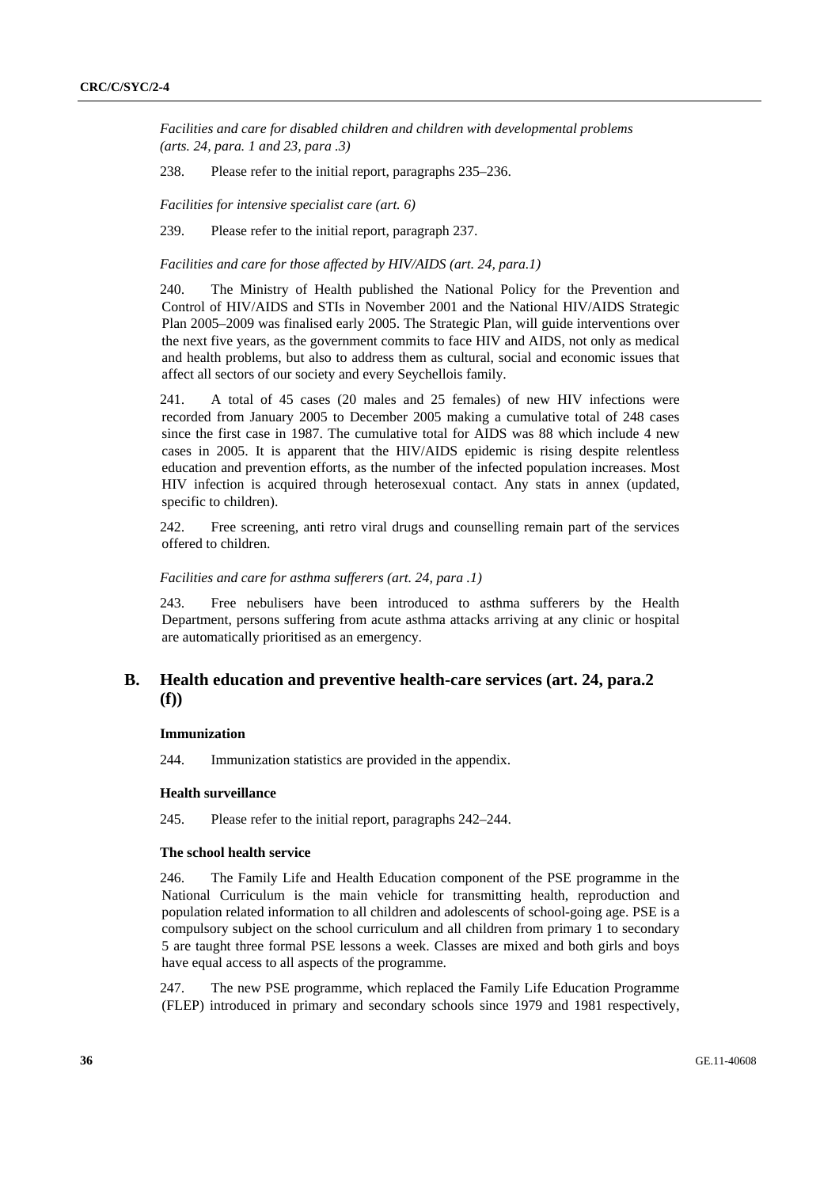*Facilities and care for disabled children and children with developmental problems (arts. 24, para. 1 and 23, para .3)*

238. Please refer to the initial report, paragraphs 235–236.

*Facilities for intensive specialist care (art. 6)*

239. Please refer to the initial report, paragraph 237.

*Facilities and care for those affected by HIV/AIDS (art. 24, para.1)*

240. The Ministry of Health published the National Policy for the Prevention and Control of HIV/AIDS and STIs in November 2001 and the National HIV/AIDS Strategic Plan 2005–2009 was finalised early 2005. The Strategic Plan, will guide interventions over the next five years, as the government commits to face HIV and AIDS, not only as medical and health problems, but also to address them as cultural, social and economic issues that affect all sectors of our society and every Seychellois family.

241. A total of 45 cases (20 males and 25 females) of new HIV infections were recorded from January 2005 to December 2005 making a cumulative total of 248 cases since the first case in 1987. The cumulative total for AIDS was 88 which include 4 new cases in 2005. It is apparent that the HIV/AIDS epidemic is rising despite relentless education and prevention efforts, as the number of the infected population increases. Most HIV infection is acquired through heterosexual contact. Any stats in annex (updated, specific to children).

242. Free screening, anti retro viral drugs and counselling remain part of the services offered to children.

*Facilities and care for asthma sufferers (art. 24, para .1)*

243. Free nebulisers have been introduced to asthma sufferers by the Health Department, persons suffering from acute asthma attacks arriving at any clinic or hospital are automatically prioritised as an emergency.

## B. Health education and preventive health-care services (art. 24, para.2 (f))

### Immunization

244. Immunization statistics are provided in the appendix.

### Health surveillance

245. Please refer to the initial report, paragraphs 242–244.

### The school health service

246. The Family Life and Health Education component of the PSE programme in the National Curriculum is the main vehicle for transmitting health, reproduction and population related information to all children and adolescents of school-going age. PSE is a compulsory subject on the school curriculum and all children from primary 1 to secondary 5 are taught three formal PSE lessons a week. Classes are mixed and both girls and boys have equal access to all aspects of the programme.

247. The new PSE programme, which replaced the Family Life Education Programme (FLEP) introduced in primary and secondary schools since 1979 and 1981 respectively,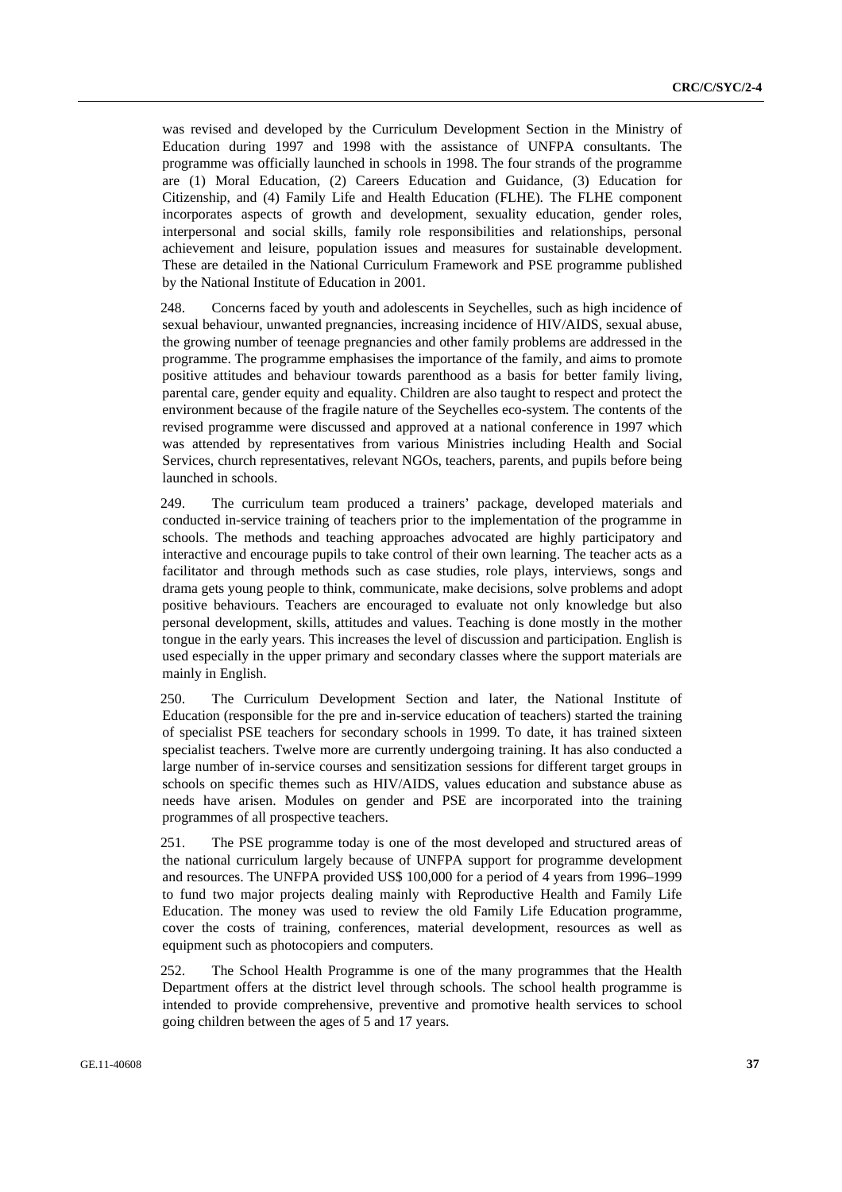was revised and developed by the Curriculum Development Section in the Ministry of Education during 1997 and 1998 with the assistance of UNFPA consultants. The programme was officially launched in schools in 1998. The four strands of the programme are (1) Moral Education, (2) Careers Education and Guidance, (3) Education for Citizenship, and (4) Family Life and Health Education (FLHE). The FLHE component incorporates aspects of growth and development, sexuality education, gender roles, interpersonal and social skills, family role responsibilities and relationships, personal achievement and leisure, population issues and measures for sustainable development. These are detailed in the National Curriculum Framework and PSE programme published by the National Institute of Education in 2001.

248. Concerns faced by youth and adolescents in Seychelles, such as high incidence of sexual behaviour, unwanted pregnancies, increasing incidence of HIV/AIDS, sexual abuse, the growing number of teenage pregnancies and other family problems are addressed in the programme. The programme emphasises the importance of the family, and aims to promote positive attitudes and behaviour towards parenthood as a basis for better family living, parental care, gender equity and equality. Children are also taught to respect and protect the environment because of the fragile nature of the Seychelles eco-system. The contents of the revised programme were discussed and approved at a national conference in 1997 which was attended by representatives from various Ministries including Health and Social Services, church representatives, relevant NGOs, teachers, parents, and pupils before being launched in schools.

249. The curriculum team produced a trainers' package, developed materials and conducted in-service training of teachers prior to the implementation of the programme in schools. The methods and teaching approaches advocated are highly participatory and interactive and encourage pupils to take control of their own learning. The teacher acts as a facilitator and through methods such as case studies, role plays, interviews, songs and drama gets young people to think, communicate, make decisions, solve problems and adopt positive behaviours. Teachers are encouraged to evaluate not only knowledge but also personal development, skills, attitudes and values. Teaching is done mostly in the mother tongue in the early years. This increases the level of discussion and participation. English is used especially in the upper primary and secondary classes where the support materials are mainly in English.

250. The Curriculum Development Section and later, the National Institute of Education (responsible for the pre and in-service education of teachers) started the training of specialist PSE teachers for secondary schools in 1999. To date, it has trained sixteen specialist teachers. Twelve more are currently undergoing training. It has also conducted a large number of in-service courses and sensitization sessions for different target groups in schools on specific themes such as HIV/AIDS, values education and substance abuse as needs have arisen. Modules on gender and PSE are incorporated into the training programmes of all prospective teachers.

251. The PSE programme today is one of the most developed and structured areas of the national curriculum largely because of UNFPA support for programme development and resources. The UNFPA provided US$ 100,000 for a period of 4 years from 1996–1999 to fund two major projects dealing mainly with Reproductive Health and Family Life Education. The money was used to review the old Family Life Education programme, cover the costs of training, conferences, material development, resources as well as equipment such as photocopiers and computers.

252. The School Health Programme is one of the many programmes that the Health Department offers at the district level through schools. The school health programme is intended to provide comprehensive, preventive and promotive health services to school going children between the ages of 5 and 17 years.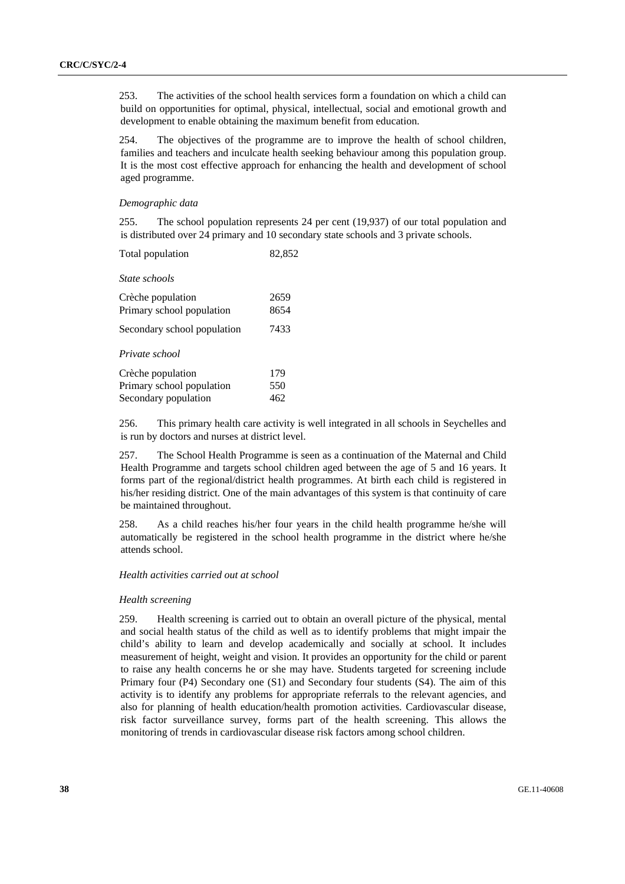253. The activities of the school health services form a foundation on which a child can build on opportunities for optimal, physical, intellectual, social and emotional growth and development to enable obtaining the maximum benefit from education.

254. The objectives of the programme are to improve the health of school children, families and teachers and inculcate health seeking behaviour among this population group. It is the most cost effective approach for enhancing the health and development of school aged programme.

*Demographic data*

255. The school population represents 24 per cent (19,937) of our total population and is distributed over 24 primary and 10 secondary state schools and 3 private schools.

| | |
|---|---|
| Total population | 82,852 |
| *State schools* | |
| Crèche population | 2659 |
| Primary school population | 8654 |
| Secondary school population | 7433 |
| *Private school* | |
| Crèche population | 179 |
| Primary school population | 550 |
| Secondary population | 462 |

256. This primary health care activity is well integrated in all schools in Seychelles and is run by doctors and nurses at district level.

257. The School Health Programme is seen as a continuation of the Maternal and Child Health Programme and targets school children aged between the age of 5 and 16 years. It forms part of the regional/district health programmes. At birth each child is registered in his/her residing district. One of the main advantages of this system is that continuity of care be maintained throughout.

258. As a child reaches his/her four years in the child health programme he/she will automatically be registered in the school health programme in the district where he/she attends school.

*Health activities carried out at school*

*Health screening*

259. Health screening is carried out to obtain an overall picture of the physical, mental and social health status of the child as well as to identify problems that might impair the child's ability to learn and develop academically and socially at school. It includes measurement of height, weight and vision. It provides an opportunity for the child or parent to raise any health concerns he or she may have. Students targeted for screening include Primary four (P4) Secondary one (S1) and Secondary four students (S4). The aim of this activity is to identify any problems for appropriate referrals to the relevant agencies, and also for planning of health education/health promotion activities. Cardiovascular disease, risk factor surveillance survey, forms part of the health screening. This allows the monitoring of trends in cardiovascular disease risk factors among school children.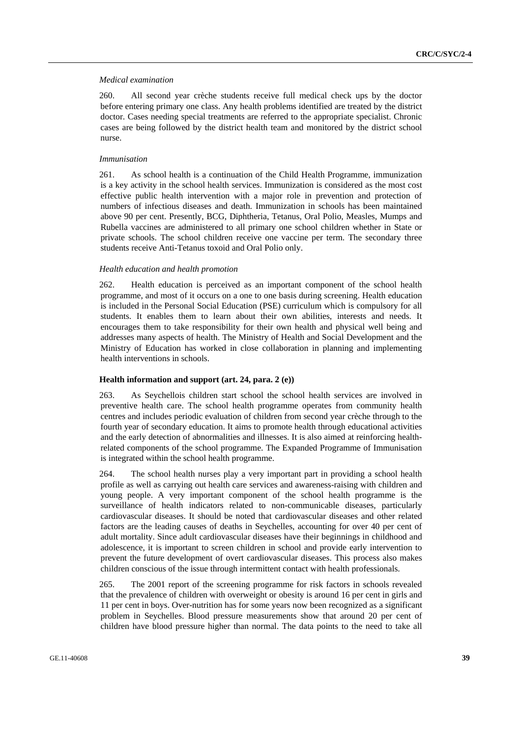*Medical examination*

260. All second year crèche students receive full medical check ups by the doctor before entering primary one class. Any health problems identified are treated by the district doctor. Cases needing special treatments are referred to the appropriate specialist. Chronic cases are being followed by the district health team and monitored by the district school nurse.

*Immunisation*

261. As school health is a continuation of the Child Health Programme, immunization is a key activity in the school health services. Immunization is considered as the most cost effective public health intervention with a major role in prevention and protection of numbers of infectious diseases and death. Immunization in schools has been maintained above 90 per cent. Presently, BCG, Diphtheria, Tetanus, Oral Polio, Measles, Mumps and Rubella vaccines are administered to all primary one school children whether in State or private schools. The school children receive one vaccine per term. The secondary three students receive Anti-Tetanus toxoid and Oral Polio only.

*Health education and health promotion*

262. Health education is perceived as an important component of the school health programme, and most of it occurs on a one to one basis during screening. Health education is included in the Personal Social Education (PSE) curriculum which is compulsory for all students. It enables them to learn about their own abilities, interests and needs. It encourages them to take responsibility for their own health and physical well being and addresses many aspects of health. The Ministry of Health and Social Development and the Ministry of Education has worked in close collaboration in planning and implementing health interventions in schools.

**Health information and support (art. 24, para. 2 (e))**

263. As Seychellois children start school the school health services are involved in preventive health care. The school health programme operates from community health centres and includes periodic evaluation of children from second year crèche through to the fourth year of secondary education. It aims to promote health through educational activities and the early detection of abnormalities and illnesses. It is also aimed at reinforcing health-related components of the school programme. The Expanded Programme of Immunisation is integrated within the school health programme.

264. The school health nurses play a very important part in providing a school health profile as well as carrying out health care services and awareness-raising with children and young people. A very important component of the school health programme is the surveillance of health indicators related to non-communicable diseases, particularly cardiovascular diseases. It should be noted that cardiovascular diseases and other related factors are the leading causes of deaths in Seychelles, accounting for over 40 per cent of adult mortality. Since adult cardiovascular diseases have their beginnings in childhood and adolescence, it is important to screen children in school and provide early intervention to prevent the future development of overt cardiovascular diseases. This process also makes children conscious of the issue through intermittent contact with health professionals.

265. The 2001 report of the screening programme for risk factors in schools revealed that the prevalence of children with overweight or obesity is around 16 per cent in girls and 11 per cent in boys. Over-nutrition has for some years now been recognized as a significant problem in Seychelles. Blood pressure measurements show that around 20 per cent of children have blood pressure higher than normal. The data points to the need to take all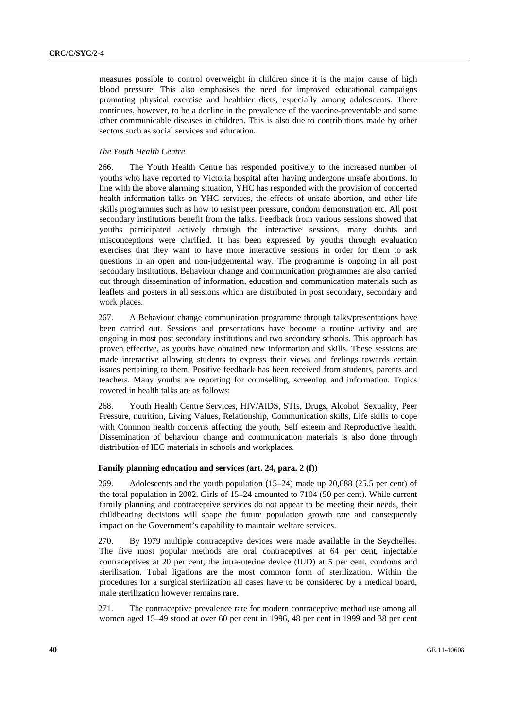measures possible to control overweight in children since it is the major cause of high blood pressure. This also emphasises the need for improved educational campaigns promoting physical exercise and healthier diets, especially among adolescents. There continues, however, to be a decline in the prevalence of the vaccine-preventable and some other communicable diseases in children. This is also due to contributions made by other sectors such as social services and education.

*The Youth Health Centre*

266. The Youth Health Centre has responded positively to the increased number of youths who have reported to Victoria hospital after having undergone unsafe abortions. In line with the above alarming situation, YHC has responded with the provision of concerted health information talks on YHC services, the effects of unsafe abortion, and other life skills programmes such as how to resist peer pressure, condom demonstration etc. All post secondary institutions benefit from the talks. Feedback from various sessions showed that youths participated actively through the interactive sessions, many doubts and misconceptions were clarified. It has been expressed by youths through evaluation exercises that they want to have more interactive sessions in order for them to ask questions in an open and non-judgemental way. The programme is ongoing in all post secondary institutions. Behaviour change and communication programmes are also carried out through dissemination of information, education and communication materials such as leaflets and posters in all sessions which are distributed in post secondary, secondary and work places.

267. A Behaviour change communication programme through talks/presentations have been carried out. Sessions and presentations have become a routine activity and are ongoing in most post secondary institutions and two secondary schools. This approach has proven effective, as youths have obtained new information and skills. These sessions are made interactive allowing students to express their views and feelings towards certain issues pertaining to them. Positive feedback has been received from students, parents and teachers. Many youths are reporting for counselling, screening and information. Topics covered in health talks are as follows:

268. Youth Health Centre Services, HIV/AIDS, STIs, Drugs, Alcohol, Sexuality, Peer Pressure, nutrition, Living Values, Relationship, Communication skills, Life skills to cope with Common health concerns affecting the youth, Self esteem and Reproductive health. Dissemination of behaviour change and communication materials is also done through distribution of IEC materials in schools and workplaces.

### Family planning education and services (art. 24, para. 2 (f))

269. Adolescents and the youth population (15–24) made up 20,688 (25.5 per cent) of the total population in 2002. Girls of 15–24 amounted to 7104 (50 per cent). While current family planning and contraceptive services do not appear to be meeting their needs, their childbearing decisions will shape the future population growth rate and consequently impact on the Government's capability to maintain welfare services.

270. By 1979 multiple contraceptive devices were made available in the Seychelles. The five most popular methods are oral contraceptives at 64 per cent, injectable contraceptives at 20 per cent, the intra-uterine device (IUD) at 5 per cent, condoms and sterilisation. Tubal ligations are the most common form of sterilization. Within the procedures for a surgical sterilization all cases have to be considered by a medical board, male sterilization however remains rare.

271. The contraceptive prevalence rate for modern contraceptive method use among all women aged 15–49 stood at over 60 per cent in 1996, 48 per cent in 1999 and 38 per cent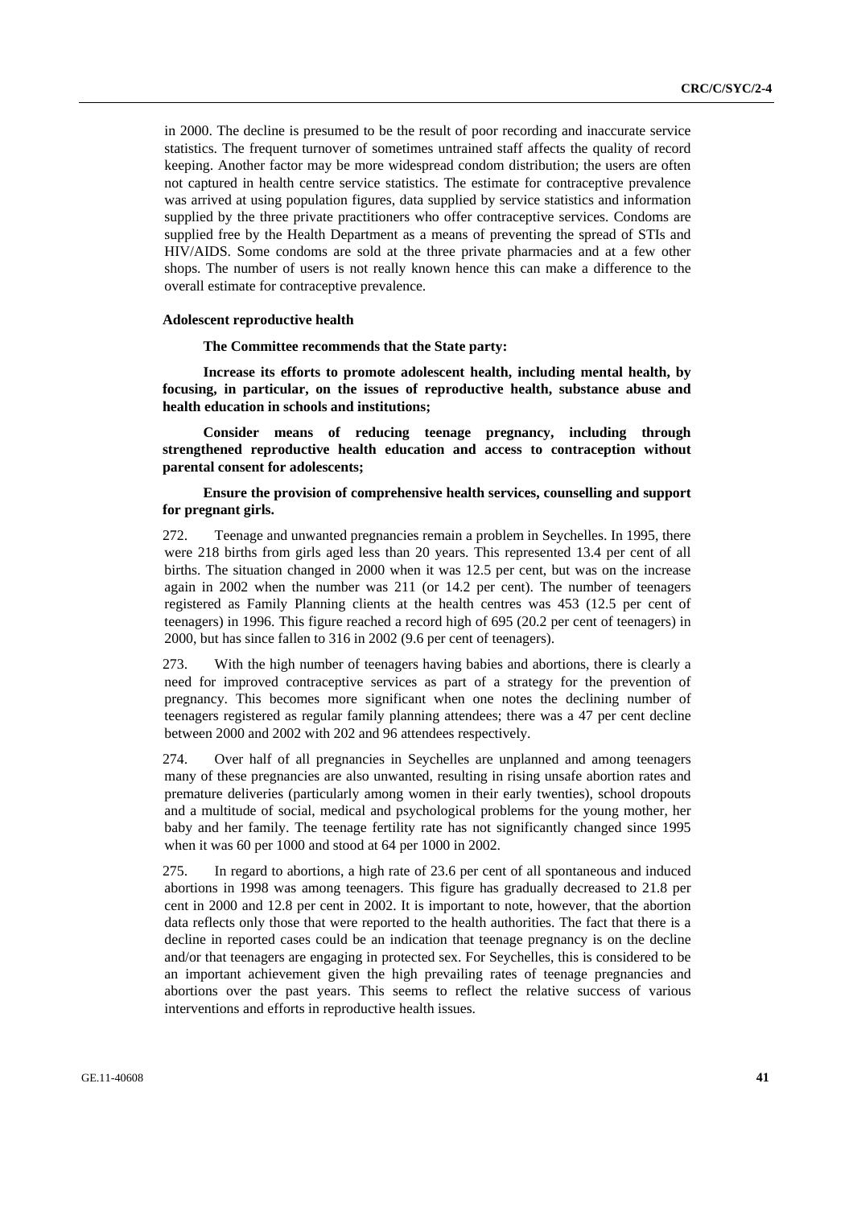in 2000. The decline is presumed to be the result of poor recording and inaccurate service statistics. The frequent turnover of sometimes untrained staff affects the quality of record keeping. Another factor may be more widespread condom distribution; the users are often not captured in health centre service statistics. The estimate for contraceptive prevalence was arrived at using population figures, data supplied by service statistics and information supplied by the three private practitioners who offer contraceptive services. Condoms are supplied free by the Health Department as a means of preventing the spread of STIs and HIV/AIDS. Some condoms are sold at the three private pharmacies and at a few other shops. The number of users is not really known hence this can make a difference to the overall estimate for contraceptive prevalence.

**Adolescent reproductive health**

**The Committee recommends that the State party:**

**Increase its efforts to promote adolescent health, including mental health, by focusing, in particular, on the issues of reproductive health, substance abuse and health education in schools and institutions;**

**Consider means of reducing teenage pregnancy, including through strengthened reproductive health education and access to contraception without parental consent for adolescents;**

**Ensure the provision of comprehensive health services, counselling and support for pregnant girls.**

272. Teenage and unwanted pregnancies remain a problem in Seychelles. In 1995, there were 218 births from girls aged less than 20 years. This represented 13.4 per cent of all births. The situation changed in 2000 when it was 12.5 per cent, but was on the increase again in 2002 when the number was 211 (or 14.2 per cent). The number of teenagers registered as Family Planning clients at the health centres was 453 (12.5 per cent of teenagers) in 1996. This figure reached a record high of 695 (20.2 per cent of teenagers) in 2000, but has since fallen to 316 in 2002 (9.6 per cent of teenagers).

273. With the high number of teenagers having babies and abortions, there is clearly a need for improved contraceptive services as part of a strategy for the prevention of pregnancy. This becomes more significant when one notes the declining number of teenagers registered as regular family planning attendees; there was a 47 per cent decline between 2000 and 2002 with 202 and 96 attendees respectively.

274. Over half of all pregnancies in Seychelles are unplanned and among teenagers many of these pregnancies are also unwanted, resulting in rising unsafe abortion rates and premature deliveries (particularly among women in their early twenties), school dropouts and a multitude of social, medical and psychological problems for the young mother, her baby and her family. The teenage fertility rate has not significantly changed since 1995 when it was 60 per 1000 and stood at 64 per 1000 in 2002.

275. In regard to abortions, a high rate of 23.6 per cent of all spontaneous and induced abortions in 1998 was among teenagers. This figure has gradually decreased to 21.8 per cent in 2000 and 12.8 per cent in 2002. It is important to note, however, that the abortion data reflects only those that were reported to the health authorities. The fact that there is a decline in reported cases could be an indication that teenage pregnancy is on the decline and/or that teenagers are engaging in protected sex. For Seychelles, this is considered to be an important achievement given the high prevailing rates of teenage pregnancies and abortions over the past years. This seems to reflect the relative success of various interventions and efforts in reproductive health issues.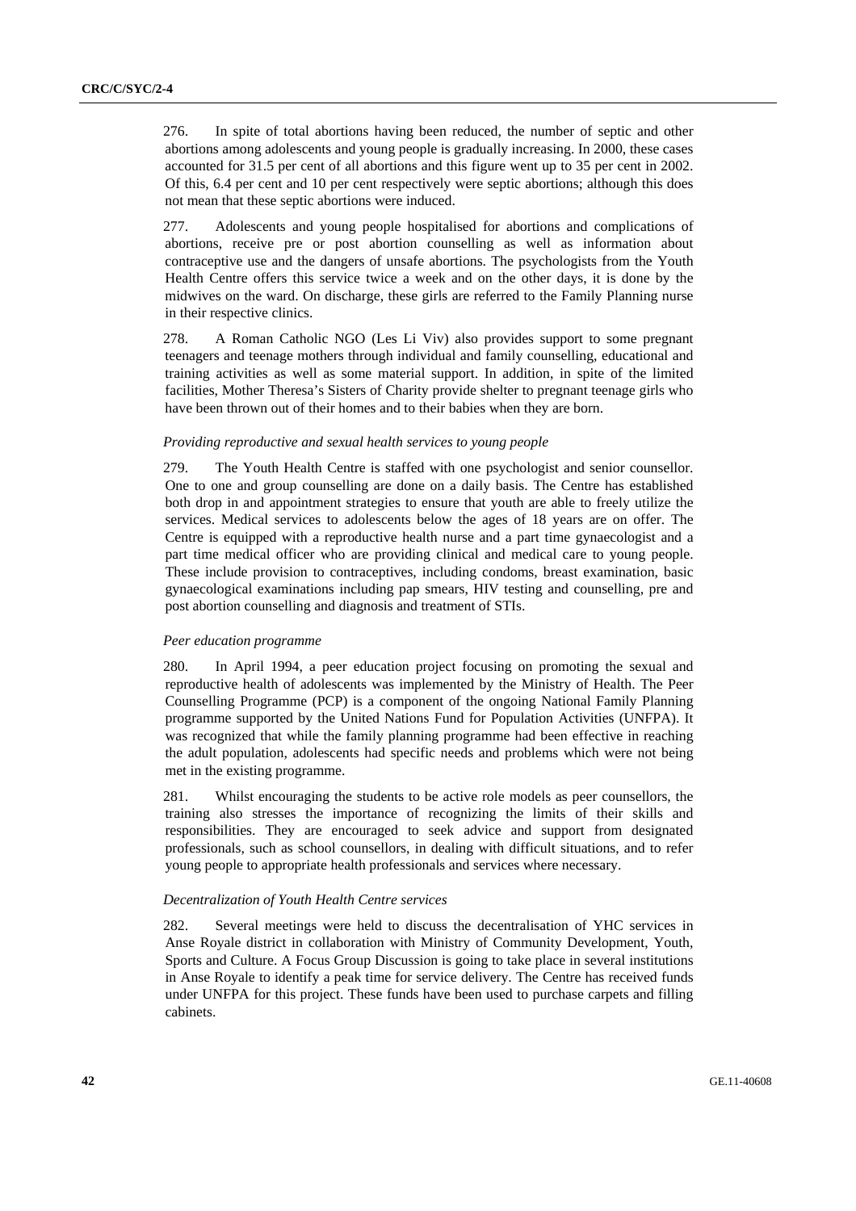276. In spite of total abortions having been reduced, the number of septic and other abortions among adolescents and young people is gradually increasing. In 2000, these cases accounted for 31.5 per cent of all abortions and this figure went up to 35 per cent in 2002. Of this, 6.4 per cent and 10 per cent respectively were septic abortions; although this does not mean that these septic abortions were induced.

277. Adolescents and young people hospitalised for abortions and complications of abortions, receive pre or post abortion counselling as well as information about contraceptive use and the dangers of unsafe abortions. The psychologists from the Youth Health Centre offers this service twice a week and on the other days, it is done by the midwives on the ward. On discharge, these girls are referred to the Family Planning nurse in their respective clinics.

278. A Roman Catholic NGO (Les Li Viv) also provides support to some pregnant teenagers and teenage mothers through individual and family counselling, educational and training activities as well as some material support. In addition, in spite of the limited facilities, Mother Theresa's Sisters of Charity provide shelter to pregnant teenage girls who have been thrown out of their homes and to their babies when they are born.

*Providing reproductive and sexual health services to young people*

279. The Youth Health Centre is staffed with one psychologist and senior counsellor. One to one and group counselling are done on a daily basis. The Centre has established both drop in and appointment strategies to ensure that youth are able to freely utilize the services. Medical services to adolescents below the ages of 18 years are on offer. The Centre is equipped with a reproductive health nurse and a part time gynaecologist and a part time medical officer who are providing clinical and medical care to young people. These include provision to contraceptives, including condoms, breast examination, basic gynaecological examinations including pap smears, HIV testing and counselling, pre and post abortion counselling and diagnosis and treatment of STIs.

*Peer education programme*

280. In April 1994, a peer education project focusing on promoting the sexual and reproductive health of adolescents was implemented by the Ministry of Health. The Peer Counselling Programme (PCP) is a component of the ongoing National Family Planning programme supported by the United Nations Fund for Population Activities (UNFPA). It was recognized that while the family planning programme had been effective in reaching the adult population, adolescents had specific needs and problems which were not being met in the existing programme.

281. Whilst encouraging the students to be active role models as peer counsellors, the training also stresses the importance of recognizing the limits of their skills and responsibilities. They are encouraged to seek advice and support from designated professionals, such as school counsellors, in dealing with difficult situations, and to refer young people to appropriate health professionals and services where necessary.

*Decentralization of Youth Health Centre services*

282. Several meetings were held to discuss the decentralisation of YHC services in Anse Royale district in collaboration with Ministry of Community Development, Youth, Sports and Culture. A Focus Group Discussion is going to take place in several institutions in Anse Royale to identify a peak time for service delivery. The Centre has received funds under UNFPA for this project. These funds have been used to purchase carpets and filling cabinets.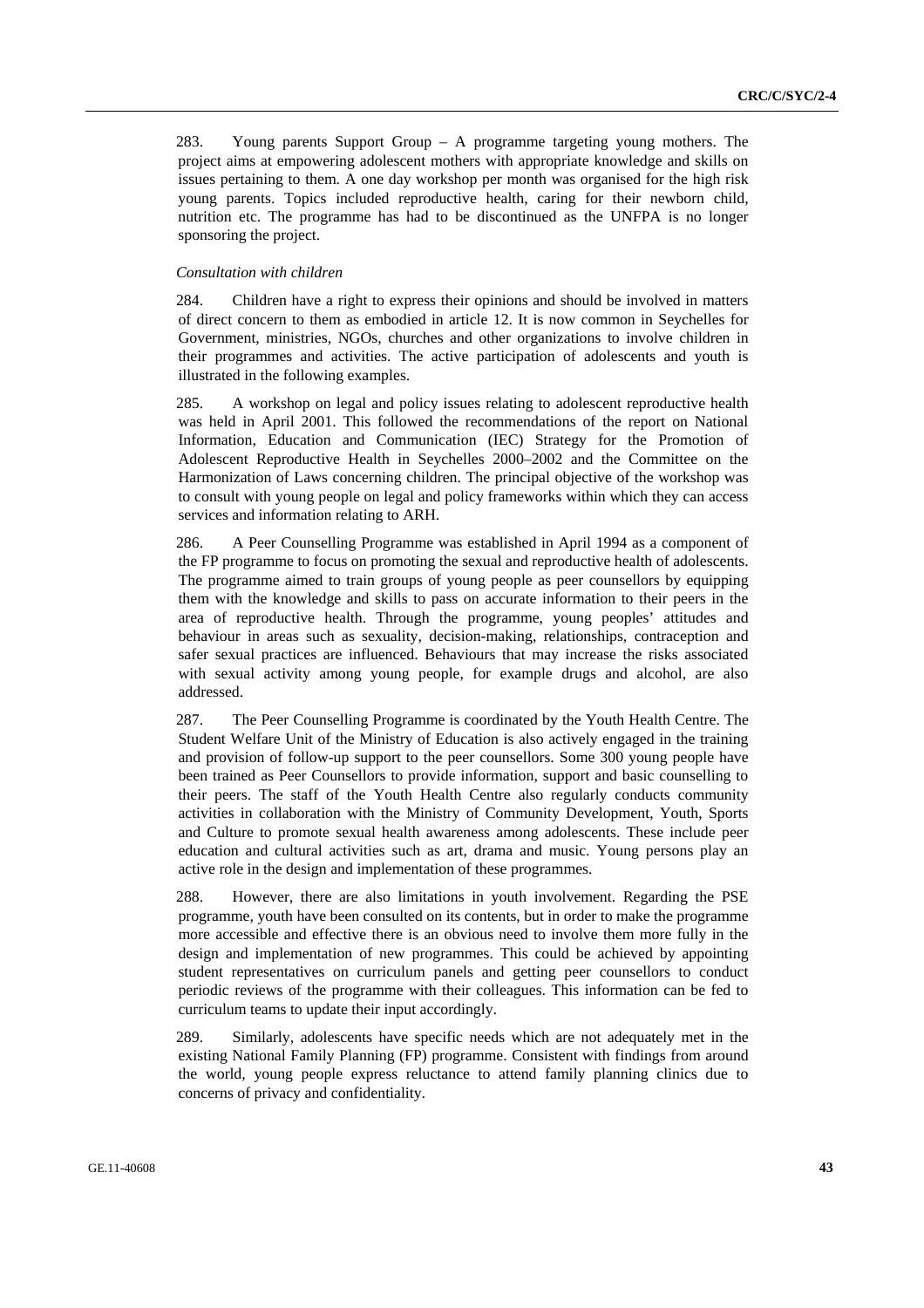283. Young parents Support Group – A programme targeting young mothers. The project aims at empowering adolescent mothers with appropriate knowledge and skills on issues pertaining to them. A one day workshop per month was organised for the high risk young parents. Topics included reproductive health, caring for their newborn child, nutrition etc. The programme has had to be discontinued as the UNFPA is no longer sponsoring the project.

*Consultation with children*

284. Children have a right to express their opinions and should be involved in matters of direct concern to them as embodied in article 12. It is now common in Seychelles for Government, ministries, NGOs, churches and other organizations to involve children in their programmes and activities. The active participation of adolescents and youth is illustrated in the following examples.

285. A workshop on legal and policy issues relating to adolescent reproductive health was held in April 2001. This followed the recommendations of the report on National Information, Education and Communication (IEC) Strategy for the Promotion of Adolescent Reproductive Health in Seychelles 2000–2002 and the Committee on the Harmonization of Laws concerning children. The principal objective of the workshop was to consult with young people on legal and policy frameworks within which they can access services and information relating to ARH.

286. A Peer Counselling Programme was established in April 1994 as a component of the FP programme to focus on promoting the sexual and reproductive health of adolescents. The programme aimed to train groups of young people as peer counsellors by equipping them with the knowledge and skills to pass on accurate information to their peers in the area of reproductive health. Through the programme, young peoples' attitudes and behaviour in areas such as sexuality, decision-making, relationships, contraception and safer sexual practices are influenced. Behaviours that may increase the risks associated with sexual activity among young people, for example drugs and alcohol, are also addressed.

287. The Peer Counselling Programme is coordinated by the Youth Health Centre. The Student Welfare Unit of the Ministry of Education is also actively engaged in the training and provision of follow-up support to the peer counsellors. Some 300 young people have been trained as Peer Counsellors to provide information, support and basic counselling to their peers. The staff of the Youth Health Centre also regularly conducts community activities in collaboration with the Ministry of Community Development, Youth, Sports and Culture to promote sexual health awareness among adolescents. These include peer education and cultural activities such as art, drama and music. Young persons play an active role in the design and implementation of these programmes.

288. However, there are also limitations in youth involvement. Regarding the PSE programme, youth have been consulted on its contents, but in order to make the programme more accessible and effective there is an obvious need to involve them more fully in the design and implementation of new programmes. This could be achieved by appointing student representatives on curriculum panels and getting peer counsellors to conduct periodic reviews of the programme with their colleagues. This information can be fed to curriculum teams to update their input accordingly.

289. Similarly, adolescents have specific needs which are not adequately met in the existing National Family Planning (FP) programme. Consistent with findings from around the world, young people express reluctance to attend family planning clinics due to concerns of privacy and confidentiality.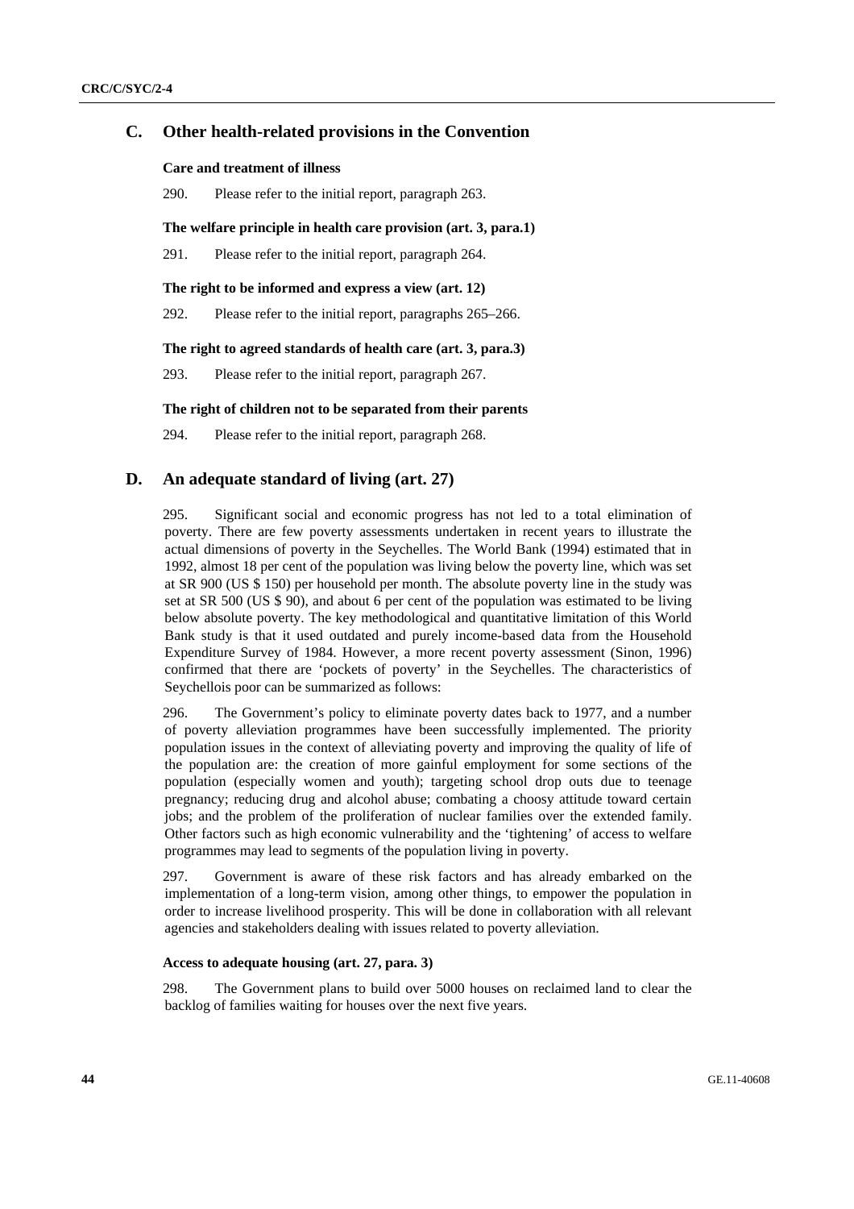## C. Other health-related provisions in the Convention

### Care and treatment of illness

290. Please refer to the initial report, paragraph 263.

### The welfare principle in health care provision (art. 3, para.1)

291. Please refer to the initial report, paragraph 264.

### The right to be informed and express a view (art. 12)

292. Please refer to the initial report, paragraphs 265–266.

### The right to agreed standards of health care (art. 3, para.3)

293. Please refer to the initial report, paragraph 267.

### The right of children not to be separated from their parents

294. Please refer to the initial report, paragraph 268.

## D. An adequate standard of living (art. 27)

295. Significant social and economic progress has not led to a total elimination of poverty. There are few poverty assessments undertaken in recent years to illustrate the actual dimensions of poverty in the Seychelles. The World Bank (1994) estimated that in 1992, almost 18 per cent of the population was living below the poverty line, which was set at SR 900 (US $ 150) per household per month. The absolute poverty line in the study was set at SR 500 (US $ 90), and about 6 per cent of the population was estimated to be living below absolute poverty. The key methodological and quantitative limitation of this World Bank study is that it used outdated and purely income-based data from the Household Expenditure Survey of 1984. However, a more recent poverty assessment (Sinon, 1996) confirmed that there are 'pockets of poverty' in the Seychelles. The characteristics of Seychellois poor can be summarized as follows:

296. The Government's policy to eliminate poverty dates back to 1977, and a number of poverty alleviation programmes have been successfully implemented. The priority population issues in the context of alleviating poverty and improving the quality of life of the population are: the creation of more gainful employment for some sections of the population (especially women and youth); targeting school drop outs due to teenage pregnancy; reducing drug and alcohol abuse; combating a choosy attitude toward certain jobs; and the problem of the proliferation of nuclear families over the extended family. Other factors such as high economic vulnerability and the 'tightening' of access to welfare programmes may lead to segments of the population living in poverty.

297. Government is aware of these risk factors and has already embarked on the implementation of a long-term vision, among other things, to empower the population in order to increase livelihood prosperity. This will be done in collaboration with all relevant agencies and stakeholders dealing with issues related to poverty alleviation.

### Access to adequate housing (art. 27, para. 3)

298. The Government plans to build over 5000 houses on reclaimed land to clear the backlog of families waiting for houses over the next five years.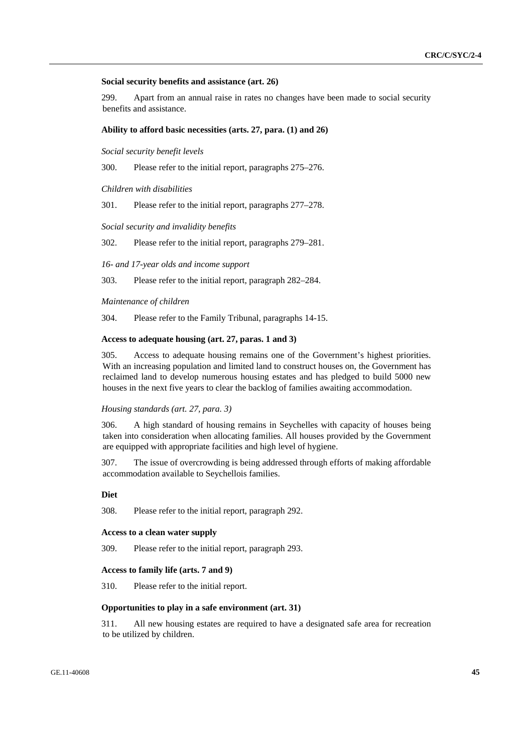### Social security benefits and assistance (art. 26)

299. Apart from an annual raise in rates no changes have been made to social security benefits and assistance.

### Ability to afford basic necessities (arts. 27, para. (1) and 26)

*Social security benefit levels*

300. Please refer to the initial report, paragraphs 275–276.

*Children with disabilities*

301. Please refer to the initial report, paragraphs 277–278.

*Social security and invalidity benefits*

302. Please refer to the initial report, paragraphs 279–281.

*16- and 17-year olds and income support*

303. Please refer to the initial report, paragraph 282–284.

*Maintenance of children*

304. Please refer to the Family Tribunal, paragraphs 14-15.

### Access to adequate housing (art. 27, paras. 1 and 3)

305. Access to adequate housing remains one of the Government's highest priorities. With an increasing population and limited land to construct houses on, the Government has reclaimed land to develop numerous housing estates and has pledged to build 5000 new houses in the next five years to clear the backlog of families awaiting accommodation.

*Housing standards (art. 27, para. 3)*

306. A high standard of housing remains in Seychelles with capacity of houses being taken into consideration when allocating families. All houses provided by the Government are equipped with appropriate facilities and high level of hygiene.

307. The issue of overcrowding is being addressed through efforts of making affordable accommodation available to Seychellois families.

### Diet

308. Please refer to the initial report, paragraph 292.

### Access to a clean water supply

309. Please refer to the initial report, paragraph 293.

### Access to family life (arts. 7 and 9)

310. Please refer to the initial report.

### Opportunities to play in a safe environment (art. 31)

311. All new housing estates are required to have a designated safe area for recreation to be utilized by children.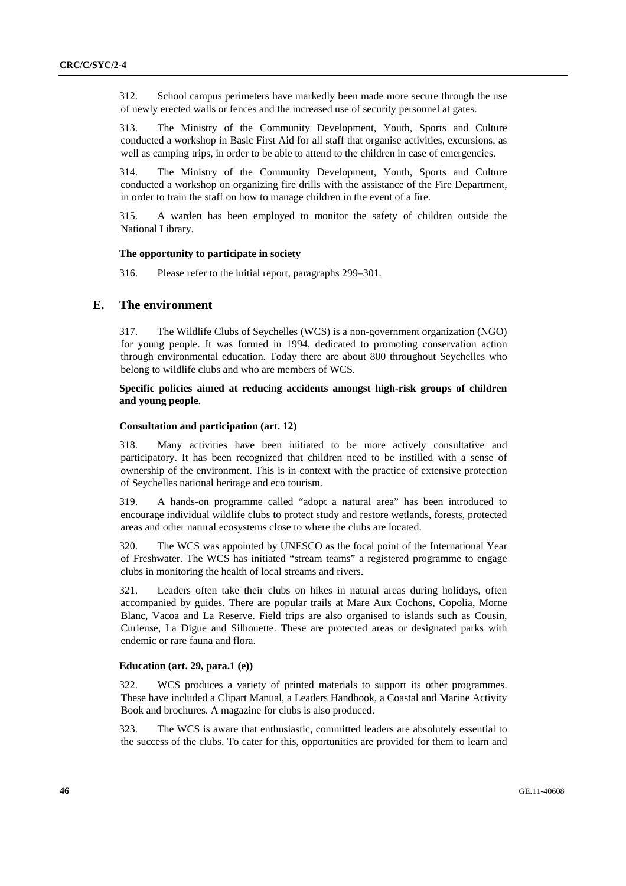312. School campus perimeters have markedly been made more secure through the use of newly erected walls or fences and the increased use of security personnel at gates.

313. The Ministry of the Community Development, Youth, Sports and Culture conducted a workshop in Basic First Aid for all staff that organise activities, excursions, as well as camping trips, in order to be able to attend to the children in case of emergencies.

314. The Ministry of the Community Development, Youth, Sports and Culture conducted a workshop on organizing fire drills with the assistance of the Fire Department, in order to train the staff on how to manage children in the event of a fire.

315. A warden has been employed to monitor the safety of children outside the National Library.

#### The opportunity to participate in society

316. Please refer to the initial report, paragraphs 299–301.

## E. The environment

317. The Wildlife Clubs of Seychelles (WCS) is a non-government organization (NGO) for young people. It was formed in 1994, dedicated to promoting conservation action through environmental education. Today there are about 800 throughout Seychelles who belong to wildlife clubs and who are members of WCS.

**Specific policies aimed at reducing accidents amongst high-risk groups of children and young people**.

#### Consultation and participation (art. 12)

318. Many activities have been initiated to be more actively consultative and participatory. It has been recognized that children need to be instilled with a sense of ownership of the environment. This is in context with the practice of extensive protection of Seychelles national heritage and eco tourism.

319. A hands-on programme called "adopt a natural area" has been introduced to encourage individual wildlife clubs to protect study and restore wetlands, forests, protected areas and other natural ecosystems close to where the clubs are located.

320. The WCS was appointed by UNESCO as the focal point of the International Year of Freshwater. The WCS has initiated "stream teams" a registered programme to engage clubs in monitoring the health of local streams and rivers.

321. Leaders often take their clubs on hikes in natural areas during holidays, often accompanied by guides. There are popular trails at Mare Aux Cochons, Copolia, Morne Blanc, Vacoa and La Reserve. Field trips are also organised to islands such as Cousin, Curieuse, La Digue and Silhouette. These are protected areas or designated parks with endemic or rare fauna and flora.

#### Education (art. 29, para.1 (e))

322. WCS produces a variety of printed materials to support its other programmes. These have included a Clipart Manual, a Leaders Handbook, a Coastal and Marine Activity Book and brochures. A magazine for clubs is also produced.

323. The WCS is aware that enthusiastic, committed leaders are absolutely essential to the success of the clubs. To cater for this, opportunities are provided for them to learn and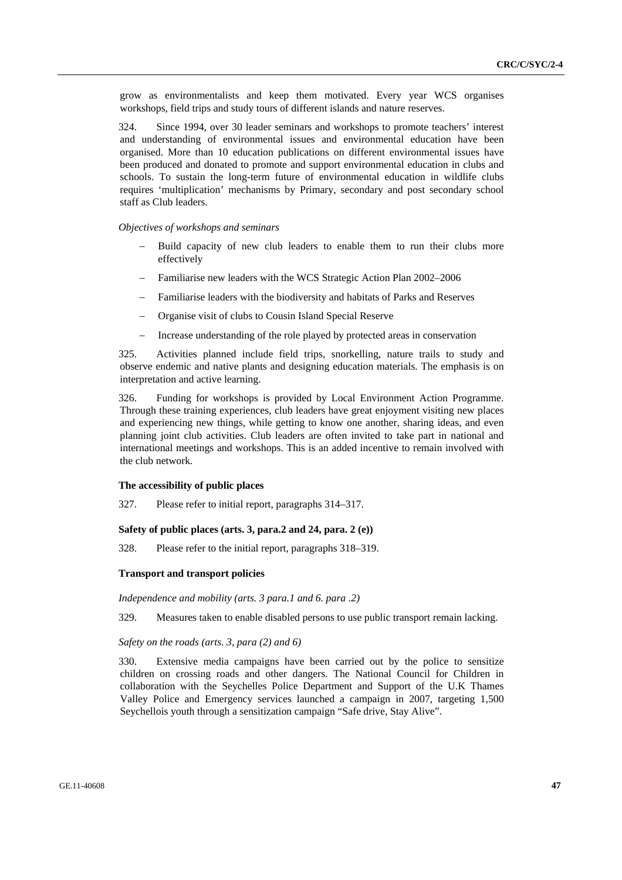grow as environmentalists and keep them motivated. Every year WCS organises workshops, field trips and study tours of different islands and nature reserves.

324. Since 1994, over 30 leader seminars and workshops to promote teachers' interest and understanding of environmental issues and environmental education have been organised. More than 10 education publications on different environmental issues have been produced and donated to promote and support environmental education in clubs and schools. To sustain the long-term future of environmental education in wildlife clubs requires 'multiplication' mechanisms by Primary, secondary and post secondary school staff as Club leaders.

*Objectives of workshops and seminars*

- Build capacity of new club leaders to enable them to run their clubs more effectively
- Familiarise new leaders with the WCS Strategic Action Plan 2002–2006
- Familiarise leaders with the biodiversity and habitats of Parks and Reserves
- Organise visit of clubs to Cousin Island Special Reserve
- Increase understanding of the role played by protected areas in conservation

325. Activities planned include field trips, snorkelling, nature trails to study and observe endemic and native plants and designing education materials. The emphasis is on interpretation and active learning.

326. Funding for workshops is provided by Local Environment Action Programme. Through these training experiences, club leaders have great enjoyment visiting new places and experiencing new things, while getting to know one another, sharing ideas, and even planning joint club activities. Club leaders are often invited to take part in national and international meetings and workshops. This is an added incentive to remain involved with the club network.

**The accessibility of public places**

327. Please refer to initial report, paragraphs 314–317.

**Safety of public places (arts. 3, para.2 and 24, para. 2 (e))**

328. Please refer to the initial report, paragraphs 318–319.

**Transport and transport policies**

*Independence and mobility (arts. 3 para.1 and 6. para .2)*

329. Measures taken to enable disabled persons to use public transport remain lacking.

*Safety on the roads (arts. 3, para (2) and 6)*

330. Extensive media campaigns have been carried out by the police to sensitize children on crossing roads and other dangers. The National Council for Children in collaboration with the Seychelles Police Department and Support of the U.K Thames Valley Police and Emergency services launched a campaign in 2007, targeting 1,500 Seychellois youth through a sensitization campaign "Safe drive, Stay Alive".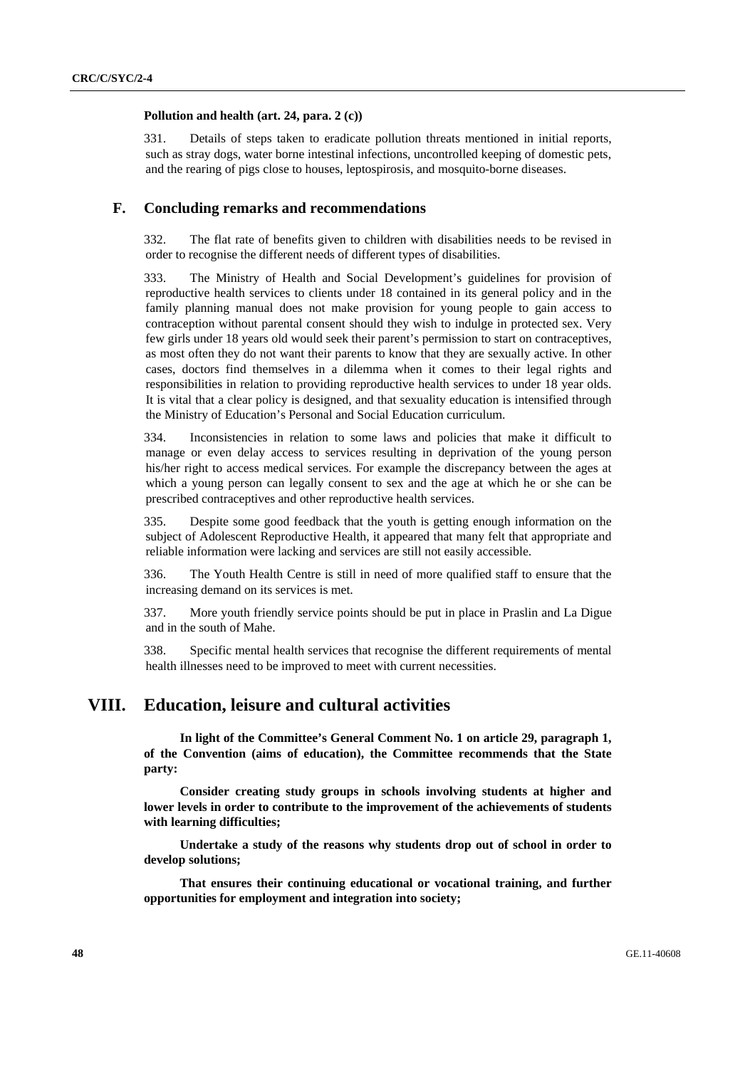#### Pollution and health (art. 24, para. 2 (c))

331. Details of steps taken to eradicate pollution threats mentioned in initial reports, such as stray dogs, water borne intestinal infections, uncontrolled keeping of domestic pets, and the rearing of pigs close to houses, leptospirosis, and mosquito-borne diseases.

### F. Concluding remarks and recommendations

332. The flat rate of benefits given to children with disabilities needs to be revised in order to recognise the different needs of different types of disabilities.

333. The Ministry of Health and Social Development's guidelines for provision of reproductive health services to clients under 18 contained in its general policy and in the family planning manual does not make provision for young people to gain access to contraception without parental consent should they wish to indulge in protected sex. Very few girls under 18 years old would seek their parent's permission to start on contraceptives, as most often they do not want their parents to know that they are sexually active. In other cases, doctors find themselves in a dilemma when it comes to their legal rights and responsibilities in relation to providing reproductive health services to under 18 year olds. It is vital that a clear policy is designed, and that sexuality education is intensified through the Ministry of Education's Personal and Social Education curriculum.

334. Inconsistencies in relation to some laws and policies that make it difficult to manage or even delay access to services resulting in deprivation of the young person his/her right to access medical services. For example the discrepancy between the ages at which a young person can legally consent to sex and the age at which he or she can be prescribed contraceptives and other reproductive health services.

335. Despite some good feedback that the youth is getting enough information on the subject of Adolescent Reproductive Health, it appeared that many felt that appropriate and reliable information were lacking and services are still not easily accessible.

336. The Youth Health Centre is still in need of more qualified staff to ensure that the increasing demand on its services is met.

337. More youth friendly service points should be put in place in Praslin and La Digue and in the south of Mahe.

338. Specific mental health services that recognise the different requirements of mental health illnesses need to be improved to meet with current necessities.

## VIII. Education, leisure and cultural activities

**In light of the Committee's General Comment No. 1 on article 29, paragraph 1, of the Convention (aims of education), the Committee recommends that the State party:**

**Consider creating study groups in schools involving students at higher and lower levels in order to contribute to the improvement of the achievements of students with learning difficulties;**

**Undertake a study of the reasons why students drop out of school in order to develop solutions;**

**That ensures their continuing educational or vocational training, and further opportunities for employment and integration into society;**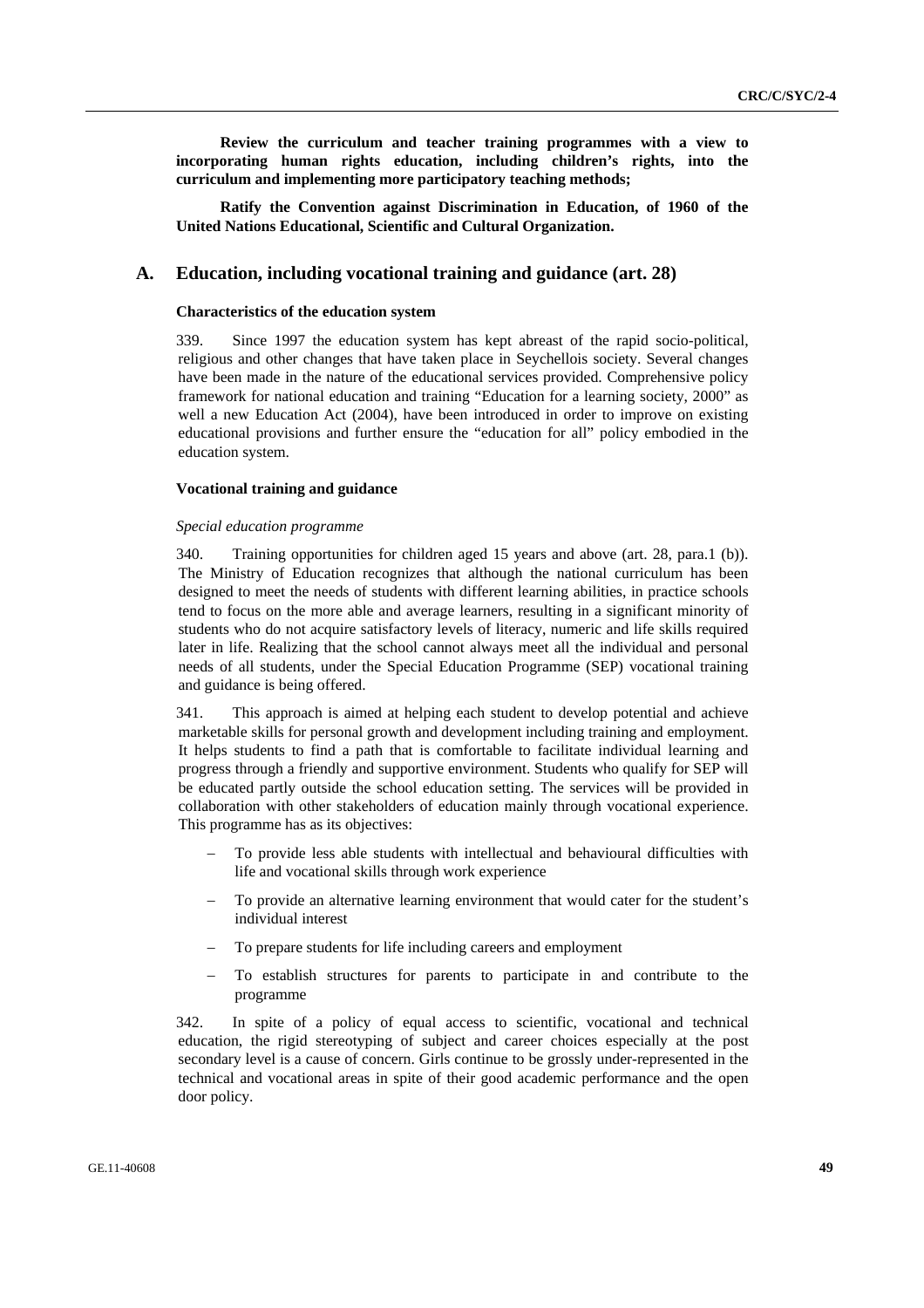**Review the curriculum and teacher training programmes with a view to incorporating human rights education, including children's rights, into the curriculum and implementing more participatory teaching methods;**

**Ratify the Convention against Discrimination in Education, of 1960 of the United Nations Educational, Scientific and Cultural Organization.**

## A. Education, including vocational training and guidance (art. 28)

#### Characteristics of the education system

339. Since 1997 the education system has kept abreast of the rapid socio-political, religious and other changes that have taken place in Seychellois society. Several changes have been made in the nature of the educational services provided. Comprehensive policy framework for national education and training "Education for a learning society, 2000" as well a new Education Act (2004), have been introduced in order to improve on existing educational provisions and further ensure the "education for all" policy embodied in the education system.

#### Vocational training and guidance

*Special education programme*

340. Training opportunities for children aged 15 years and above (art. 28, para.1 (b)). The Ministry of Education recognizes that although the national curriculum has been designed to meet the needs of students with different learning abilities, in practice schools tend to focus on the more able and average learners, resulting in a significant minority of students who do not acquire satisfactory levels of literacy, numeric and life skills required later in life. Realizing that the school cannot always meet all the individual and personal needs of all students, under the Special Education Programme (SEP) vocational training and guidance is being offered.

341. This approach is aimed at helping each student to develop potential and achieve marketable skills for personal growth and development including training and employment. It helps students to find a path that is comfortable to facilitate individual learning and progress through a friendly and supportive environment. Students who qualify for SEP will be educated partly outside the school education setting. The services will be provided in collaboration with other stakeholders of education mainly through vocational experience. This programme has as its objectives:

- To provide less able students with intellectual and behavioural difficulties with life and vocational skills through work experience
- To provide an alternative learning environment that would cater for the student's individual interest
- To prepare students for life including careers and employment
- To establish structures for parents to participate in and contribute to the programme

342. In spite of a policy of equal access to scientific, vocational and technical education, the rigid stereotyping of subject and career choices especially at the post secondary level is a cause of concern. Girls continue to be grossly under-represented in the technical and vocational areas in spite of their good academic performance and the open door policy.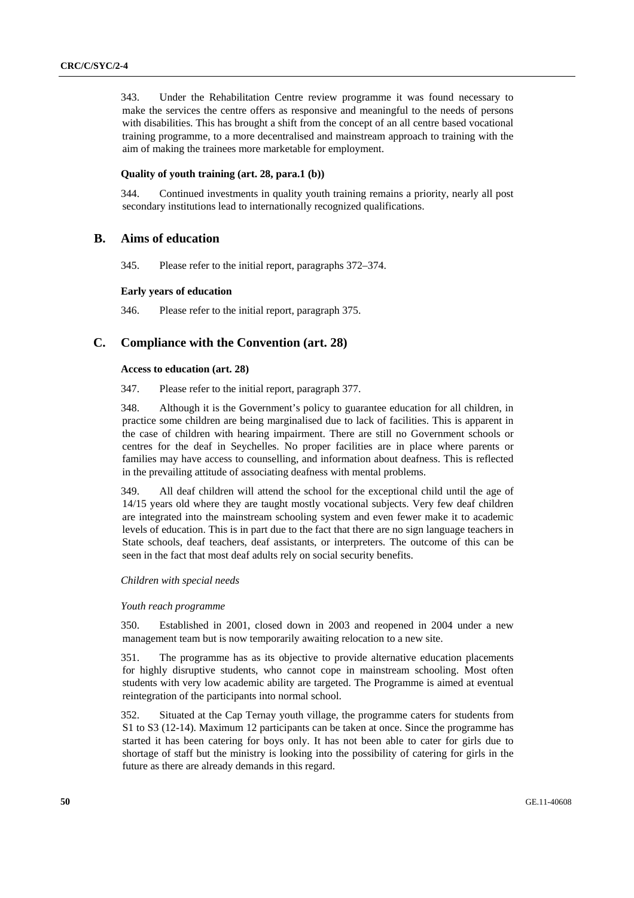343. Under the Rehabilitation Centre review programme it was found necessary to make the services the centre offers as responsive and meaningful to the needs of persons with disabilities. This has brought a shift from the concept of an all centre based vocational training programme, to a more decentralised and mainstream approach to training with the aim of making the trainees more marketable for employment.

#### Quality of youth training (art. 28, para.1 (b))

344. Continued investments in quality youth training remains a priority, nearly all post secondary institutions lead to internationally recognized qualifications.

## B. Aims of education

345. Please refer to the initial report, paragraphs 372–374.

#### Early years of education

346. Please refer to the initial report, paragraph 375.

## C. Compliance with the Convention (art. 28)

#### Access to education (art. 28)

347. Please refer to the initial report, paragraph 377.

348. Although it is the Government's policy to guarantee education for all children, in practice some children are being marginalised due to lack of facilities. This is apparent in the case of children with hearing impairment. There are still no Government schools or centres for the deaf in Seychelles. No proper facilities are in place where parents or families may have access to counselling, and information about deafness. This is reflected in the prevailing attitude of associating deafness with mental problems.

349. All deaf children will attend the school for the exceptional child until the age of 14/15 years old where they are taught mostly vocational subjects. Very few deaf children are integrated into the mainstream schooling system and even fewer make it to academic levels of education. This is in part due to the fact that there are no sign language teachers in State schools, deaf teachers, deaf assistants, or interpreters. The outcome of this can be seen in the fact that most deaf adults rely on social security benefits.

*Children with special needs*

*Youth reach programme*

350. Established in 2001, closed down in 2003 and reopened in 2004 under a new management team but is now temporarily awaiting relocation to a new site.

351. The programme has as its objective to provide alternative education placements for highly disruptive students, who cannot cope in mainstream schooling. Most often students with very low academic ability are targeted. The Programme is aimed at eventual reintegration of the participants into normal school.

352. Situated at the Cap Ternay youth village, the programme caters for students from S1 to S3 (12-14). Maximum 12 participants can be taken at once. Since the programme has started it has been catering for boys only. It has not been able to cater for girls due to shortage of staff but the ministry is looking into the possibility of catering for girls in the future as there are already demands in this regard.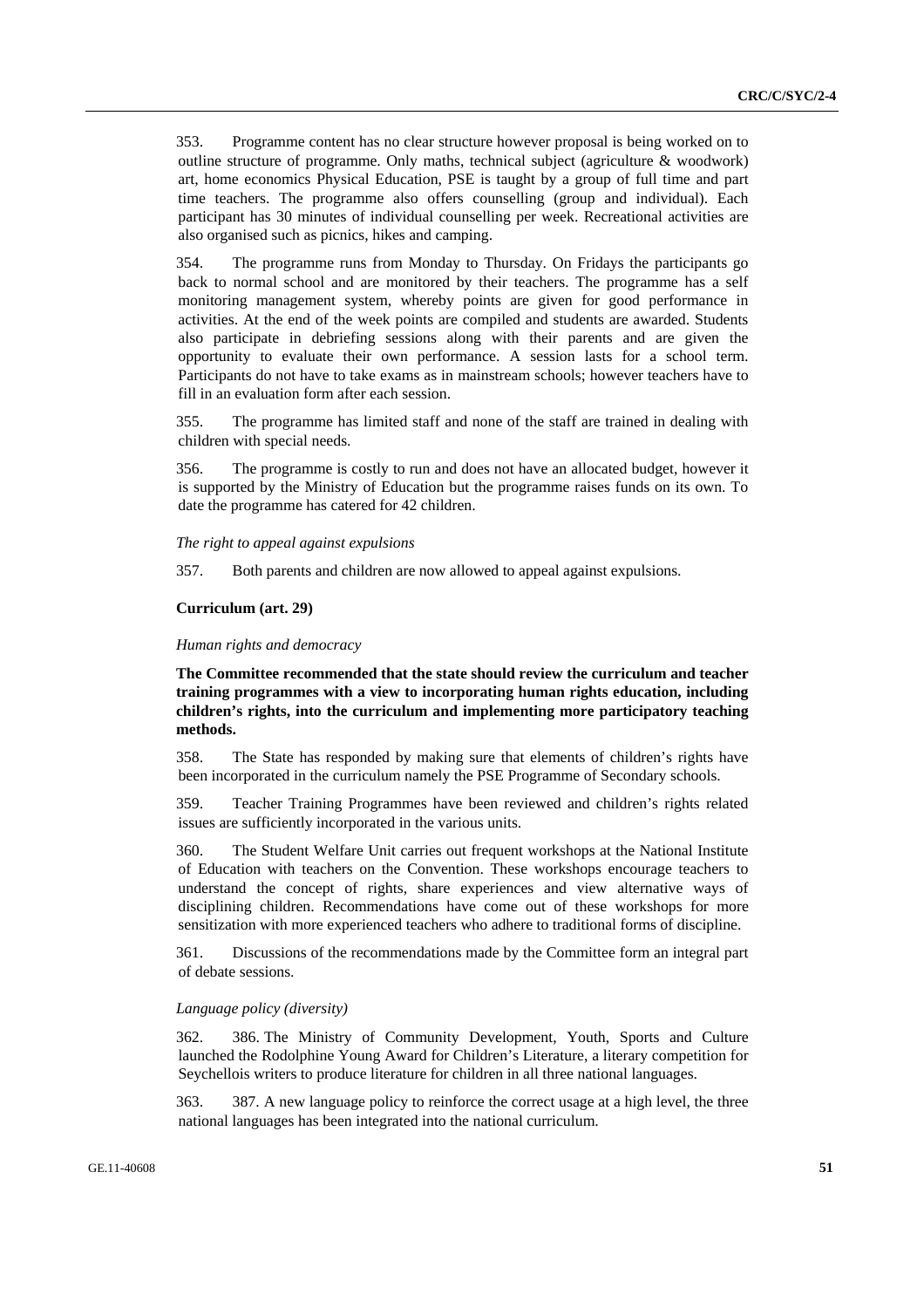353. Programme content has no clear structure however proposal is being worked on to outline structure of programme. Only maths, technical subject (agriculture & woodwork) art, home economics Physical Education, PSE is taught by a group of full time and part time teachers. The programme also offers counselling (group and individual). Each participant has 30 minutes of individual counselling per week. Recreational activities are also organised such as picnics, hikes and camping.

354. The programme runs from Monday to Thursday. On Fridays the participants go back to normal school and are monitored by their teachers. The programme has a self monitoring management system, whereby points are given for good performance in activities. At the end of the week points are compiled and students are awarded. Students also participate in debriefing sessions along with their parents and are given the opportunity to evaluate their own performance. A session lasts for a school term. Participants do not have to take exams as in mainstream schools; however teachers have to fill in an evaluation form after each session.

355. The programme has limited staff and none of the staff are trained in dealing with children with special needs.

356. The programme is costly to run and does not have an allocated budget, however it is supported by the Ministry of Education but the programme raises funds on its own. To date the programme has catered for 42 children.

*The right to appeal against expulsions*

357. Both parents and children are now allowed to appeal against expulsions.

**Curriculum (art. 29)**

*Human rights and democracy*

**The Committee recommended that the state should review the curriculum and teacher training programmes with a view to incorporating human rights education, including children's rights, into the curriculum and implementing more participatory teaching methods.**

358. The State has responded by making sure that elements of children's rights have been incorporated in the curriculum namely the PSE Programme of Secondary schools.

359. Teacher Training Programmes have been reviewed and children's rights related issues are sufficiently incorporated in the various units.

360. The Student Welfare Unit carries out frequent workshops at the National Institute of Education with teachers on the Convention. These workshops encourage teachers to understand the concept of rights, share experiences and view alternative ways of disciplining children. Recommendations have come out of these workshops for more sensitization with more experienced teachers who adhere to traditional forms of discipline.

361. Discussions of the recommendations made by the Committee form an integral part of debate sessions.

*Language policy (diversity)*

362. 386. The Ministry of Community Development, Youth, Sports and Culture launched the Rodolphine Young Award for Children's Literature, a literary competition for Seychellois writers to produce literature for children in all three national languages.

363. 387. A new language policy to reinforce the correct usage at a high level, the three national languages has been integrated into the national curriculum.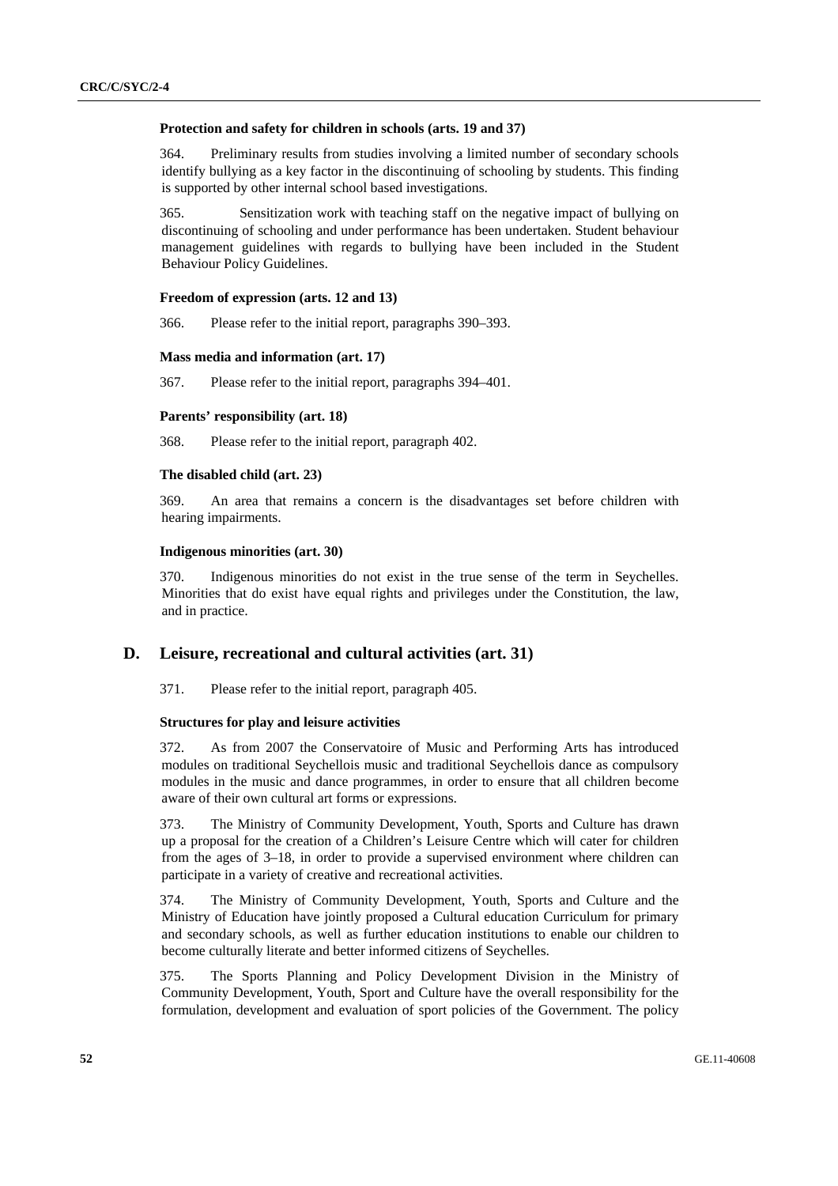#### Protection and safety for children in schools (arts. 19 and 37)

364. Preliminary results from studies involving a limited number of secondary schools identify bullying as a key factor in the discontinuing of schooling by students. This finding is supported by other internal school based investigations.

365. Sensitization work with teaching staff on the negative impact of bullying on discontinuing of schooling and under performance has been undertaken. Student behaviour management guidelines with regards to bullying have been included in the Student Behaviour Policy Guidelines.

#### Freedom of expression (arts. 12 and 13)

366. Please refer to the initial report, paragraphs 390–393.

#### Mass media and information (art. 17)

367. Please refer to the initial report, paragraphs 394–401.

#### Parents' responsibility (art. 18)

368. Please refer to the initial report, paragraph 402.

#### The disabled child (art. 23)

369. An area that remains a concern is the disadvantages set before children with hearing impairments.

#### Indigenous minorities (art. 30)

370. Indigenous minorities do not exist in the true sense of the term in Seychelles. Minorities that do exist have equal rights and privileges under the Constitution, the law, and in practice.

## D. Leisure, recreational and cultural activities (art. 31)

371. Please refer to the initial report, paragraph 405.

#### Structures for play and leisure activities

372. As from 2007 the Conservatoire of Music and Performing Arts has introduced modules on traditional Seychellois music and traditional Seychellois dance as compulsory modules in the music and dance programmes, in order to ensure that all children become aware of their own cultural art forms or expressions.

373. The Ministry of Community Development, Youth, Sports and Culture has drawn up a proposal for the creation of a Children's Leisure Centre which will cater for children from the ages of 3–18, in order to provide a supervised environment where children can participate in a variety of creative and recreational activities.

374. The Ministry of Community Development, Youth, Sports and Culture and the Ministry of Education have jointly proposed a Cultural education Curriculum for primary and secondary schools, as well as further education institutions to enable our children to become culturally literate and better informed citizens of Seychelles.

375. The Sports Planning and Policy Development Division in the Ministry of Community Development, Youth, Sport and Culture have the overall responsibility for the formulation, development and evaluation of sport policies of the Government. The policy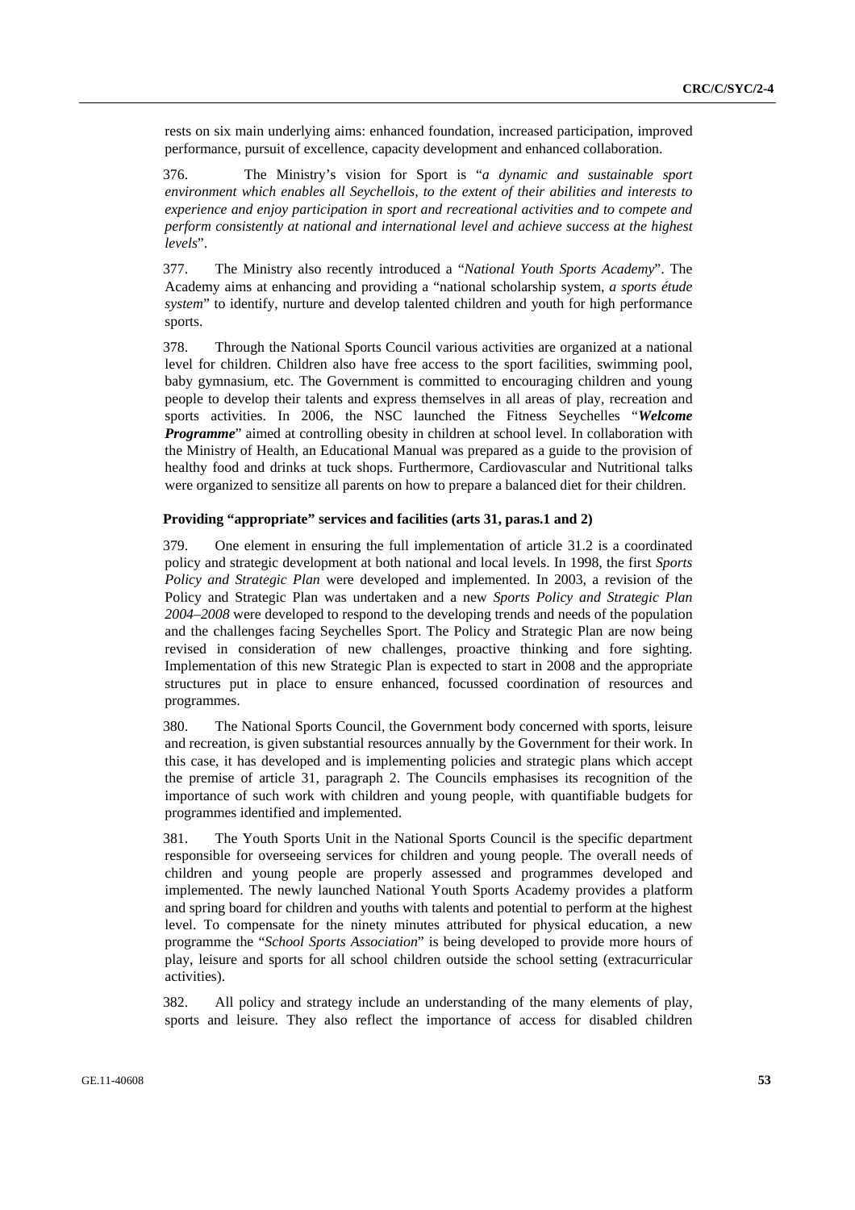rests on six main underlying aims: enhanced foundation, increased participation, improved performance, pursuit of excellence, capacity development and enhanced collaboration.

376. The Ministry's vision for Sport is "*a dynamic and sustainable sport environment which enables all Seychellois, to the extent of their abilities and interests to experience and enjoy participation in sport and recreational activities and to compete and perform consistently at national and international level and achieve success at the highest levels*".

377. The Ministry also recently introduced a "*National Youth Sports Academy*". The Academy aims at enhancing and providing a "national scholarship system, *a sports étude system*" to identify, nurture and develop talented children and youth for high performance sports.

378. Through the National Sports Council various activities are organized at a national level for children. Children also have free access to the sport facilities, swimming pool, baby gymnasium, etc. The Government is committed to encouraging children and young people to develop their talents and express themselves in all areas of play, recreation and sports activities. In 2006, the NSC launched the Fitness Seychelles "***Welcome Programme***" aimed at controlling obesity in children at school level. In collaboration with the Ministry of Health, an Educational Manual was prepared as a guide to the provision of healthy food and drinks at tuck shops. Furthermore, Cardiovascular and Nutritional talks were organized to sensitize all parents on how to prepare a balanced diet for their children.

### Providing "appropriate" services and facilities (arts 31, paras.1 and 2)

379. One element in ensuring the full implementation of article 31.2 is a coordinated policy and strategic development at both national and local levels. In 1998, the first *Sports Policy and Strategic Plan* were developed and implemented. In 2003, a revision of the Policy and Strategic Plan was undertaken and a new *Sports Policy and Strategic Plan 2004–2008* were developed to respond to the developing trends and needs of the population and the challenges facing Seychelles Sport. The Policy and Strategic Plan are now being revised in consideration of new challenges, proactive thinking and fore sighting. Implementation of this new Strategic Plan is expected to start in 2008 and the appropriate structures put in place to ensure enhanced, focussed coordination of resources and programmes.

380. The National Sports Council, the Government body concerned with sports, leisure and recreation, is given substantial resources annually by the Government for their work. In this case, it has developed and is implementing policies and strategic plans which accept the premise of article 31, paragraph 2. The Councils emphasises its recognition of the importance of such work with children and young people, with quantifiable budgets for programmes identified and implemented.

381. The Youth Sports Unit in the National Sports Council is the specific department responsible for overseeing services for children and young people. The overall needs of children and young people are properly assessed and programmes developed and implemented. The newly launched National Youth Sports Academy provides a platform and spring board for children and youths with talents and potential to perform at the highest level. To compensate for the ninety minutes attributed for physical education, a new programme the "*School Sports Association*" is being developed to provide more hours of play, leisure and sports for all school children outside the school setting (extracurricular activities).

382. All policy and strategy include an understanding of the many elements of play, sports and leisure. They also reflect the importance of access for disabled children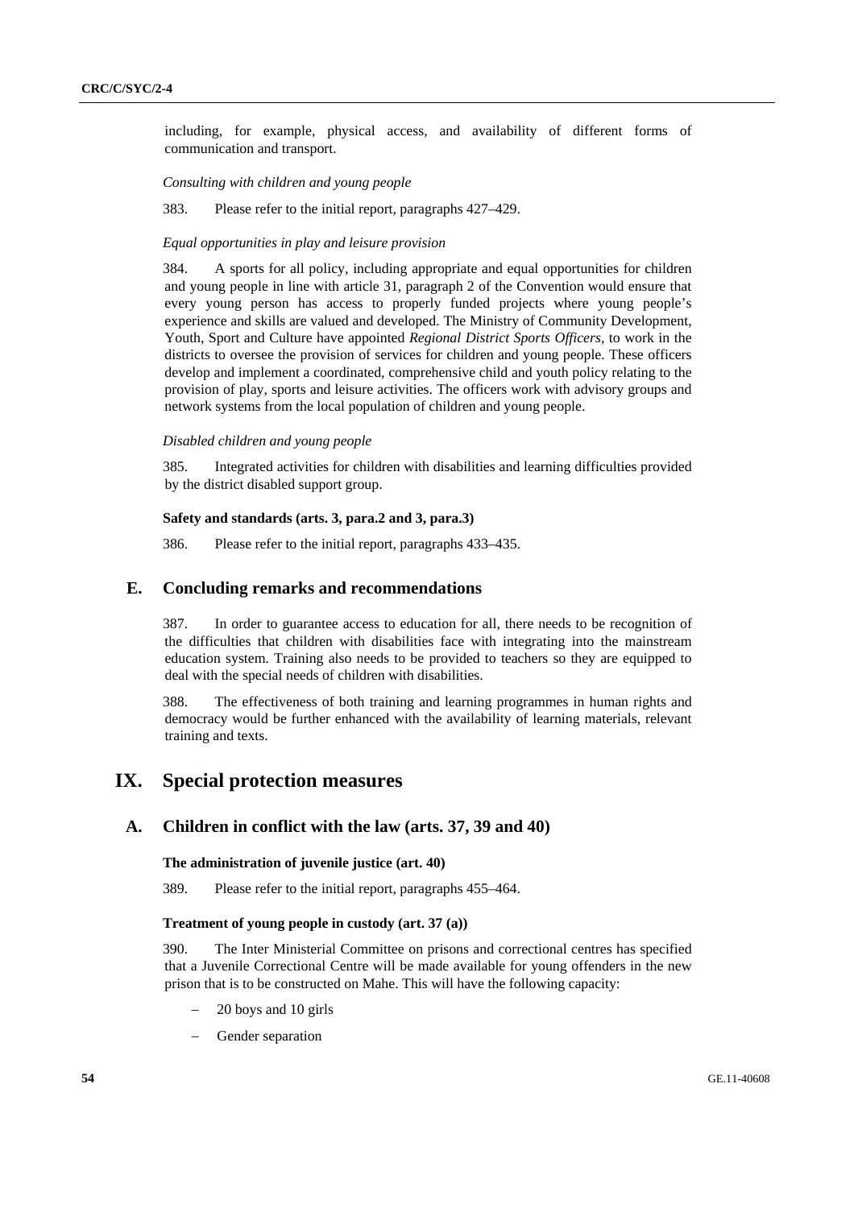including, for example, physical access, and availability of different forms of communication and transport.

*Consulting with children and young people*

383. Please refer to the initial report, paragraphs 427–429.

*Equal opportunities in play and leisure provision*

384. A sports for all policy, including appropriate and equal opportunities for children and young people in line with article 31, paragraph 2 of the Convention would ensure that every young person has access to properly funded projects where young people's experience and skills are valued and developed. The Ministry of Community Development, Youth, Sport and Culture have appointed *Regional District Sports Officers*, to work in the districts to oversee the provision of services for children and young people. These officers develop and implement a coordinated, comprehensive child and youth policy relating to the provision of play, sports and leisure activities. The officers work with advisory groups and network systems from the local population of children and young people.

*Disabled children and young people*

385. Integrated activities for children with disabilities and learning difficulties provided by the district disabled support group.

**Safety and standards (arts. 3, para.2 and 3, para.3)**

386. Please refer to the initial report, paragraphs 433–435.

## E. Concluding remarks and recommendations

387. In order to guarantee access to education for all, there needs to be recognition of the difficulties that children with disabilities face with integrating into the mainstream education system. Training also needs to be provided to teachers so they are equipped to deal with the special needs of children with disabilities.

388. The effectiveness of both training and learning programmes in human rights and democracy would be further enhanced with the availability of learning materials, relevant training and texts.

# IX. Special protection measures

## A. Children in conflict with the law (arts. 37, 39 and 40)

**The administration of juvenile justice (art. 40)**

389. Please refer to the initial report, paragraphs 455–464.

**Treatment of young people in custody (art. 37 (a))**

390. The Inter Ministerial Committee on prisons and correctional centres has specified that a Juvenile Correctional Centre will be made available for young offenders in the new prison that is to be constructed on Mahe. This will have the following capacity:

- 20 boys and 10 girls
- Gender separation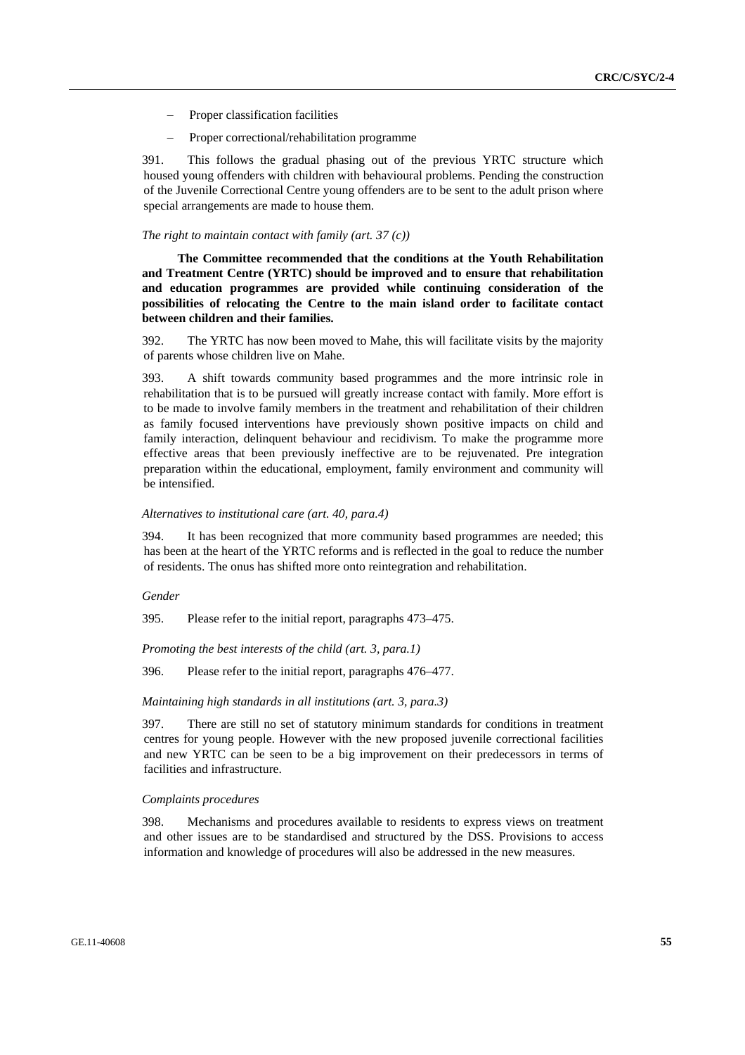- Proper classification facilities
- Proper correctional/rehabilitation programme

391. This follows the gradual phasing out of the previous YRTC structure which housed young offenders with children with behavioural problems. Pending the construction of the Juvenile Correctional Centre young offenders are to be sent to the adult prison where special arrangements are made to house them.

*The right to maintain contact with family (art. 37 (c))*

**The Committee recommended that the conditions at the Youth Rehabilitation and Treatment Centre (YRTC) should be improved and to ensure that rehabilitation and education programmes are provided while continuing consideration of the possibilities of relocating the Centre to the main island order to facilitate contact between children and their families.**

392. The YRTC has now been moved to Mahe, this will facilitate visits by the majority of parents whose children live on Mahe.

393. A shift towards community based programmes and the more intrinsic role in rehabilitation that is to be pursued will greatly increase contact with family. More effort is to be made to involve family members in the treatment and rehabilitation of their children as family focused interventions have previously shown positive impacts on child and family interaction, delinquent behaviour and recidivism. To make the programme more effective areas that been previously ineffective are to be rejuvenated. Pre integration preparation within the educational, employment, family environment and community will be intensified.

*Alternatives to institutional care (art. 40, para.4)*

394. It has been recognized that more community based programmes are needed; this has been at the heart of the YRTC reforms and is reflected in the goal to reduce the number of residents. The onus has shifted more onto reintegration and rehabilitation.

*Gender*

395. Please refer to the initial report, paragraphs 473–475.

*Promoting the best interests of the child (art. 3, para.1)*

396. Please refer to the initial report, paragraphs 476–477.

*Maintaining high standards in all institutions (art. 3, para.3)*

397. There are still no set of statutory minimum standards for conditions in treatment centres for young people. However with the new proposed juvenile correctional facilities and new YRTC can be seen to be a big improvement on their predecessors in terms of facilities and infrastructure.

*Complaints procedures*

398. Mechanisms and procedures available to residents to express views on treatment and other issues are to be standardised and structured by the DSS. Provisions to access information and knowledge of procedures will also be addressed in the new measures.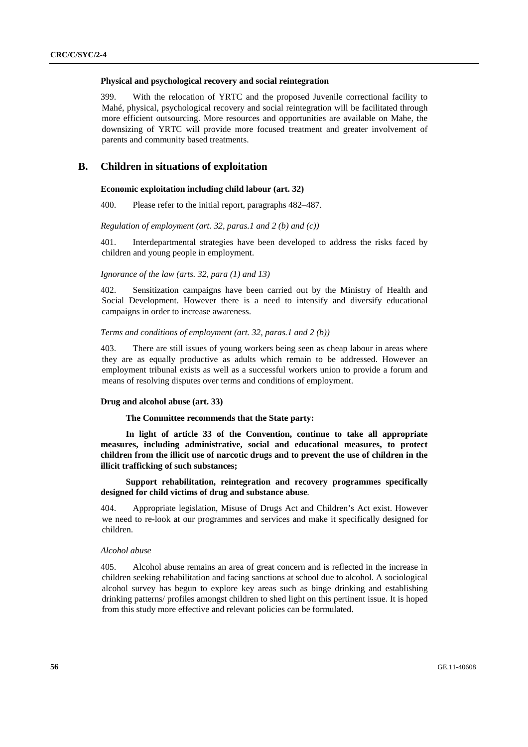**Physical and psychological recovery and social reintegration**

399. With the relocation of YRTC and the proposed Juvenile correctional facility to Mahé, physical, psychological recovery and social reintegration will be facilitated through more efficient outsourcing. More resources and opportunities are available on Mahe, the downsizing of YRTC will provide more focused treatment and greater involvement of parents and community based treatments.

## B. Children in situations of exploitation

**Economic exploitation including child labour (art. 32)**

400. Please refer to the initial report, paragraphs 482–487.

*Regulation of employment (art. 32, paras.1 and 2 (b) and (c))*

401. Interdepartmental strategies have been developed to address the risks faced by children and young people in employment.

*Ignorance of the law (arts. 32, para (1) and 13)*

402. Sensitization campaigns have been carried out by the Ministry of Health and Social Development. However there is a need to intensify and diversify educational campaigns in order to increase awareness.

*Terms and conditions of employment (art. 32, paras.1 and 2 (b))*

403. There are still issues of young workers being seen as cheap labour in areas where they are as equally productive as adults which remain to be addressed. However an employment tribunal exists as well as a successful workers union to provide a forum and means of resolving disputes over terms and conditions of employment.

**Drug and alcohol abuse (art. 33)**

**The Committee recommends that the State party:**

**In light of article 33 of the Convention, continue to take all appropriate measures, including administrative, social and educational measures, to protect children from the illicit use of narcotic drugs and to prevent the use of children in the illicit trafficking of such substances;**

**Support rehabilitation, reintegration and recovery programmes specifically designed for child victims of drug and substance abuse**.

404. Appropriate legislation, Misuse of Drugs Act and Children's Act exist. However we need to re-look at our programmes and services and make it specifically designed for children.

*Alcohol abuse*

405. Alcohol abuse remains an area of great concern and is reflected in the increase in children seeking rehabilitation and facing sanctions at school due to alcohol. A sociological alcohol survey has begun to explore key areas such as binge drinking and establishing drinking patterns/ profiles amongst children to shed light on this pertinent issue. It is hoped from this study more effective and relevant policies can be formulated.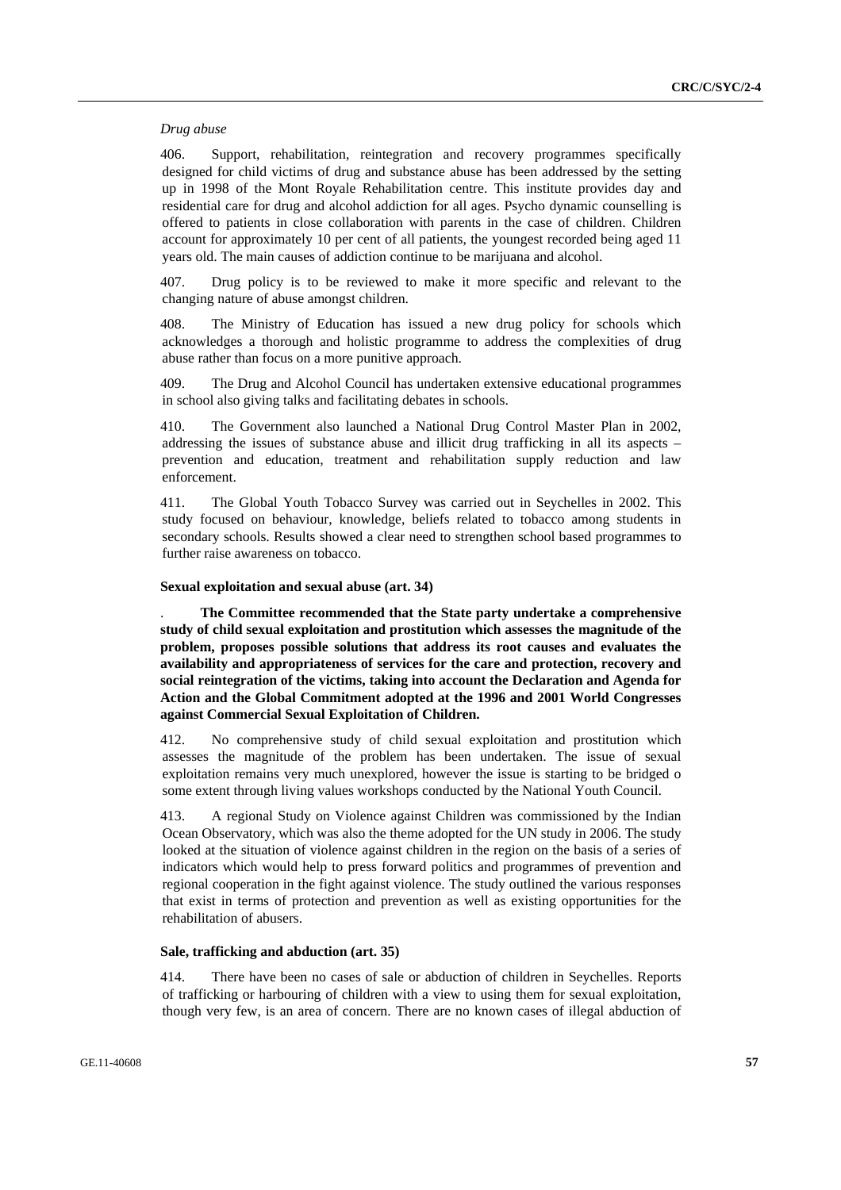*Drug abuse*

406. Support, rehabilitation, reintegration and recovery programmes specifically designed for child victims of drug and substance abuse has been addressed by the setting up in 1998 of the Mont Royale Rehabilitation centre. This institute provides day and residential care for drug and alcohol addiction for all ages. Psycho dynamic counselling is offered to patients in close collaboration with parents in the case of children. Children account for approximately 10 per cent of all patients, the youngest recorded being aged 11 years old. The main causes of addiction continue to be marijuana and alcohol.

407. Drug policy is to be reviewed to make it more specific and relevant to the changing nature of abuse amongst children.

408. The Ministry of Education has issued a new drug policy for schools which acknowledges a thorough and holistic programme to address the complexities of drug abuse rather than focus on a more punitive approach.

409. The Drug and Alcohol Council has undertaken extensive educational programmes in school also giving talks and facilitating debates in schools.

410. The Government also launched a National Drug Control Master Plan in 2002, addressing the issues of substance abuse and illicit drug trafficking in all its aspects – prevention and education, treatment and rehabilitation supply reduction and law enforcement.

411. The Global Youth Tobacco Survey was carried out in Seychelles in 2002. This study focused on behaviour, knowledge, beliefs related to tobacco among students in secondary schools. Results showed a clear need to strengthen school based programmes to further raise awareness on tobacco.

**Sexual exploitation and sexual abuse (art. 34)**

. **The Committee recommended that the State party undertake a comprehensive study of child sexual exploitation and prostitution which assesses the magnitude of the problem, proposes possible solutions that address its root causes and evaluates the availability and appropriateness of services for the care and protection, recovery and social reintegration of the victims, taking into account the Declaration and Agenda for Action and the Global Commitment adopted at the 1996 and 2001 World Congresses against Commercial Sexual Exploitation of Children.**

412. No comprehensive study of child sexual exploitation and prostitution which assesses the magnitude of the problem has been undertaken. The issue of sexual exploitation remains very much unexplored, however the issue is starting to be bridged o some extent through living values workshops conducted by the National Youth Council.

413. A regional Study on Violence against Children was commissioned by the Indian Ocean Observatory, which was also the theme adopted for the UN study in 2006. The study looked at the situation of violence against children in the region on the basis of a series of indicators which would help to press forward politics and programmes of prevention and regional cooperation in the fight against violence. The study outlined the various responses that exist in terms of protection and prevention as well as existing opportunities for the rehabilitation of abusers.

**Sale, trafficking and abduction (art. 35)**

414. There have been no cases of sale or abduction of children in Seychelles. Reports of trafficking or harbouring of children with a view to using them for sexual exploitation, though very few, is an area of concern. There are no known cases of illegal abduction of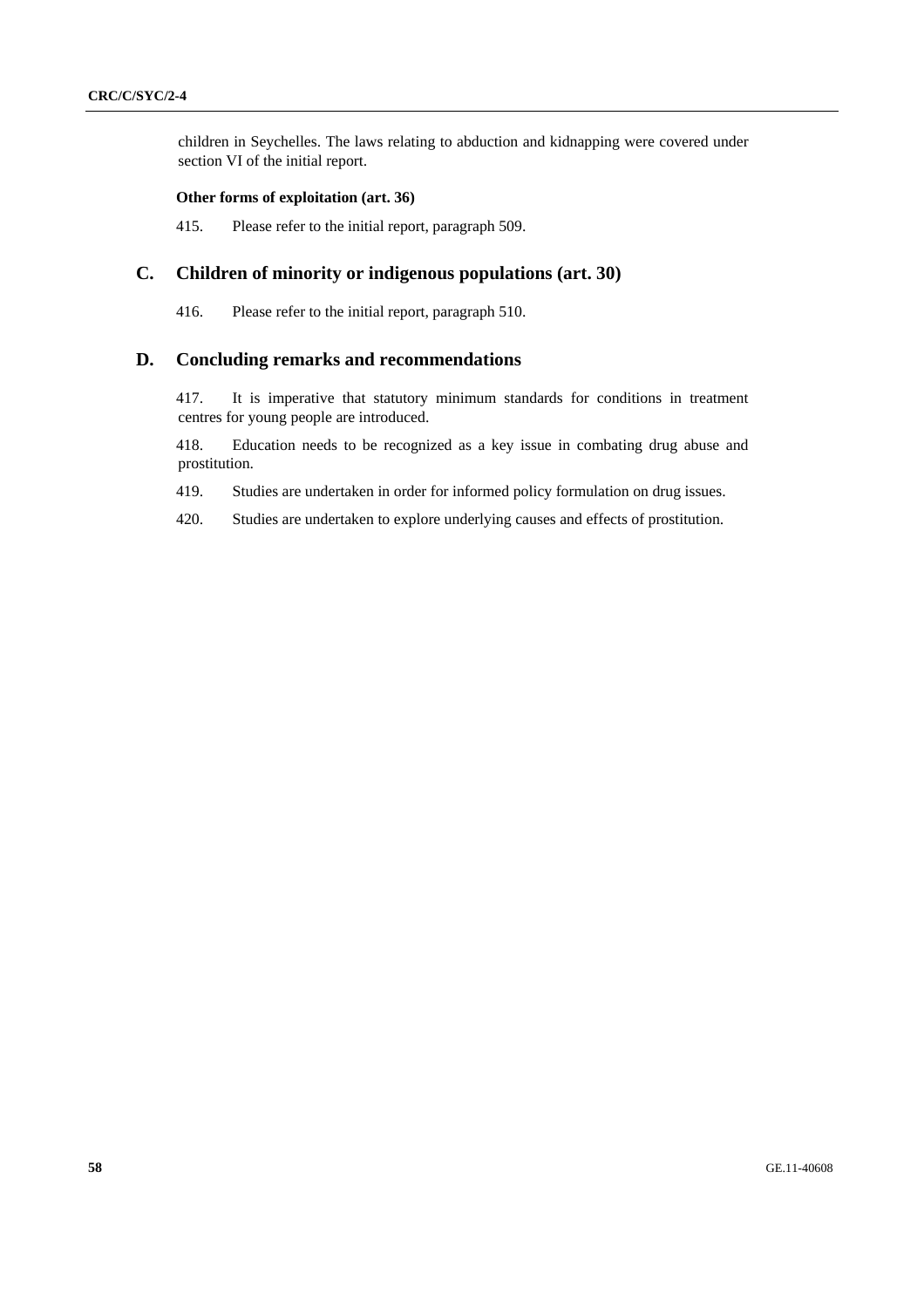children in Seychelles. The laws relating to abduction and kidnapping were covered under section VI of the initial report.

**Other forms of exploitation (art. 36)**

415. Please refer to the initial report, paragraph 509.

## C. Children of minority or indigenous populations (art. 30)

416. Please refer to the initial report, paragraph 510.

## D. Concluding remarks and recommendations

417. It is imperative that statutory minimum standards for conditions in treatment centres for young people are introduced.

418. Education needs to be recognized as a key issue in combating drug abuse and prostitution.

419. Studies are undertaken in order for informed policy formulation on drug issues.

420. Studies are undertaken to explore underlying causes and effects of prostitution.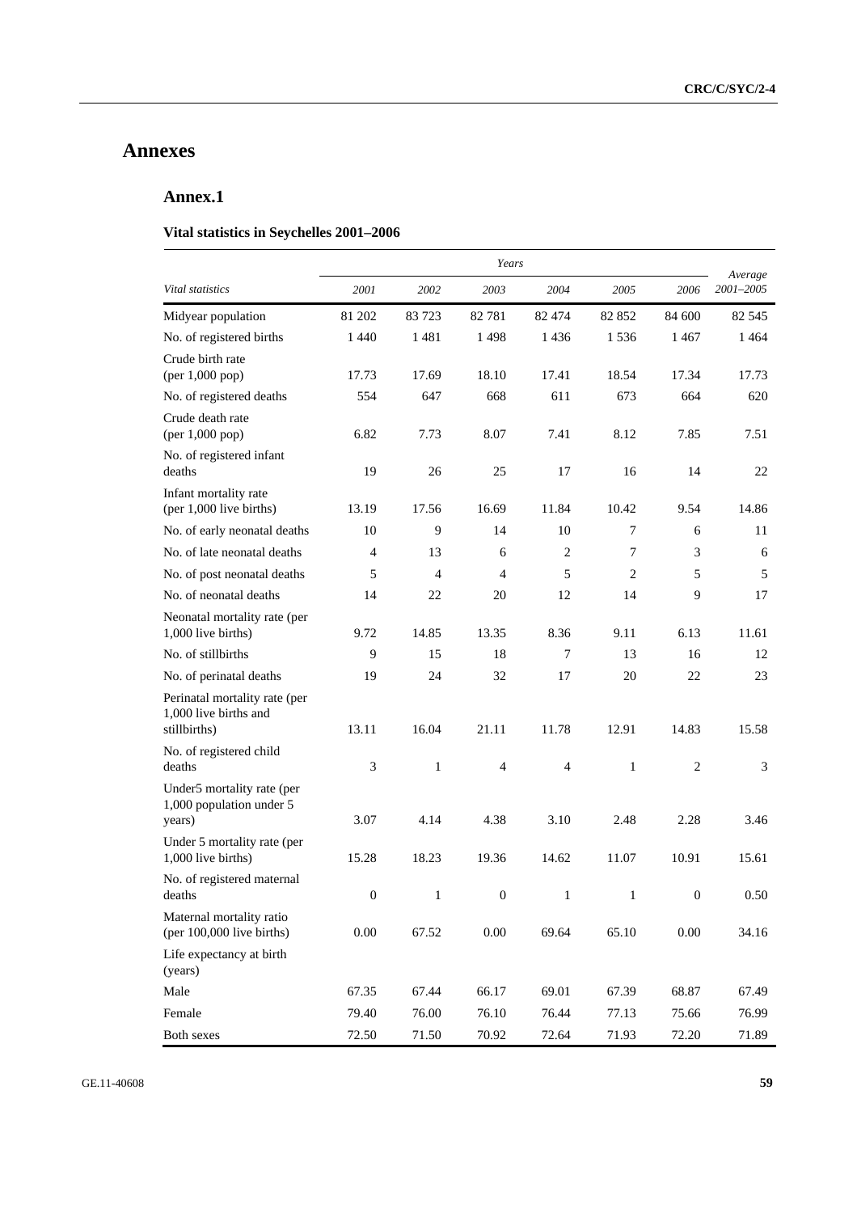# Annexes

## Annex.1

### Vital statistics in Seychelles 2001–2006

| *Vital statistics* | *Years* | | | | | | *Average 2001–2005* |
|---|---|---|---|---|---|---|---|
| | *2001* | *2002* | *2003* | *2004* | *2005* | *2006* | |
| Midyear population | 81 202 | 83 723 | 82 781 | 82 474 | 82 852 | 84 600 | 82 545 |
| No. of registered births | 1 440 | 1 481 | 1 498 | 1 436 | 1 536 | 1 467 | 1 464 |
| Crude birth rate (per 1,000 pop) | 17.73 | 17.69 | 18.10 | 17.41 | 18.54 | 17.34 | 17.73 |
| No. of registered deaths | 554 | 647 | 668 | 611 | 673 | 664 | 620 |
| Crude death rate (per 1,000 pop) | 6.82 | 7.73 | 8.07 | 7.41 | 8.12 | 7.85 | 7.51 |
| No. of registered infant deaths | 19 | 26 | 25 | 17 | 16 | 14 | 22 |
| Infant mortality rate (per 1,000 live births) | 13.19 | 17.56 | 16.69 | 11.84 | 10.42 | 9.54 | 14.86 |
| No. of early neonatal deaths | 10 | 9 | 14 | 10 | 7 | 6 | 11 |
| No. of late neonatal deaths | 4 | 13 | 6 | 2 | 7 | 3 | 6 |
| No. of post neonatal deaths | 5 | 4 | 4 | 5 | 2 | 5 | 5 |
| No. of neonatal deaths | 14 | 22 | 20 | 12 | 14 | 9 | 17 |
| Neonatal mortality rate (per 1,000 live births) | 9.72 | 14.85 | 13.35 | 8.36 | 9.11 | 6.13 | 11.61 |
| No. of stillbirths | 9 | 15 | 18 | 7 | 13 | 16 | 12 |
| No. of perinatal deaths | 19 | 24 | 32 | 17 | 20 | 22 | 23 |
| Perinatal mortality rate (per 1,000 live births and stillbirths) | 13.11 | 16.04 | 21.11 | 11.78 | 12.91 | 14.83 | 15.58 |
| No. of registered child deaths | 3 | 1 | 4 | 4 | 1 | 2 | 3 |
| Under5 mortality rate (per 1,000 population under 5 years) | 3.07 | 4.14 | 4.38 | 3.10 | 2.48 | 2.28 | 3.46 |
| Under 5 mortality rate (per 1,000 live births) | 15.28 | 18.23 | 19.36 | 14.62 | 11.07 | 10.91 | 15.61 |
| No. of registered maternal deaths | 0 | 1 | 0 | 1 | 1 | 0 | 0.50 |
| Maternal mortality ratio (per 100,000 live births) | 0.00 | 67.52 | 0.00 | 69.64 | 65.10 | 0.00 | 34.16 |
| Life expectancy at birth (years) | | | | | | | |
| Male | 67.35 | 67.44 | 66.17 | 69.01 | 67.39 | 68.87 | 67.49 |
| Female | 79.40 | 76.00 | 76.10 | 76.44 | 77.13 | 75.66 | 76.99 |
| Both sexes | 72.50 | 71.50 | 70.92 | 72.64 | 71.93 | 72.20 | 71.89 |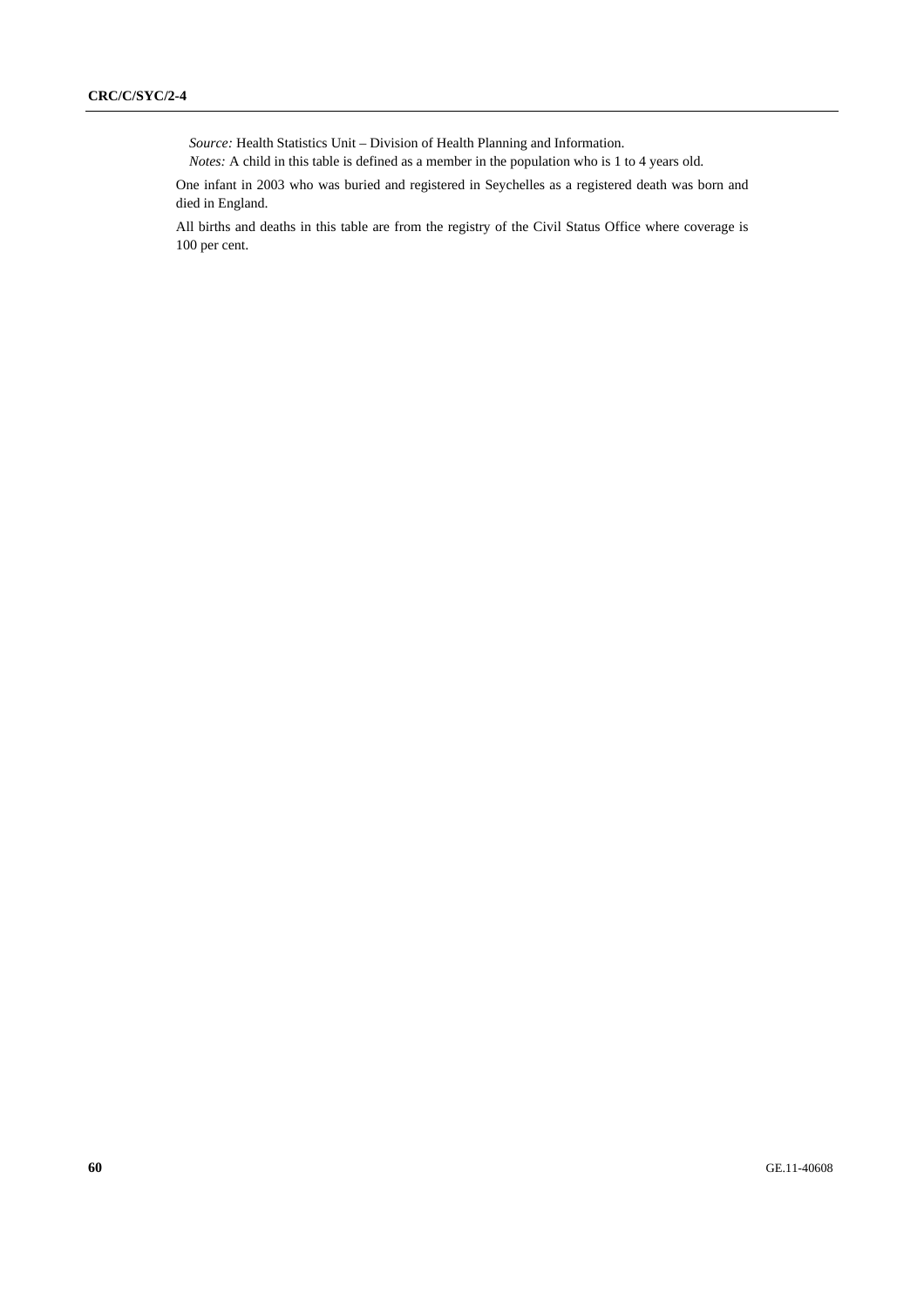*Source:* Health Statistics Unit – Division of Health Planning and Information.

*Notes:* A child in this table is defined as a member in the population who is 1 to 4 years old.

One infant in 2003 who was buried and registered in Seychelles as a registered death was born and died in England.

All births and deaths in this table are from the registry of the Civil Status Office where coverage is 100 per cent.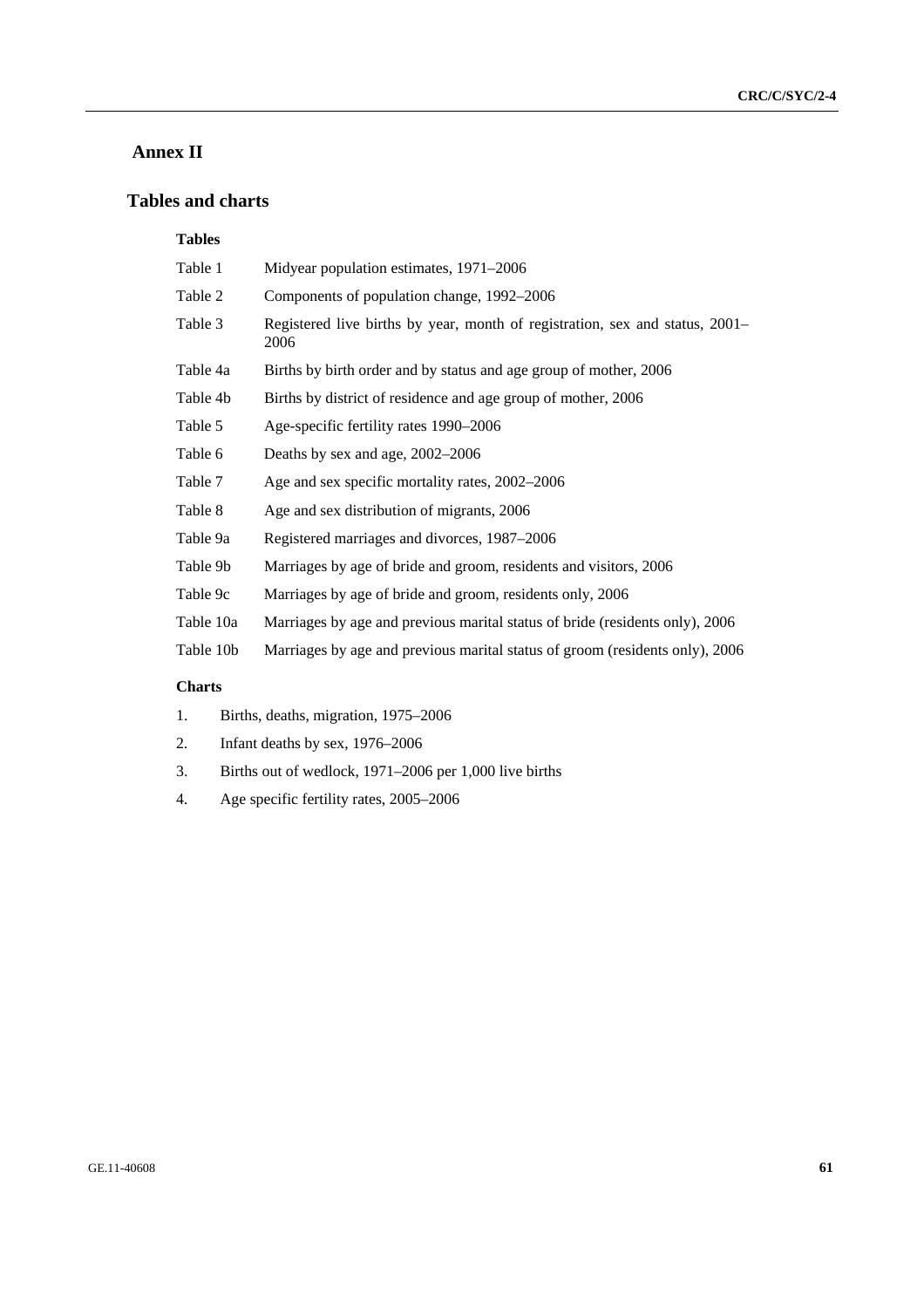# Annex II

## Tables and charts

### Tables

| | |
|---|---|
| Table 1 | Midyear population estimates, 1971–2006 |
| Table 2 | Components of population change, 1992–2006 |
| Table 3 | Registered live births by year, month of registration, sex and status, 2001–2006 |
| Table 4a | Births by birth order and by status and age group of mother, 2006 |
| Table 4b | Births by district of residence and age group of mother, 2006 |
| Table 5 | Age-specific fertility rates 1990–2006 |
| Table 6 | Deaths by sex and age, 2002–2006 |
| Table 7 | Age and sex specific mortality rates, 2002–2006 |
| Table 8 | Age and sex distribution of migrants, 2006 |
| Table 9a | Registered marriages and divorces, 1987–2006 |
| Table 9b | Marriages by age of bride and groom, residents and visitors, 2006 |
| Table 9c | Marriages by age of bride and groom, residents only, 2006 |
| Table 10a | Marriages by age and previous marital status of bride (residents only), 2006 |
| Table 10b | Marriages by age and previous marital status of groom (residents only), 2006 |

### Charts

1. Births, deaths, migration, 1975–2006
2. Infant deaths by sex, 1976–2006
3. Births out of wedlock, 1971–2006 per 1,000 live births
4. Age specific fertility rates, 2005–2006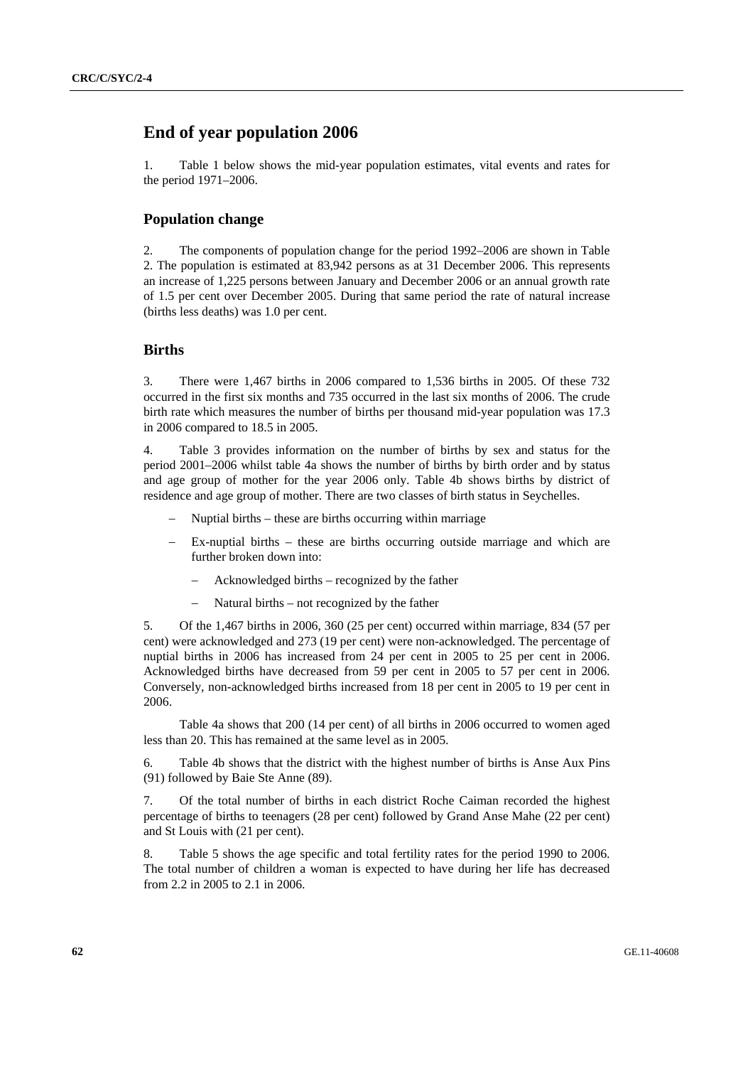# End of year population 2006

1. Table 1 below shows the mid-year population estimates, vital events and rates for the period 1971–2006.

## Population change

2. The components of population change for the period 1992–2006 are shown in Table 2. The population is estimated at 83,942 persons as at 31 December 2006. This represents an increase of 1,225 persons between January and December 2006 or an annual growth rate of 1.5 per cent over December 2005. During that same period the rate of natural increase (births less deaths) was 1.0 per cent.

## Births

3. There were 1,467 births in 2006 compared to 1,536 births in 2005. Of these 732 occurred in the first six months and 735 occurred in the last six months of 2006. The crude birth rate which measures the number of births per thousand mid-year population was 17.3 in 2006 compared to 18.5 in 2005.

4. Table 3 provides information on the number of births by sex and status for the period 2001–2006 whilst table 4a shows the number of births by birth order and by status and age group of mother for the year 2006 only. Table 4b shows births by district of residence and age group of mother. There are two classes of birth status in Seychelles.

- Nuptial births – these are births occurring within marriage
- Ex-nuptial births – these are births occurring outside marriage and which are further broken down into:
  - Acknowledged births – recognized by the father
  - Natural births – not recognized by the father

5. Of the 1,467 births in 2006, 360 (25 per cent) occurred within marriage, 834 (57 per cent) were acknowledged and 273 (19 per cent) were non-acknowledged. The percentage of nuptial births in 2006 has increased from 24 per cent in 2005 to 25 per cent in 2006. Acknowledged births have decreased from 59 per cent in 2005 to 57 per cent in 2006. Conversely, non-acknowledged births increased from 18 per cent in 2005 to 19 per cent in 2006.

Table 4a shows that 200 (14 per cent) of all births in 2006 occurred to women aged less than 20. This has remained at the same level as in 2005.

6. Table 4b shows that the district with the highest number of births is Anse Aux Pins (91) followed by Baie Ste Anne (89).

7. Of the total number of births in each district Roche Caiman recorded the highest percentage of births to teenagers (28 per cent) followed by Grand Anse Mahe (22 per cent) and St Louis with (21 per cent).

8. Table 5 shows the age specific and total fertility rates for the period 1990 to 2006. The total number of children a woman is expected to have during her life has decreased from 2.2 in 2005 to 2.1 in 2006.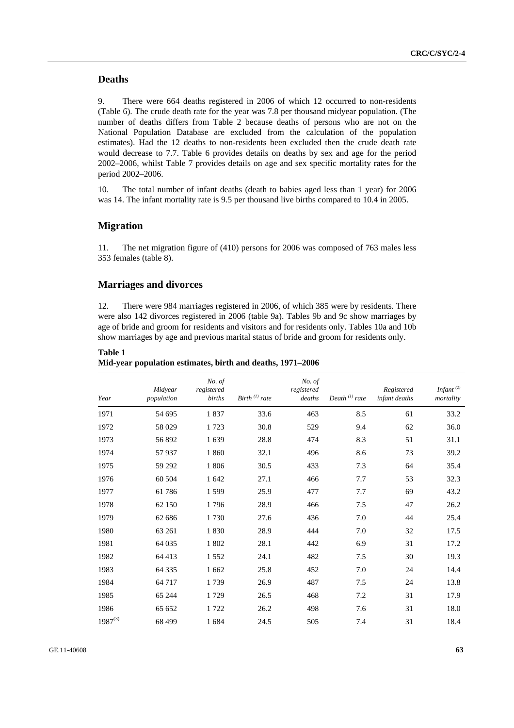## Deaths

9. There were 664 deaths registered in 2006 of which 12 occurred to non-residents (Table 6). The crude death rate for the year was 7.8 per thousand midyear population. (The number of deaths differs from Table 2 because deaths of persons who are not on the National Population Database are excluded from the calculation of the population estimates). Had the 12 deaths to non-residents been excluded then the crude death rate would decrease to 7.7. Table 6 provides details on deaths by sex and age for the period 2002–2006, whilst Table 7 provides details on age and sex specific mortality rates for the period 2002–2006.

10. The total number of infant deaths (death to babies aged less than 1 year) for 2006 was 14. The infant mortality rate is 9.5 per thousand live births compared to 10.4 in 2005.

## Migration

11. The net migration figure of (410) persons for 2006 was composed of 763 males less 353 females (table 8).

## Marriages and divorces

12. There were 984 marriages registered in 2006, of which 385 were by residents. There were also 142 divorces registered in 2006 (table 9a). Tables 9b and 9c show marriages by age of bride and groom for residents and visitors and for residents only. Tables 10a and 10b show marriages by age and previous marital status of bride and groom for residents only.

**Table 1**
**Mid-year population estimates, birth and deaths, 1971–2006**

| *Year* | *Midyear population* | *No. of registered births* | *Birth [1] rate* | *No. of registered deaths* | *Death [1] rate* | *Registered infant deaths* | *Infant [2] mortality* |
|---|---|---|---|---|---|---|---|
| 1971 | 54 695 | 1 837 | 33.6 | 463 | 8.5 | 61 | 33.2 |
| 1972 | 58 029 | 1 723 | 30.8 | 529 | 9.4 | 62 | 36.0 |
| 1973 | 56 892 | 1 639 | 28.8 | 474 | 8.3 | 51 | 31.1 |
| 1974 | 57 937 | 1 860 | 32.1 | 496 | 8.6 | 73 | 39.2 |
| 1975 | 59 292 | 1 806 | 30.5 | 433 | 7.3 | 64 | 35.4 |
| 1976 | 60 504 | 1 642 | 27.1 | 466 | 7.7 | 53 | 32.3 |
| 1977 | 61 786 | 1 599 | 25.9 | 477 | 7.7 | 69 | 43.2 |
| 1978 | 62 150 | 1 796 | 28.9 | 466 | 7.5 | 47 | 26.2 |
| 1979 | 62 686 | 1 730 | 27.6 | 436 | 7.0 | 44 | 25.4 |
| 1980 | 63 261 | 1 830 | 28.9 | 444 | 7.0 | 32 | 17.5 |
| 1981 | 64 035 | 1 802 | 28.1 | 442 | 6.9 | 31 | 17.2 |
| 1982 | 64 413 | 1 552 | 24.1 | 482 | 7.5 | 30 | 19.3 |
| 1983 | 64 335 | 1 662 | 25.8 | 452 | 7.0 | 24 | 14.4 |
| 1984 | 64 717 | 1 739 | 26.9 | 487 | 7.5 | 24 | 13.8 |
| 1985 | 65 244 | 1 729 | 26.5 | 468 | 7.2 | 31 | 17.9 |
| 1986 | 65 652 | 1 722 | 26.2 | 498 | 7.6 | 31 | 18.0 |
| 1987[3] | 68 499 | 1 684 | 24.5 | 505 | 7.4 | 31 | 18.4 |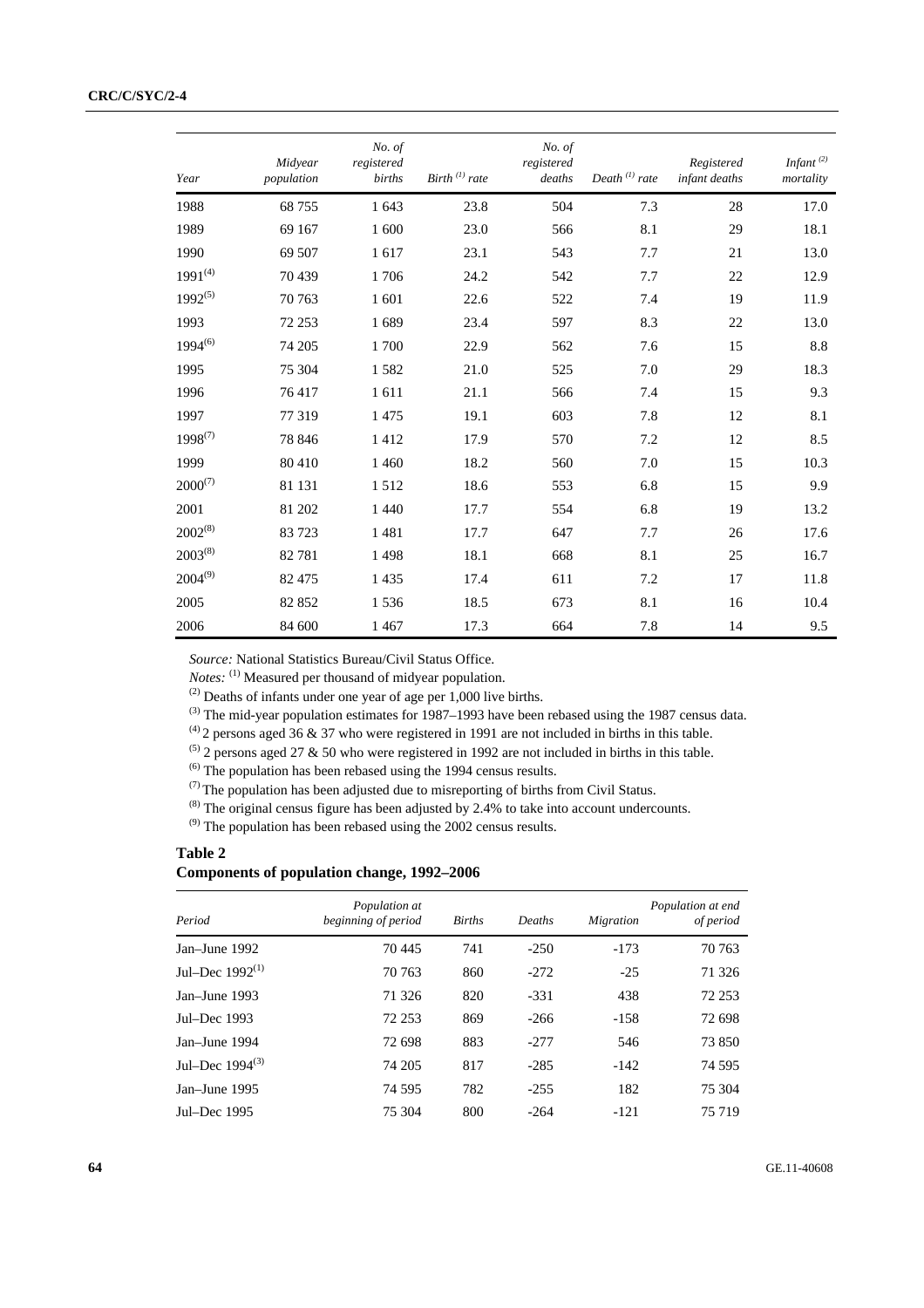| Year | Midyear population | No. of registered births | Birth [1] rate | No. of registered deaths | Death [1] rate | Registered infant deaths | Infant [2] mortality |
|---|---|---|---|---|---|---|---|
| 1988 | 68 755 | 1 643 | 23.8 | 504 | 7.3 | 28 | 17.0 |
| 1989 | 69 167 | 1 600 | 23.0 | 566 | 8.1 | 29 | 18.1 |
| 1990 | 69 507 | 1 617 | 23.1 | 543 | 7.7 | 21 | 13.0 |
| 1991[4] | 70 439 | 1 706 | 24.2 | 542 | 7.7 | 22 | 12.9 |
| 1992[5] | 70 763 | 1 601 | 22.6 | 522 | 7.4 | 19 | 11.9 |
| 1993 | 72 253 | 1 689 | 23.4 | 597 | 8.3 | 22 | 13.0 |
| 1994[6] | 74 205 | 1 700 | 22.9 | 562 | 7.6 | 15 | 8.8 |
| 1995 | 75 304 | 1 582 | 21.0 | 525 | 7.0 | 29 | 18.3 |
| 1996 | 76 417 | 1 611 | 21.1 | 566 | 7.4 | 15 | 9.3 |
| 1997 | 77 319 | 1 475 | 19.1 | 603 | 7.8 | 12 | 8.1 |
| 1998[7] | 78 846 | 1 412 | 17.9 | 570 | 7.2 | 12 | 8.5 |
| 1999 | 80 410 | 1 460 | 18.2 | 560 | 7.0 | 15 | 10.3 |
| 2000[7] | 81 131 | 1 512 | 18.6 | 553 | 6.8 | 15 | 9.9 |
| 2001 | 81 202 | 1 440 | 17.7 | 554 | 6.8 | 19 | 13.2 |
| 2002[8] | 83 723 | 1 481 | 17.7 | 647 | 7.7 | 26 | 17.6 |
| 2003[8] | 82 781 | 1 498 | 18.1 | 668 | 8.1 | 25 | 16.7 |
| 2004[9] | 82 475 | 1 435 | 17.4 | 611 | 7.2 | 17 | 11.8 |
| 2005 | 82 852 | 1 536 | 18.5 | 673 | 8.1 | 16 | 10.4 |
| 2006 | 84 600 | 1 467 | 17.3 | 664 | 7.8 | 14 | 9.5 |

*Source:* National Statistics Bureau/Civil Status Office.

*Notes:* [1] Measured per thousand of midyear population.

[2] Deaths of infants under one year of age per 1,000 live births.

[3] The mid-year population estimates for 1987–1993 have been rebased using the 1987 census data.

[4] 2 persons aged 36 & 37 who were registered in 1991 are not included in births in this table.

[5] 2 persons aged 27 & 50 who were registered in 1992 are not included in births in this table.

[6] The population has been rebased using the 1994 census results.

[7] The population has been adjusted due to misreporting of births from Civil Status.

[8] The original census figure has been adjusted by 2.4% to take into account undercounts.

[9] The population has been rebased using the 2002 census results.

**Table 2**
**Components of population change, 1992–2006**

| Period | Population at beginning of period | Births | Deaths | Migration | Population at end of period |
|---|---|---|---|---|---|
| Jan–June 1992 | 70 445 | 741 | -250 | -173 | 70 763 |
| Jul–Dec 1992[1] | 70 763 | 860 | -272 | -25 | 71 326 |
| Jan–June 1993 | 71 326 | 820 | -331 | 438 | 72 253 |
| Jul–Dec 1993 | 72 253 | 869 | -266 | -158 | 72 698 |
| Jan–June 1994 | 72 698 | 883 | -277 | 546 | 73 850 |
| Jul–Dec 1994[3] | 74 205 | 817 | -285 | -142 | 74 595 |
| Jan–June 1995 | 74 595 | 782 | -255 | 182 | 75 304 |
| Jul–Dec 1995 | 75 304 | 800 | -264 | -121 | 75 719 |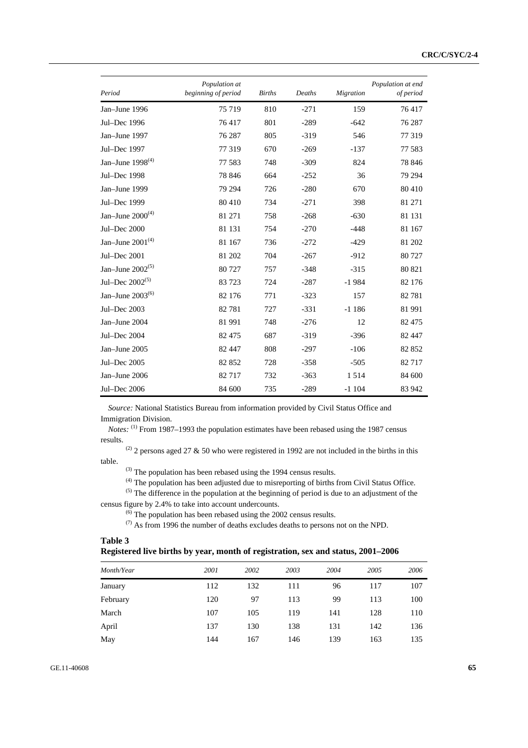| Period | Population at beginning of period | Births | Deaths | Migration | Population at end of period |
|---|---|---|---|---|---|
| Jan–June 1996 | 75 719 | 810 | -271 | 159 | 76 417 |
| Jul–Dec 1996 | 76 417 | 801 | -289 | -642 | 76 287 |
| Jan–June 1997 | 76 287 | 805 | -319 | 546 | 77 319 |
| Jul–Dec 1997 | 77 319 | 670 | -269 | -137 | 77 583 |
| Jan–June 1998[(4)] | 77 583 | 748 | -309 | 824 | 78 846 |
| Jul–Dec 1998 | 78 846 | 664 | -252 | 36 | 79 294 |
| Jan–June 1999 | 79 294 | 726 | -280 | 670 | 80 410 |
| Jul–Dec 1999 | 80 410 | 734 | -271 | 398 | 81 271 |
| Jan–June 2000[(4)] | 81 271 | 758 | -268 | -630 | 81 131 |
| Jul–Dec 2000 | 81 131 | 754 | -270 | -448 | 81 167 |
| Jan–June 2001[(4)] | 81 167 | 736 | -272 | -429 | 81 202 |
| Jul–Dec 2001 | 81 202 | 704 | -267 | -912 | 80 727 |
| Jan–June 2002[(5)] | 80 727 | 757 | -348 | -315 | 80 821 |
| Jul–Dec 2002[(5)] | 83 723 | 724 | -287 | -1 984 | 82 176 |
| Jan–June 2003[(6)] | 82 176 | 771 | -323 | 157 | 82 781 |
| Jul–Dec 2003 | 82 781 | 727 | -331 | -1 186 | 81 991 |
| Jan–June 2004 | 81 991 | 748 | -276 | 12 | 82 475 |
| Jul–Dec 2004 | 82 475 | 687 | -319 | -396 | 82 447 |
| Jan–June 2005 | 82 447 | 808 | -297 | -106 | 82 852 |
| Jul–Dec 2005 | 82 852 | 728 | -358 | -505 | 82 717 |
| Jan–June 2006 | 82 717 | 732 | -363 | 1 514 | 84 600 |
| Jul–Dec 2006 | 84 600 | 735 | -289 | -1 104 | 83 942 |

*Source:* National Statistics Bureau from information provided by Civil Status Office and Immigration Division.

*Notes:* [(1)] From 1987–1993 the population estimates have been rebased using the 1987 census results.

[(2)] 2 persons aged 27 & 50 who were registered in 1992 are not included in the births in this table.

[(3)] The population has been rebased using the 1994 census results.

[(4)] The population has been adjusted due to misreporting of births from Civil Status Office.

[(5)] The difference in the population at the beginning of period is due to an adjustment of the census figure by 2.4% to take into account undercounts.

[(6)] The population has been rebased using the 2002 census results.

[(7)] As from 1996 the number of deaths excludes deaths to persons not on the NPD.

**Table 3**
**Registered live births by year, month of registration, sex and status, 2001–2006**

| Month/Year | 2001 | 2002 | 2003 | 2004 | 2005 | 2006 |
|---|---|---|---|---|---|---|
| January | 112 | 132 | 111 | 96 | 117 | 107 |
| February | 120 | 97 | 113 | 99 | 113 | 100 |
| March | 107 | 105 | 119 | 141 | 128 | 110 |
| April | 137 | 130 | 138 | 131 | 142 | 136 |
| May | 144 | 167 | 146 | 139 | 163 | 135 |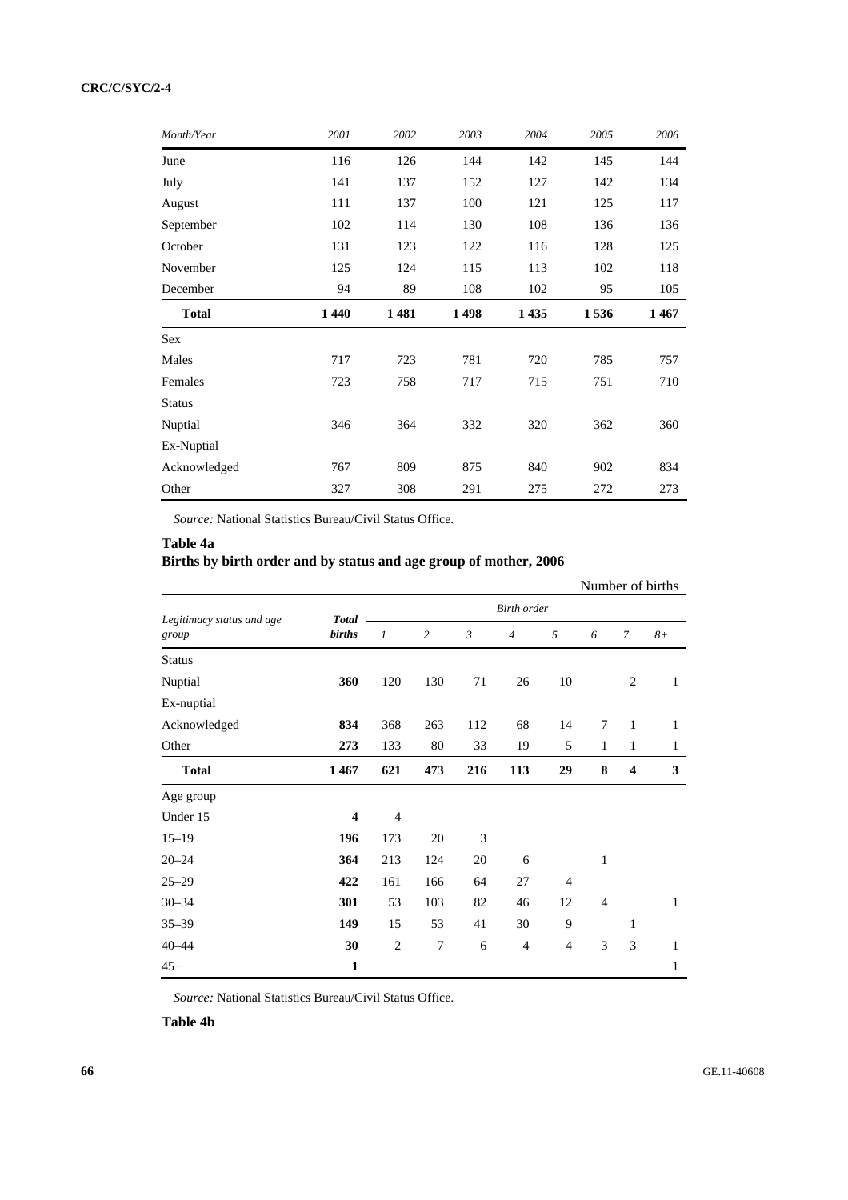| Month/Year | 2001 | 2002 | 2003 | 2004 | 2005 | 2006 |
|---|---|---|---|---|---|---|
| June | 116 | 126 | 144 | 142 | 145 | 144 |
| July | 141 | 137 | 152 | 127 | 142 | 134 |
| August | 111 | 137 | 100 | 121 | 125 | 117 |
| September | 102 | 114 | 130 | 108 | 136 | 136 |
| October | 131 | 123 | 122 | 116 | 128 | 125 |
| November | 125 | 124 | 115 | 113 | 102 | 118 |
| December | 94 | 89 | 108 | 102 | 95 | 105 |
| **Total** | **1 440** | **1 481** | **1 498** | **1 435** | **1 536** | **1 467** |
| Sex | | | | | | |
| Males | 717 | 723 | 781 | 720 | 785 | 757 |
| Females | 723 | 758 | 717 | 715 | 751 | 710 |
| Status | | | | | | |
| Nuptial | 346 | 364 | 332 | 320 | 362 | 360 |
| Ex-Nuptial | | | | | | |
| Acknowledged | 767 | 809 | 875 | 840 | 902 | 834 |
| Other | 327 | 308 | 291 | 275 | 272 | 273 |

*Source:* National Statistics Bureau/Civil Status Office.

**Table 4a**
**Births by birth order and by status and age group of mother, 2006**

Number of births

| Legitimacy status and age group | Total births | Birth order | | | | | | | |
|---|---|---|---|---|---|---|---|---|---|
| | | 1 | 2 | 3 | 4 | 5 | 6 | 7 | 8+ |
| Status | | | | | | | | | |
| Nuptial | **360** | 120 | 130 | 71 | 26 | 10 | | 2 | 1 |
| Ex-nuptial | | | | | | | | | |
| Acknowledged | **834** | 368 | 263 | 112 | 68 | 14 | 7 | 1 | 1 |
| Other | **273** | 133 | 80 | 33 | 19 | 5 | 1 | 1 | 1 |
| **Total** | **1 467** | **621** | **473** | **216** | **113** | **29** | **8** | **4** | **3** |
| Age group | | | | | | | | | |
| Under 15 | **4** | 4 | | | | | | | |
| 15–19 | **196** | 173 | 20 | 3 | | | | | |
| 20–24 | **364** | 213 | 124 | 20 | 6 | | 1 | | |
| 25–29 | **422** | 161 | 166 | 64 | 27 | 4 | | | |
| 30–34 | **301** | 53 | 103 | 82 | 46 | 12 | 4 | | 1 |
| 35–39 | **149** | 15 | 53 | 41 | 30 | 9 | | 1 | |
| 40–44 | **30** | 2 | 7 | 6 | 4 | 4 | 3 | 3 | 1 |
| 45+ | **1** | | | | | | | | 1 |

*Source:* National Statistics Bureau/Civil Status Office.

**Table 4b**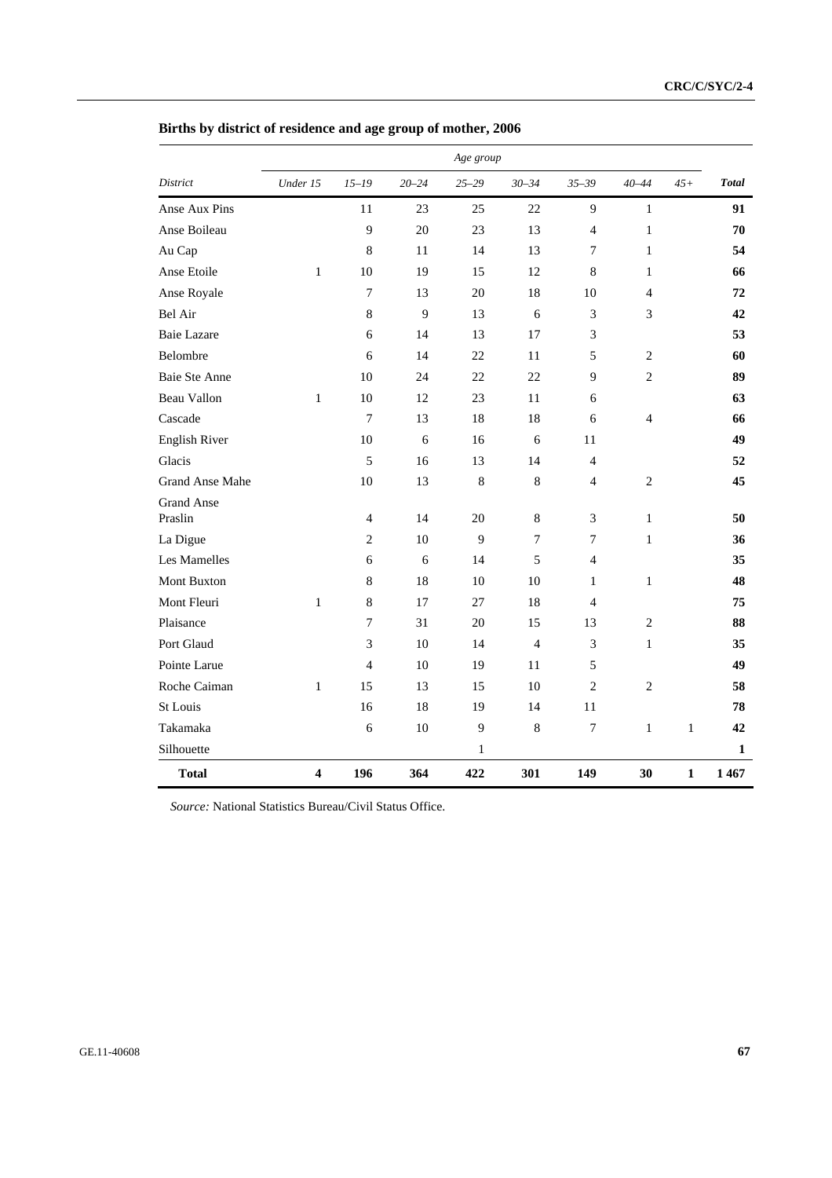**Births by district of residence and age group of mother, 2006**

| | Age group | | | | | | | | |
|---|---|---|---|---|---|---|---|---|---|
| *District* | *Under 15* | *15–19* | *20–24* | *25–29* | *30–34* | *35–39* | *40–44* | *45+* | ***Total*** |
| Anse Aux Pins | | 11 | 23 | 25 | 22 | 9 | 1 | | **91** |
| Anse Boileau | | 9 | 20 | 23 | 13 | 4 | 1 | | **70** |
| Au Cap | | 8 | 11 | 14 | 13 | 7 | 1 | | **54** |
| Anse Etoile | 1 | 10 | 19 | 15 | 12 | 8 | 1 | | **66** |
| Anse Royale | | 7 | 13 | 20 | 18 | 10 | 4 | | **72** |
| Bel Air | | 8 | 9 | 13 | 6 | 3 | 3 | | **42** |
| Baie Lazare | | 6 | 14 | 13 | 17 | 3 | | | **53** |
| Belombre | | 6 | 14 | 22 | 11 | 5 | 2 | | **60** |
| Baie Ste Anne | | 10 | 24 | 22 | 22 | 9 | 2 | | **89** |
| Beau Vallon | 1 | 10 | 12 | 23 | 11 | 6 | | | **63** |
| Cascade | | 7 | 13 | 18 | 18 | 6 | 4 | | **66** |
| English River | | 10 | 6 | 16 | 6 | 11 | | | **49** |
| Glacis | | 5 | 16 | 13 | 14 | 4 | | | **52** |
| Grand Anse Mahe | | 10 | 13 | 8 | 8 | 4 | 2 | | **45** |
| Grand Anse Praslin | | 4 | 14 | 20 | 8 | 3 | 1 | | **50** |
| La Digue | | 2 | 10 | 9 | 7 | 7 | 1 | | **36** |
| Les Mamelles | | 6 | 6 | 14 | 5 | 4 | | | **35** |
| Mont Buxton | | 8 | 18 | 10 | 10 | 1 | 1 | | **48** |
| Mont Fleuri | 1 | 8 | 17 | 27 | 18 | 4 | | | **75** |
| Plaisance | | 7 | 31 | 20 | 15 | 13 | 2 | | **88** |
| Port Glaud | | 3 | 10 | 14 | 4 | 3 | 1 | | **35** |
| Pointe Larue | | 4 | 10 | 19 | 11 | 5 | | | **49** |
| Roche Caiman | 1 | 15 | 13 | 15 | 10 | 2 | 2 | | **58** |
| St Louis | | 16 | 18 | 19 | 14 | 11 | | | **78** |
| Takamaka | | 6 | 10 | 9 | 8 | 7 | 1 | 1 | **42** |
| Silhouette | | | | 1 | | | | | **1** |
| **Total** | **4** | **196** | **364** | **422** | **301** | **149** | **30** | **1** | **1 467** |

*Source:* National Statistics Bureau/Civil Status Office.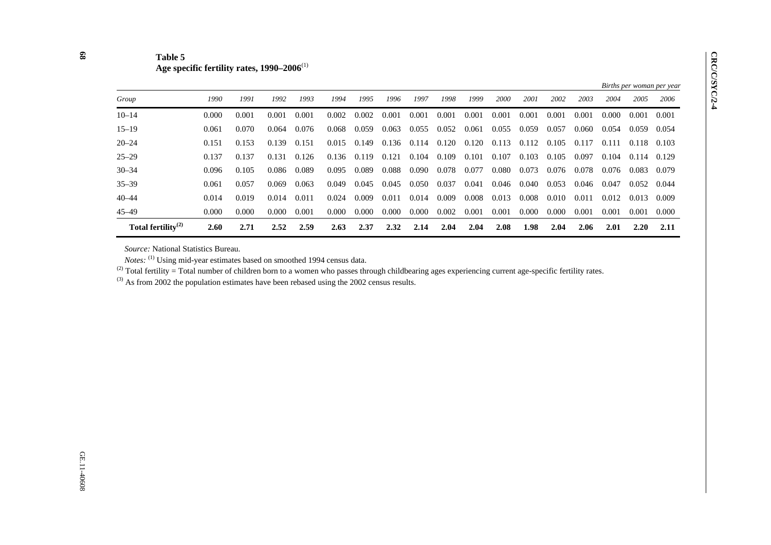**Table 5**
**Age specific fertility rates, 1990–2006**(1)

*Births per woman per year*

| *Group* | *1990* | *1991* | *1992* | *1993* | *1994* | *1995* | *1996* | *1997* | *1998* | *1999* | *2000* | *2001* | *2002* | *2003* | *2004* | *2005* | *2006* |
|---|---|---|---|---|---|---|---|---|---|---|---|---|---|---|---|---|---|
| 10–14 | 0.000 | 0.001 | 0.001 | 0.001 | 0.002 | 0.002 | 0.001 | 0.001 | 0.001 | 0.001 | 0.001 | 0.001 | 0.001 | 0.001 | 0.000 | 0.001 | 0.001 |
| 15–19 | 0.061 | 0.070 | 0.064 | 0.076 | 0.068 | 0.059 | 0.063 | 0.055 | 0.052 | 0.061 | 0.055 | 0.059 | 0.057 | 0.060 | 0.054 | 0.059 | 0.054 |
| 20–24 | 0.151 | 0.153 | 0.139 | 0.151 | 0.015 | 0.149 | 0.136 | 0.114 | 0.120 | 0.120 | 0.113 | 0.112 | 0.105 | 0.117 | 0.111 | 0.118 | 0.103 |
| 25–29 | 0.137 | 0.137 | 0.131 | 0.126 | 0.136 | 0.119 | 0.121 | 0.104 | 0.109 | 0.101 | 0.107 | 0.103 | 0.105 | 0.097 | 0.104 | 0.114 | 0.129 |
| 30–34 | 0.096 | 0.105 | 0.086 | 0.089 | 0.095 | 0.089 | 0.088 | 0.090 | 0.078 | 0.077 | 0.080 | 0.073 | 0.076 | 0.078 | 0.076 | 0.083 | 0.079 |
| 35–39 | 0.061 | 0.057 | 0.069 | 0.063 | 0.049 | 0.045 | 0.045 | 0.050 | 0.037 | 0.041 | 0.046 | 0.040 | 0.053 | 0.046 | 0.047 | 0.052 | 0.044 |
| 40–44 | 0.014 | 0.019 | 0.014 | 0.011 | 0.024 | 0.009 | 0.011 | 0.014 | 0.009 | 0.008 | 0.013 | 0.008 | 0.010 | 0.011 | 0.012 | 0.013 | 0.009 |
| 45–49 | 0.000 | 0.000 | 0.000 | 0.001 | 0.000 | 0.000 | 0.000 | 0.000 | 0.002 | 0.001 | 0.001 | 0.000 | 0.000 | 0.001 | 0.001 | 0.001 | 0.000 |
| **Total fertility**(2) | **2.60** | **2.71** | **2.52** | **2.59** | **2.63** | **2.37** | **2.32** | **2.14** | **2.04** | **2.04** | **2.08** | **1.98** | **2.04** | **2.06** | **2.01** | **2.20** | **2.11** |

*Source:* National Statistics Bureau.

*Notes:* (1) Using mid-year estimates based on smoothed 1994 census data.

(2) Total fertility = Total number of children born to a women who passes through childbearing ages experiencing current age-specific fertility rates.

(3) As from 2002 the population estimates have been rebased using the 2002 census results.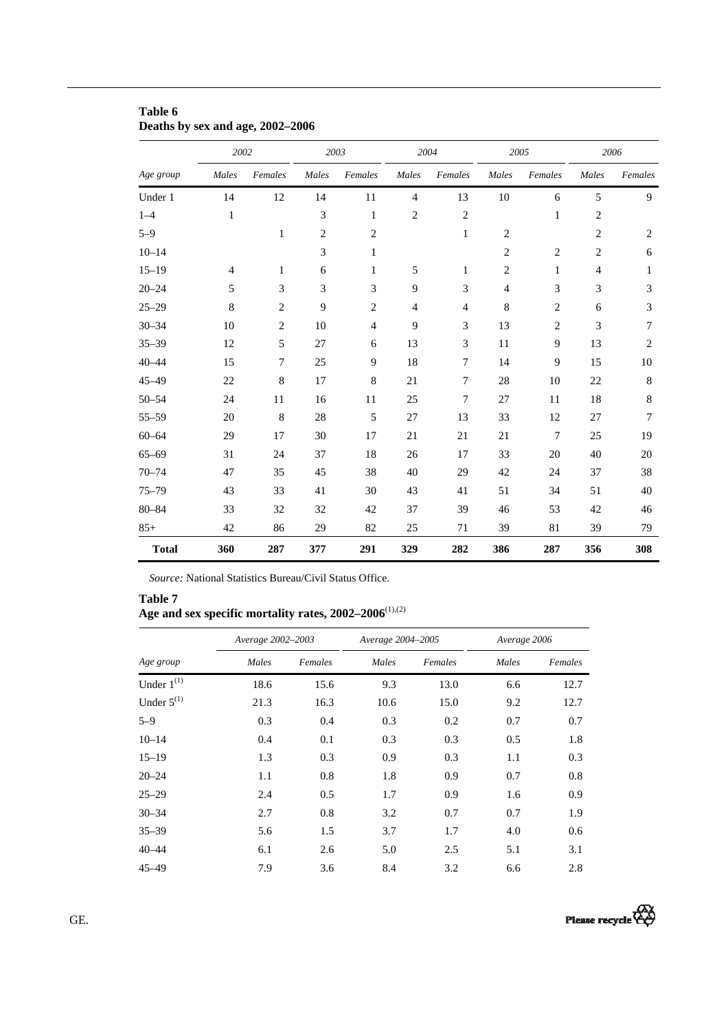**Table 6**
**Deaths by sex and age, 2002–2006**

| | *2002* | | *2003* | | *2004* | | *2005* | | *2006* | |
|---|---|---|---|---|---|---|---|---|---|---|
| *Age group* | *Males* | *Females* | *Males* | *Females* | *Males* | *Females* | *Males* | *Females* | *Males* | *Females* |
| Under 1 | 14 | 12 | 14 | 11 | 4 | 13 | 10 | 6 | 5 | 9 |
| 1–4 | 1 | | 3 | 1 | 2 | 2 | | 1 | 2 | |
| 5–9 | | 1 | 2 | 2 | | 1 | 2 | | 2 | 2 |
| 10–14 | | | 3 | 1 | | | 2 | 2 | 2 | 6 |
| 15–19 | 4 | 1 | 6 | 1 | 5 | 1 | 2 | 1 | 4 | 1 |
| 20–24 | 5 | 3 | 3 | 3 | 9 | 3 | 4 | 3 | 3 | 3 |
| 25–29 | 8 | 2 | 9 | 2 | 4 | 4 | 8 | 2 | 6 | 3 |
| 30–34 | 10 | 2 | 10 | 4 | 9 | 3 | 13 | 2 | 3 | 7 |
| 35–39 | 12 | 5 | 27 | 6 | 13 | 3 | 11 | 9 | 13 | 2 |
| 40–44 | 15 | 7 | 25 | 9 | 18 | 7 | 14 | 9 | 15 | 10 |
| 45–49 | 22 | 8 | 17 | 8 | 21 | 7 | 28 | 10 | 22 | 8 |
| 50–54 | 24 | 11 | 16 | 11 | 25 | 7 | 27 | 11 | 18 | 8 |
| 55–59 | 20 | 8 | 28 | 5 | 27 | 13 | 33 | 12 | 27 | 7 |
| 60–64 | 29 | 17 | 30 | 17 | 21 | 21 | 21 | 7 | 25 | 19 |
| 65–69 | 31 | 24 | 37 | 18 | 26 | 17 | 33 | 20 | 40 | 20 |
| 70–74 | 47 | 35 | 45 | 38 | 40 | 29 | 42 | 24 | 37 | 38 |
| 75–79 | 43 | 33 | 41 | 30 | 43 | 41 | 51 | 34 | 51 | 40 |
| 80–84 | 33 | 32 | 32 | 42 | 37 | 39 | 46 | 53 | 42 | 46 |
| 85+ | 42 | 86 | 29 | 82 | 25 | 71 | 39 | 81 | 39 | 79 |
| **Total** | **360** | **287** | **377** | **291** | **329** | **282** | **386** | **287** | **356** | **308** |

*Source:* National Statistics Bureau/Civil Status Office.

**Table 7**
**Age and sex specific mortality rates, 2002–2006**(1),(2)

| | *Average 2002–2003* | | *Average 2004–2005* | | *Average 2006* | |
|---|---|---|---|---|---|---|
| *Age group* | *Males* | *Females* | *Males* | *Females* | *Males* | *Females* |
| Under 1(1) | 18.6 | 15.6 | 9.3 | 13.0 | 6.6 | 12.7 |
| Under 5(1) | 21.3 | 16.3 | 10.6 | 15.0 | 9.2 | 12.7 |
| 5–9 | 0.3 | 0.4 | 0.3 | 0.2 | 0.7 | 0.7 |
| 10–14 | 0.4 | 0.1 | 0.3 | 0.3 | 0.5 | 1.8 |
| 15–19 | 1.3 | 0.3 | 0.9 | 0.3 | 1.1 | 0.3 |
| 20–24 | 1.1 | 0.8 | 1.8 | 0.9 | 0.7 | 0.8 |
| 25–29 | 2.4 | 0.5 | 1.7 | 0.9 | 1.6 | 0.9 |
| 30–34 | 2.7 | 0.8 | 3.2 | 0.7 | 0.7 | 1.9 |
| 35–39 | 5.6 | 1.5 | 3.7 | 1.7 | 4.0 | 0.6 |
| 40–44 | 6.1 | 2.6 | 5.0 | 2.5 | 5.1 | 3.1 |
| 45–49 | 7.9 | 3.6 | 8.4 | 3.2 | 6.6 | 2.8 |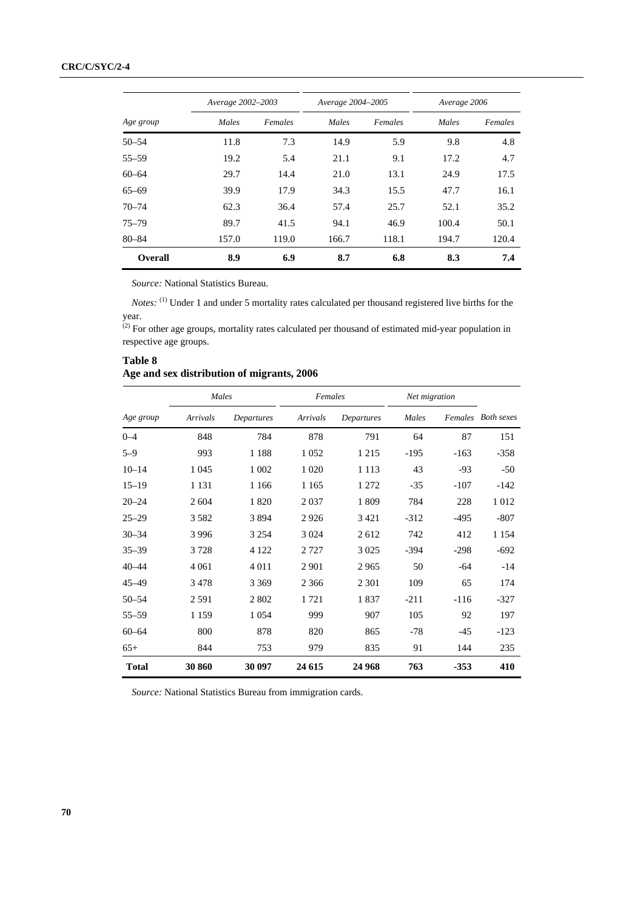| Age group | Average 2002–2003 | | Average 2004–2005 | | Average 2006 | |
|---|---|---|---|---|---|---|
| | Males | Females | Males | Females | Males | Females |
| 50–54 | 11.8 | 7.3 | 14.9 | 5.9 | 9.8 | 4.8 |
| 55–59 | 19.2 | 5.4 | 21.1 | 9.1 | 17.2 | 4.7 |
| 60–64 | 29.7 | 14.4 | 21.0 | 13.1 | 24.9 | 17.5 |
| 65–69 | 39.9 | 17.9 | 34.3 | 15.5 | 47.7 | 16.1 |
| 70–74 | 62.3 | 36.4 | 57.4 | 25.7 | 52.1 | 35.2 |
| 75–79 | 89.7 | 41.5 | 94.1 | 46.9 | 100.4 | 50.1 |
| 80–84 | 157.0 | 119.0 | 166.7 | 118.1 | 194.7 | 120.4 |
| **Overall** | **8.9** | **6.9** | **8.7** | **6.8** | **8.3** | **7.4** |

*Source:* National Statistics Bureau.

*Notes:* (1) Under 1 and under 5 mortality rates calculated per thousand registered live births for the year.
(2) For other age groups, mortality rates calculated per thousand of estimated mid-year population in respective age groups.

**Table 8**
**Age and sex distribution of migrants, 2006**

| Age group | Males | | Females | | Net migration | | |
|---|---|---|---|---|---|---|---|
| | Arrivals | Departures | Arrivals | Departures | Males | Females | Both sexes |
| 0–4 | 848 | 784 | 878 | 791 | 64 | 87 | 151 |
| 5–9 | 993 | 1 188 | 1 052 | 1 215 | -195 | -163 | -358 |
| 10–14 | 1 045 | 1 002 | 1 020 | 1 113 | 43 | -93 | -50 |
| 15–19 | 1 131 | 1 166 | 1 165 | 1 272 | -35 | -107 | -142 |
| 20–24 | 2 604 | 1 820 | 2 037 | 1 809 | 784 | 228 | 1 012 |
| 25–29 | 3 582 | 3 894 | 2 926 | 3 421 | -312 | -495 | -807 |
| 30–34 | 3 996 | 3 254 | 3 024 | 2 612 | 742 | 412 | 1 154 |
| 35–39 | 3 728 | 4 122 | 2 727 | 3 025 | -394 | -298 | -692 |
| 40–44 | 4 061 | 4 011 | 2 901 | 2 965 | 50 | -64 | -14 |
| 45–49 | 3 478 | 3 369 | 2 366 | 2 301 | 109 | 65 | 174 |
| 50–54 | 2 591 | 2 802 | 1 721 | 1 837 | -211 | -116 | -327 |
| 55–59 | 1 159 | 1 054 | 999 | 907 | 105 | 92 | 197 |
| 60–64 | 800 | 878 | 820 | 865 | -78 | -45 | -123 |
| 65+ | 844 | 753 | 979 | 835 | 91 | 144 | 235 |
| **Total** | **30 860** | **30 097** | **24 615** | **24 968** | **763** | **-353** | **410** |

*Source:* National Statistics Bureau from immigration cards.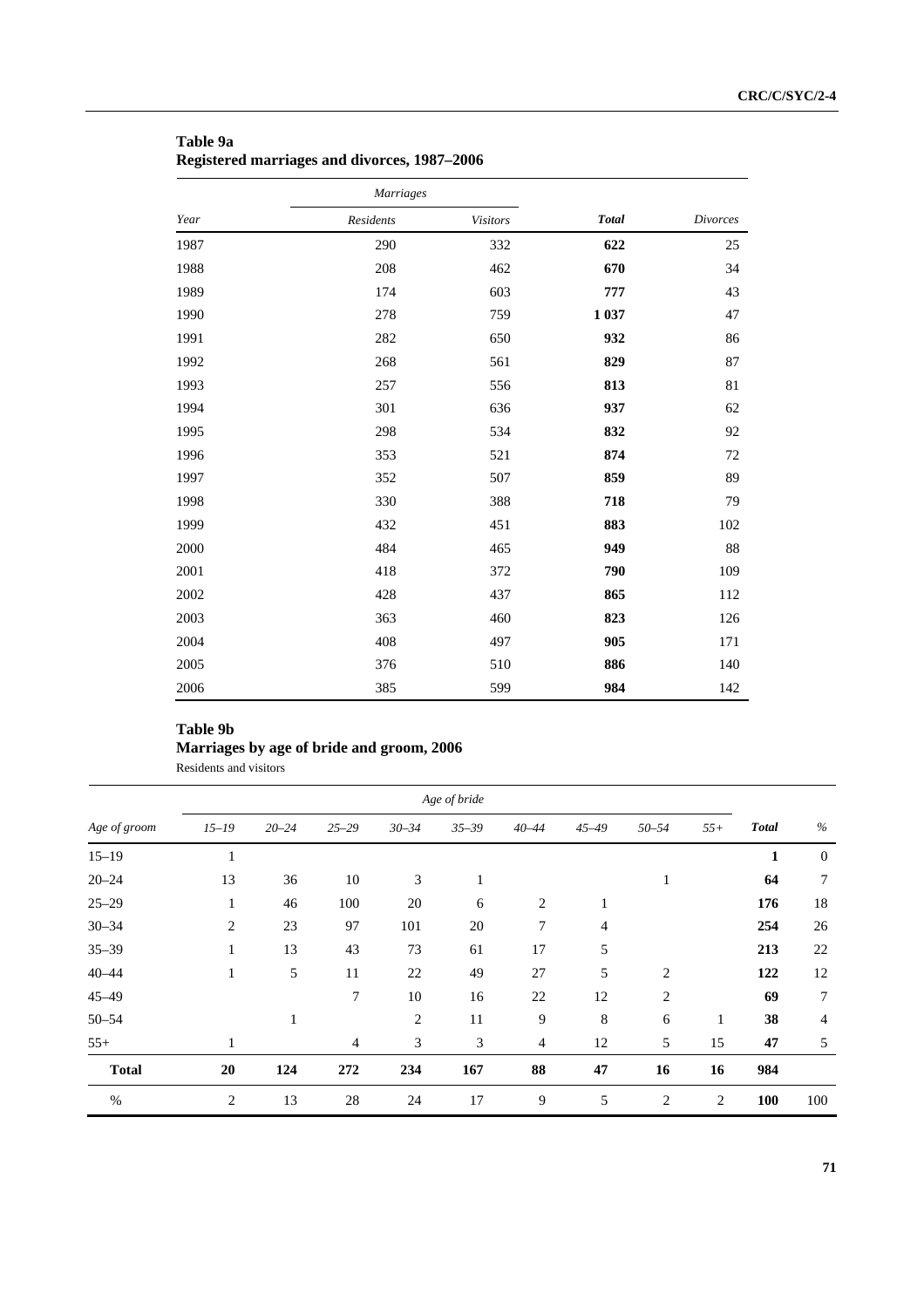**Table 9a**
**Registered marriages and divorces, 1987–2006**

| *Year* | *Marriages* | | | |
|---|---|---|---|---|
| | *Residents* | *Visitors* | ***Total*** | *Divorces* |
| 1987 | 290 | 332 | **622** | 25 |
| 1988 | 208 | 462 | **670** | 34 |
| 1989 | 174 | 603 | **777** | 43 |
| 1990 | 278 | 759 | **1 037** | 47 |
| 1991 | 282 | 650 | **932** | 86 |
| 1992 | 268 | 561 | **829** | 87 |
| 1993 | 257 | 556 | **813** | 81 |
| 1994 | 301 | 636 | **937** | 62 |
| 1995 | 298 | 534 | **832** | 92 |
| 1996 | 353 | 521 | **874** | 72 |
| 1997 | 352 | 507 | **859** | 89 |
| 1998 | 330 | 388 | **718** | 79 |
| 1999 | 432 | 451 | **883** | 102 |
| 2000 | 484 | 465 | **949** | 88 |
| 2001 | 418 | 372 | **790** | 109 |
| 2002 | 428 | 437 | **865** | 112 |
| 2003 | 363 | 460 | **823** | 126 |
| 2004 | 408 | 497 | **905** | 171 |
| 2005 | 376 | 510 | **886** | 140 |
| 2006 | 385 | 599 | **984** | 142 |

**Table 9b**
**Marriages by age of bride and groom, 2006**

Residents and visitors

| *Age of groom* | *Age of bride* | | | | | | | | | | |
|---|---|---|---|---|---|---|---|---|---|---|---|
| | *15–19* | *20–24* | *25–29* | *30–34* | *35–39* | *40–44* | *45–49* | *50–54* | *55+* | ***Total*** | *%* |
| 15–19 | 1 | | | | | | | | | **1** | 0 |
| 20–24 | 13 | 36 | 10 | 3 | 1 | | | 1 | | **64** | 7 |
| 25–29 | 1 | 46 | 100 | 20 | 6 | 2 | 1 | | | **176** | 18 |
| 30–34 | 2 | 23 | 97 | 101 | 20 | 7 | 4 | | | **254** | 26 |
| 35–39 | 1 | 13 | 43 | 73 | 61 | 17 | 5 | | | **213** | 22 |
| 40–44 | 1 | 5 | 11 | 22 | 49 | 27 | 5 | 2 | | **122** | 12 |
| 45–49 | | | 7 | 10 | 16 | 22 | 12 | 2 | | **69** | 7 |
| 50–54 | | 1 | | 2 | 11 | 9 | 8 | 6 | 1 | **38** | 4 |
| 55+ | 1 | | 4 | 3 | 3 | 4 | 12 | 5 | 15 | **47** | 5 |
| **Total** | **20** | **124** | **272** | **234** | **167** | **88** | **47** | **16** | **16** | **984** | |
| % | 2 | 13 | 28 | 24 | 17 | 9 | 5 | 2 | 2 | **100** | 100 |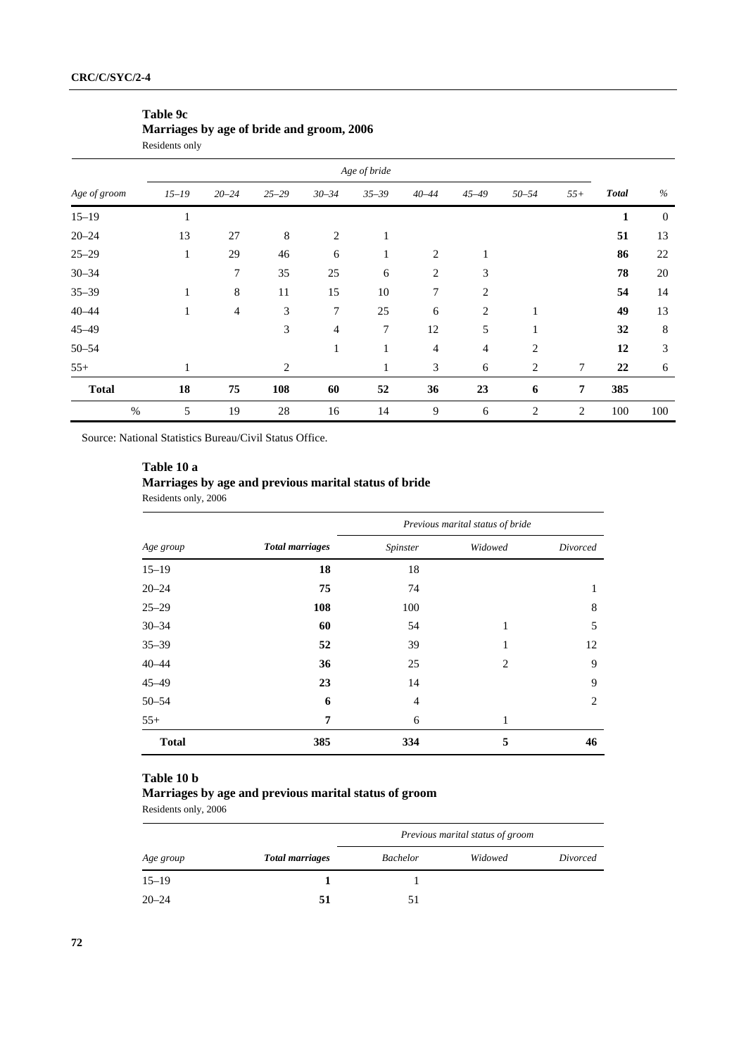**Table 9c**
**Marriages by age of bride and groom, 2006**
Residents only

| | *Age of bride* | | | | | | | | | | |
|---|---|---|---|---|---|---|---|---|---|---|---|
| *Age of groom* | *15–19* | *20–24* | *25–29* | *30–34* | *35–39* | *40–44* | *45–49* | *50–54* | *55+* | ***Total*** | *%* |
| 15–19 | 1 | | | | | | | | | **1** | 0 |
| 20–24 | 13 | 27 | 8 | 2 | 1 | | | | | **51** | 13 |
| 25–29 | 1 | 29 | 46 | 6 | 1 | 2 | 1 | | | **86** | 22 |
| 30–34 | | 7 | 35 | 25 | 6 | 2 | 3 | | | **78** | 20 |
| 35–39 | 1 | 8 | 11 | 15 | 10 | 7 | 2 | | | **54** | 14 |
| 40–44 | 1 | 4 | 3 | 7 | 25 | 6 | 2 | 1 | | **49** | 13 |
| 45–49 | | | 3 | 4 | 7 | 12 | 5 | 1 | | **32** | 8 |
| 50–54 | | | | 1 | 1 | 4 | 4 | 2 | | **12** | 3 |
| 55+ | 1 | | 2 | | 1 | 3 | 6 | 2 | 7 | **22** | 6 |
| **Total** | **18** | **75** | **108** | **60** | **52** | **36** | **23** | **6** | **7** | **385** | |
| % | 5 | 19 | 28 | 16 | 14 | 9 | 6 | 2 | 2 | 100 | 100 |

Source: National Statistics Bureau/Civil Status Office.

**Table 10 a**
**Marriages by age and previous marital status of bride**
Residents only, 2006

| | | *Previous marital status of bride* | | |
|---|---|---|---|---|
| *Age group* | ***Total marriages*** | *Spinster* | *Widowed* | *Divorced* |
| 15–19 | **18** | 18 | | |
| 20–24 | **75** | 74 | | 1 |
| 25–29 | **108** | 100 | | 8 |
| 30–34 | **60** | 54 | 1 | 5 |
| 35–39 | **52** | 39 | 1 | 12 |
| 40–44 | **36** | 25 | 2 | 9 |
| 45–49 | **23** | 14 | | 9 |
| 50–54 | **6** | 4 | | 2 |
| 55+ | **7** | 6 | 1 | |
| **Total** | **385** | **334** | **5** | **46** |

**Table 10 b**
**Marriages by age and previous marital status of groom**
Residents only, 2006

| | | *Previous marital status of groom* | | |
|---|---|---|---|---|
| *Age group* | ***Total marriages*** | *Bachelor* | *Widowed* | *Divorced* |
| 15–19 | **1** | 1 | | |
| 20–24 | **51** | 51 | | |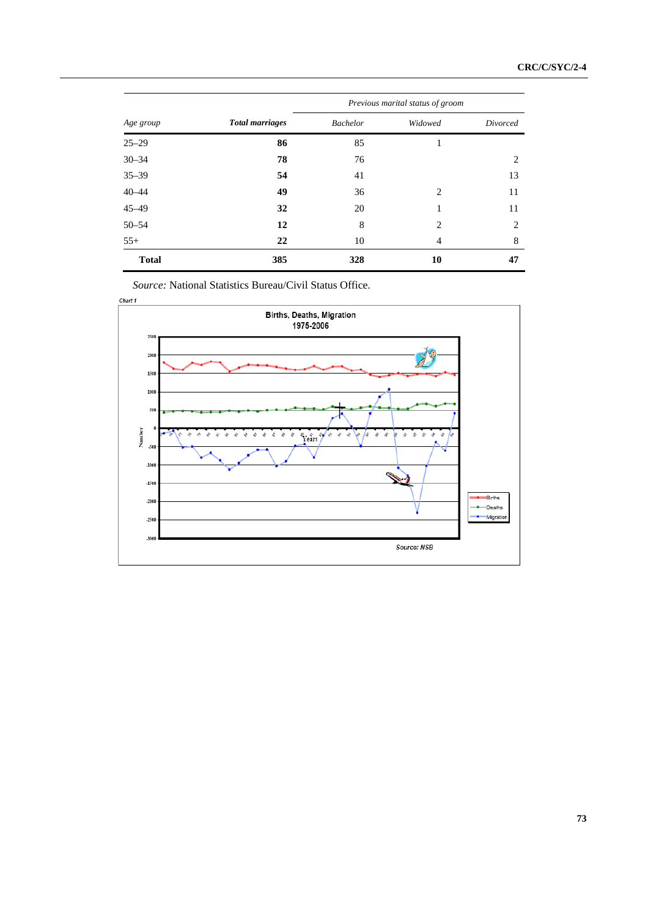| Age group | Total marriages | Previous marital status of groom | | |
|---|---|---|---|---|
| | | Bachelor | Widowed | Divorced |
| 25–29 | **86** | 85 | 1 | |
| 30–34 | **78** | 76 | | 2 |
| 35–39 | **54** | 41 | | 13 |
| 40–44 | **49** | 36 | 2 | 11 |
| 45–49 | **32** | 20 | 1 | 11 |
| 50–54 | **12** | 8 | 2 | 2 |
| 55+ | **22** | 10 | 4 | 8 |
| **Total** | **385** | **328** | **10** | **47** |

*Source:* National Statistics Bureau/Civil Status Office.

Chart 1

**Births, Deaths, Migration 1975-2006**

Source: NSB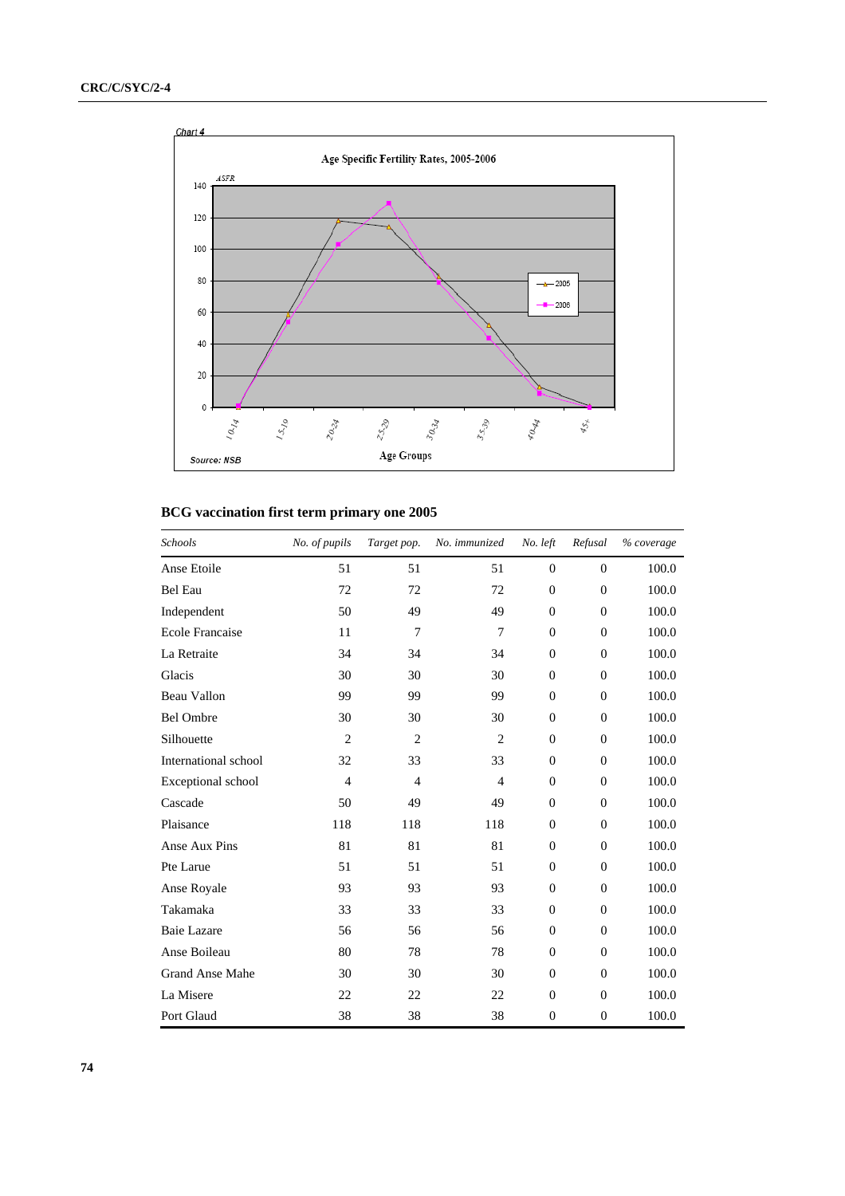Chart 4

Age Specific Fertility Rates, 2005-2006

Source: NSB

**BCG vaccination first term primary one 2005**

| *Schools* | *No. of pupils* | *Target pop.* | *No. immunized* | *No. left* | *Refusal* | *% coverage* |
|---|---|---|---|---|---|---|
| Anse Etoile | 51 | 51 | 51 | 0 | 0 | 100.0 |
| Bel Eau | 72 | 72 | 72 | 0 | 0 | 100.0 |
| Independent | 50 | 49 | 49 | 0 | 0 | 100.0 |
| Ecole Francaise | 11 | 7 | 7 | 0 | 0 | 100.0 |
| La Retraite | 34 | 34 | 34 | 0 | 0 | 100.0 |
| Glacis | 30 | 30 | 30 | 0 | 0 | 100.0 |
| Beau Vallon | 99 | 99 | 99 | 0 | 0 | 100.0 |
| Bel Ombre | 30 | 30 | 30 | 0 | 0 | 100.0 |
| Silhouette | 2 | 2 | 2 | 0 | 0 | 100.0 |
| International school | 32 | 33 | 33 | 0 | 0 | 100.0 |
| Exceptional school | 4 | 4 | 4 | 0 | 0 | 100.0 |
| Cascade | 50 | 49 | 49 | 0 | 0 | 100.0 |
| Plaisance | 118 | 118 | 118 | 0 | 0 | 100.0 |
| Anse Aux Pins | 81 | 81 | 81 | 0 | 0 | 100.0 |
| Pte Larue | 51 | 51 | 51 | 0 | 0 | 100.0 |
| Anse Royale | 93 | 93 | 93 | 0 | 0 | 100.0 |
| Takamaka | 33 | 33 | 33 | 0 | 0 | 100.0 |
| Baie Lazare | 56 | 56 | 56 | 0 | 0 | 100.0 |
| Anse Boileau | 80 | 78 | 78 | 0 | 0 | 100.0 |
| Grand Anse Mahe | 30 | 30 | 30 | 0 | 0 | 100.0 |
| La Misere | 22 | 22 | 22 | 0 | 0 | 100.0 |
| Port Glaud | 38 | 38 | 38 | 0 | 0 | 100.0 |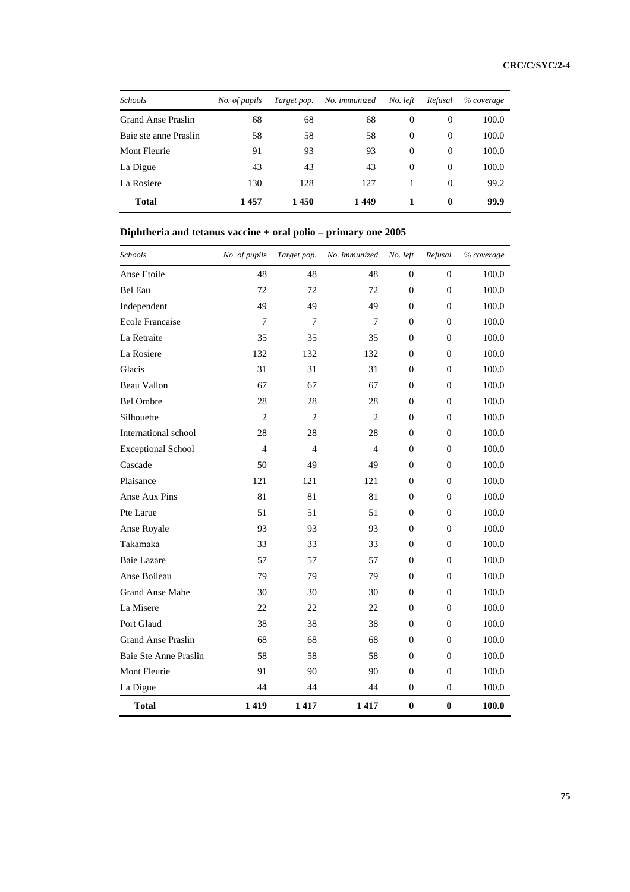| Schools | No. of pupils | Target pop. | No. immunized | No. left | Refusal | % coverage |
|---|---|---|---|---|---|---|
| Grand Anse Praslin | 68 | 68 | 68 | 0 | 0 | 100.0 |
| Baie ste anne Praslin | 58 | 58 | 58 | 0 | 0 | 100.0 |
| Mont Fleurie | 91 | 93 | 93 | 0 | 0 | 100.0 |
| La Digue | 43 | 43 | 43 | 0 | 0 | 100.0 |
| La Rosiere | 130 | 128 | 127 | 1 | 0 | 99.2 |
| **Total** | **1 457** | **1 450** | **1 449** | **1** | **0** | **99.9** |

**Diphtheria and tetanus vaccine + oral polio – primary one 2005**

| Schools | No. of pupils | Target pop. | No. immunized | No. left | Refusal | % coverage |
|---|---|---|---|---|---|---|
| Anse Etoile | 48 | 48 | 48 | 0 | 0 | 100.0 |
| Bel Eau | 72 | 72 | 72 | 0 | 0 | 100.0 |
| Independent | 49 | 49 | 49 | 0 | 0 | 100.0 |
| Ecole Francaise | 7 | 7 | 7 | 0 | 0 | 100.0 |
| La Retraite | 35 | 35 | 35 | 0 | 0 | 100.0 |
| La Rosiere | 132 | 132 | 132 | 0 | 0 | 100.0 |
| Glacis | 31 | 31 | 31 | 0 | 0 | 100.0 |
| Beau Vallon | 67 | 67 | 67 | 0 | 0 | 100.0 |
| Bel Ombre | 28 | 28 | 28 | 0 | 0 | 100.0 |
| Silhouette | 2 | 2 | 2 | 0 | 0 | 100.0 |
| International school | 28 | 28 | 28 | 0 | 0 | 100.0 |
| Exceptional School | 4 | 4 | 4 | 0 | 0 | 100.0 |
| Cascade | 50 | 49 | 49 | 0 | 0 | 100.0 |
| Plaisance | 121 | 121 | 121 | 0 | 0 | 100.0 |
| Anse Aux Pins | 81 | 81 | 81 | 0 | 0 | 100.0 |
| Pte Larue | 51 | 51 | 51 | 0 | 0 | 100.0 |
| Anse Royale | 93 | 93 | 93 | 0 | 0 | 100.0 |
| Takamaka | 33 | 33 | 33 | 0 | 0 | 100.0 |
| Baie Lazare | 57 | 57 | 57 | 0 | 0 | 100.0 |
| Anse Boileau | 79 | 79 | 79 | 0 | 0 | 100.0 |
| Grand Anse Mahe | 30 | 30 | 30 | 0 | 0 | 100.0 |
| La Misere | 22 | 22 | 22 | 0 | 0 | 100.0 |
| Port Glaud | 38 | 38 | 38 | 0 | 0 | 100.0 |
| Grand Anse Praslin | 68 | 68 | 68 | 0 | 0 | 100.0 |
| Baie Ste Anne Praslin | 58 | 58 | 58 | 0 | 0 | 100.0 |
| Mont Fleurie | 91 | 90 | 90 | 0 | 0 | 100.0 |
| La Digue | 44 | 44 | 44 | 0 | 0 | 100.0 |
| **Total** | **1 419** | **1 417** | **1 417** | **0** | **0** | **100.0** |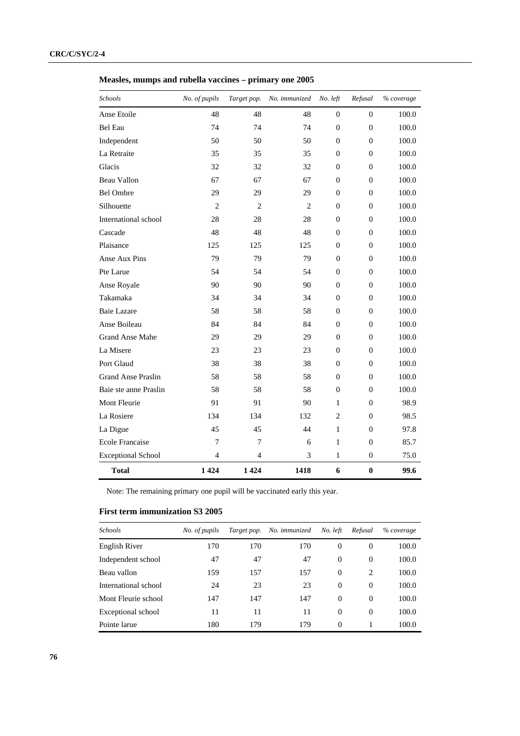**Measles, mumps and rubella vaccines – primary one 2005**

| *Schools* | *No. of pupils* | *Target pop.* | *No. immunized* | *No. left* | *Refusal* | *% coverage* |
|---|---|---|---|---|---|---|
| Anse Etoile | 48 | 48 | 48 | 0 | 0 | 100.0 |
| Bel Eau | 74 | 74 | 74 | 0 | 0 | 100.0 |
| Independent | 50 | 50 | 50 | 0 | 0 | 100.0 |
| La Retraite | 35 | 35 | 35 | 0 | 0 | 100.0 |
| Glacis | 32 | 32 | 32 | 0 | 0 | 100.0 |
| Beau Vallon | 67 | 67 | 67 | 0 | 0 | 100.0 |
| Bel Ombre | 29 | 29 | 29 | 0 | 0 | 100.0 |
| Silhouette | 2 | 2 | 2 | 0 | 0 | 100.0 |
| International school | 28 | 28 | 28 | 0 | 0 | 100.0 |
| Cascade | 48 | 48 | 48 | 0 | 0 | 100.0 |
| Plaisance | 125 | 125 | 125 | 0 | 0 | 100.0 |
| Anse Aux Pins | 79 | 79 | 79 | 0 | 0 | 100.0 |
| Pte Larue | 54 | 54 | 54 | 0 | 0 | 100.0 |
| Anse Royale | 90 | 90 | 90 | 0 | 0 | 100.0 |
| Takamaka | 34 | 34 | 34 | 0 | 0 | 100.0 |
| Baie Lazare | 58 | 58 | 58 | 0 | 0 | 100.0 |
| Anse Boileau | 84 | 84 | 84 | 0 | 0 | 100.0 |
| Grand Anse Mahe | 29 | 29 | 29 | 0 | 0 | 100.0 |
| La Misere | 23 | 23 | 23 | 0 | 0 | 100.0 |
| Port Glaud | 38 | 38 | 38 | 0 | 0 | 100.0 |
| Grand Anse Praslin | 58 | 58 | 58 | 0 | 0 | 100.0 |
| Baie ste anne Praslin | 58 | 58 | 58 | 0 | 0 | 100.0 |
| Mont Fleurie | 91 | 91 | 90 | 1 | 0 | 98.9 |
| La Rosiere | 134 | 134 | 132 | 2 | 0 | 98.5 |
| La Digue | 45 | 45 | 44 | 1 | 0 | 97.8 |
| Ecole Francaise | 7 | 7 | 6 | 1 | 0 | 85.7 |
| Exceptional School | 4 | 4 | 3 | 1 | 0 | 75.0 |
| **Total** | **1 424** | **1 424** | **1418** | **6** | **0** | **99.6** |

Note: The remaining primary one pupil will be vaccinated early this year.

**First term immunization S3 2005**

| *Schools* | *No. of pupils* | *Target pop.* | *No. immunized* | *No. left* | *Refusal* | *% coverage* |
|---|---|---|---|---|---|---|
| English River | 170 | 170 | 170 | 0 | 0 | 100.0 |
| Independent school | 47 | 47 | 47 | 0 | 0 | 100.0 |
| Beau vallon | 159 | 157 | 157 | 0 | 2 | 100.0 |
| International school | 24 | 23 | 23 | 0 | 0 | 100.0 |
| Mont Fleurie school | 147 | 147 | 147 | 0 | 0 | 100.0 |
| Exceptional school | 11 | 11 | 11 | 0 | 0 | 100.0 |
| Pointe larue | 180 | 179 | 179 | 0 | 1 | 100.0 |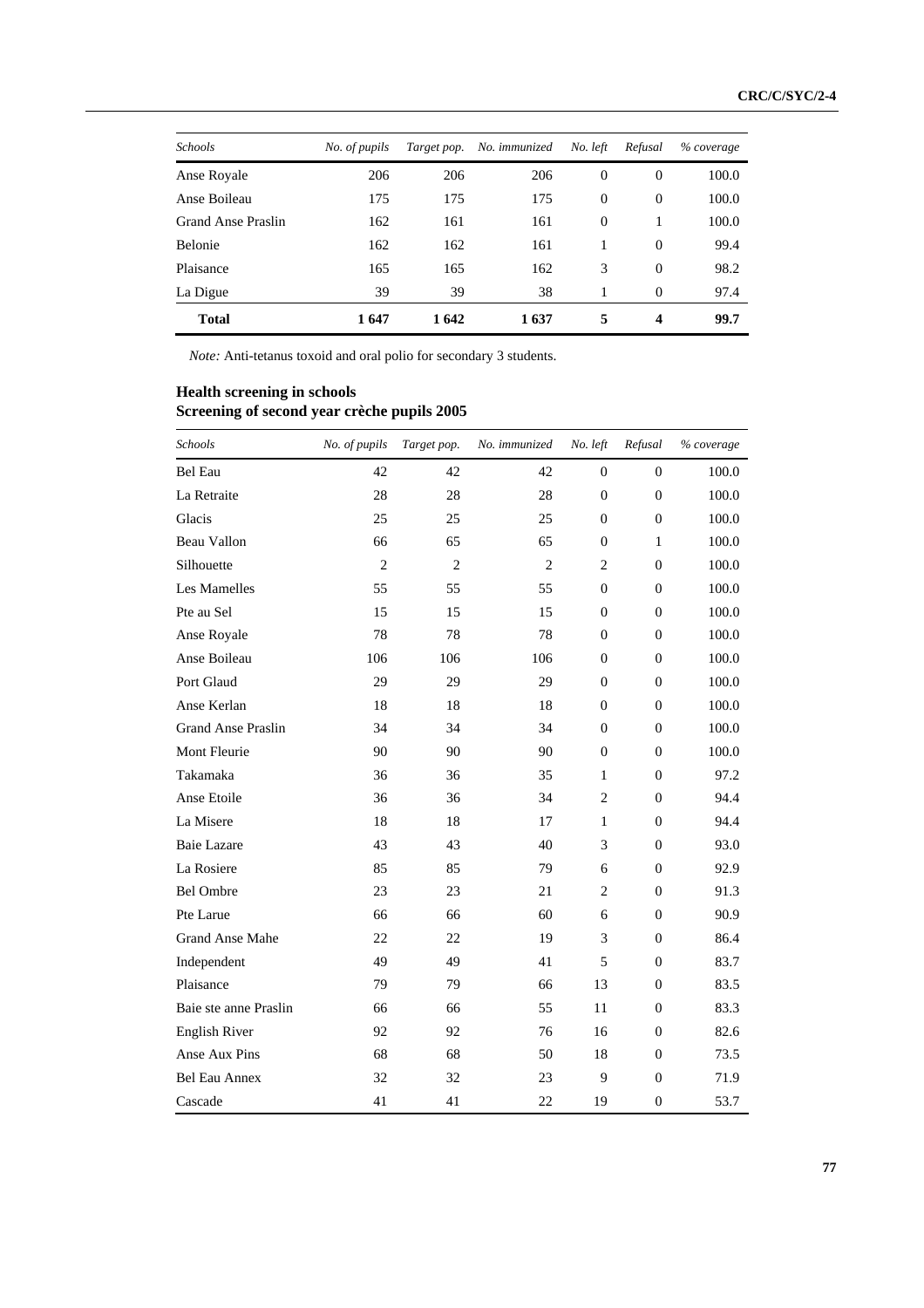| Schools | No. of pupils | Target pop. | No. immunized | No. left | Refusal | % coverage |
|---|---|---|---|---|---|---|
| Anse Royale | 206 | 206 | 206 | 0 | 0 | 100.0 |
| Anse Boileau | 175 | 175 | 175 | 0 | 0 | 100.0 |
| Grand Anse Praslin | 162 | 161 | 161 | 0 | 1 | 100.0 |
| Belonie | 162 | 162 | 161 | 1 | 0 | 99.4 |
| Plaisance | 165 | 165 | 162 | 3 | 0 | 98.2 |
| La Digue | 39 | 39 | 38 | 1 | 0 | 97.4 |
| **Total** | **1 647** | **1 642** | **1 637** | **5** | **4** | **99.7** |

*Note:* Anti-tetanus toxoid and oral polio for secondary 3 students.

**Health screening in schools**
**Screening of second year crèche pupils 2005**

| Schools | No. of pupils | Target pop. | No. immunized | No. left | Refusal | % coverage |
|---|---|---|---|---|---|---|
| Bel Eau | 42 | 42 | 42 | 0 | 0 | 100.0 |
| La Retraite | 28 | 28 | 28 | 0 | 0 | 100.0 |
| Glacis | 25 | 25 | 25 | 0 | 0 | 100.0 |
| Beau Vallon | 66 | 65 | 65 | 0 | 1 | 100.0 |
| Silhouette | 2 | 2 | 2 | 2 | 0 | 100.0 |
| Les Mamelles | 55 | 55 | 55 | 0 | 0 | 100.0 |
| Pte au Sel | 15 | 15 | 15 | 0 | 0 | 100.0 |
| Anse Royale | 78 | 78 | 78 | 0 | 0 | 100.0 |
| Anse Boileau | 106 | 106 | 106 | 0 | 0 | 100.0 |
| Port Glaud | 29 | 29 | 29 | 0 | 0 | 100.0 |
| Anse Kerlan | 18 | 18 | 18 | 0 | 0 | 100.0 |
| Grand Anse Praslin | 34 | 34 | 34 | 0 | 0 | 100.0 |
| Mont Fleurie | 90 | 90 | 90 | 0 | 0 | 100.0 |
| Takamaka | 36 | 36 | 35 | 1 | 0 | 97.2 |
| Anse Etoile | 36 | 36 | 34 | 2 | 0 | 94.4 |
| La Misere | 18 | 18 | 17 | 1 | 0 | 94.4 |
| Baie Lazare | 43 | 43 | 40 | 3 | 0 | 93.0 |
| La Rosiere | 85 | 85 | 79 | 6 | 0 | 92.9 |
| Bel Ombre | 23 | 23 | 21 | 2 | 0 | 91.3 |
| Pte Larue | 66 | 66 | 60 | 6 | 0 | 90.9 |
| Grand Anse Mahe | 22 | 22 | 19 | 3 | 0 | 86.4 |
| Independent | 49 | 49 | 41 | 5 | 0 | 83.7 |
| Plaisance | 79 | 79 | 66 | 13 | 0 | 83.5 |
| Baie ste anne Praslin | 66 | 66 | 55 | 11 | 0 | 83.3 |
| English River | 92 | 92 | 76 | 16 | 0 | 82.6 |
| Anse Aux Pins | 68 | 68 | 50 | 18 | 0 | 73.5 |
| Bel Eau Annex | 32 | 32 | 23 | 9 | 0 | 71.9 |
| Cascade | 41 | 41 | 22 | 19 | 0 | 53.7 |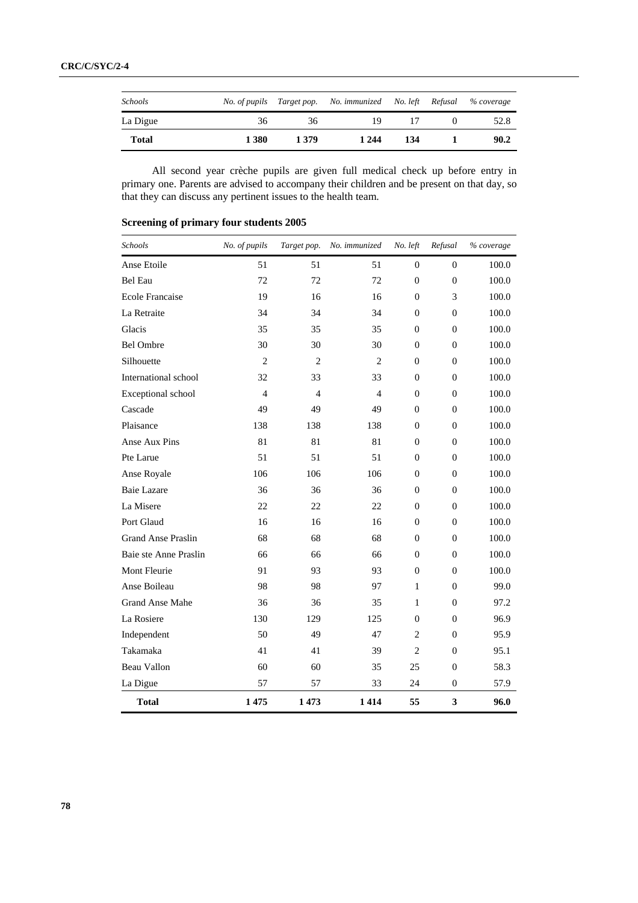| *Schools* | *No. of pupils* | *Target pop.* | *No. immunized* | *No. left* | *Refusal* | *% coverage* |
|---|---|---|---|---|---|---|
| La Digue | 36 | 36 | 19 | 17 | 0 | 52.8 |
| **Total** | **1 380** | **1 379** | **1 244** | **134** | **1** | **90.2** |

All second year crèche pupils are given full medical check up before entry in primary one. Parents are advised to accompany their children and be present on that day, so that they can discuss any pertinent issues to the health team.

**Screening of primary four students 2005**

| *Schools* | *No. of pupils* | *Target pop.* | *No. immunized* | *No. left* | *Refusal* | *% coverage* |
|---|---|---|---|---|---|---|
| Anse Etoile | 51 | 51 | 51 | 0 | 0 | 100.0 |
| Bel Eau | 72 | 72 | 72 | 0 | 0 | 100.0 |
| Ecole Francaise | 19 | 16 | 16 | 0 | 3 | 100.0 |
| La Retraite | 34 | 34 | 34 | 0 | 0 | 100.0 |
| Glacis | 35 | 35 | 35 | 0 | 0 | 100.0 |
| Bel Ombre | 30 | 30 | 30 | 0 | 0 | 100.0 |
| Silhouette | 2 | 2 | 2 | 0 | 0 | 100.0 |
| International school | 32 | 33 | 33 | 0 | 0 | 100.0 |
| Exceptional school | 4 | 4 | 4 | 0 | 0 | 100.0 |
| Cascade | 49 | 49 | 49 | 0 | 0 | 100.0 |
| Plaisance | 138 | 138 | 138 | 0 | 0 | 100.0 |
| Anse Aux Pins | 81 | 81 | 81 | 0 | 0 | 100.0 |
| Pte Larue | 51 | 51 | 51 | 0 | 0 | 100.0 |
| Anse Royale | 106 | 106 | 106 | 0 | 0 | 100.0 |
| Baie Lazare | 36 | 36 | 36 | 0 | 0 | 100.0 |
| La Misere | 22 | 22 | 22 | 0 | 0 | 100.0 |
| Port Glaud | 16 | 16 | 16 | 0 | 0 | 100.0 |
| Grand Anse Praslin | 68 | 68 | 68 | 0 | 0 | 100.0 |
| Baie ste Anne Praslin | 66 | 66 | 66 | 0 | 0 | 100.0 |
| Mont Fleurie | 91 | 93 | 93 | 0 | 0 | 100.0 |
| Anse Boileau | 98 | 98 | 97 | 1 | 0 | 99.0 |
| Grand Anse Mahe | 36 | 36 | 35 | 1 | 0 | 97.2 |
| La Rosiere | 130 | 129 | 125 | 0 | 0 | 96.9 |
| Independent | 50 | 49 | 47 | 2 | 0 | 95.9 |
| Takamaka | 41 | 41 | 39 | 2 | 0 | 95.1 |
| Beau Vallon | 60 | 60 | 35 | 25 | 0 | 58.3 |
| La Digue | 57 | 57 | 33 | 24 | 0 | 57.9 |
| **Total** | **1 475** | **1 473** | **1 414** | **55** | **3** | **96.0** |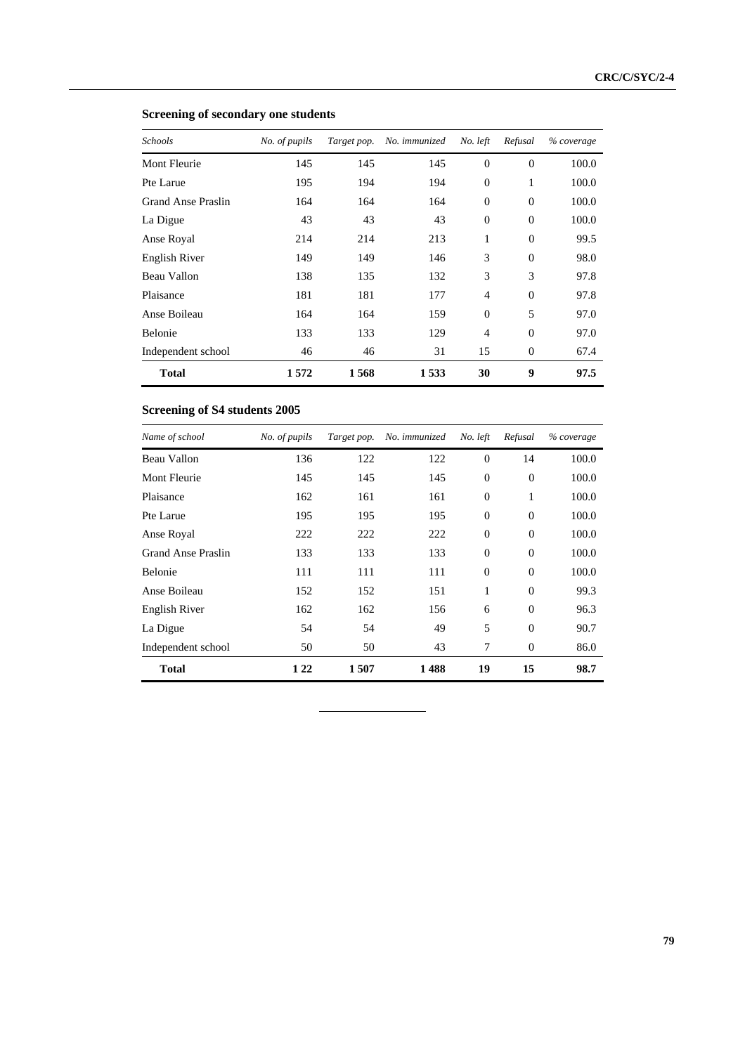**Screening of secondary one students**

| *Schools* | *No. of pupils* | *Target pop.* | *No. immunized* | *No. left* | *Refusal* | *% coverage* |
|---|---|---|---|---|---|---|
| Mont Fleurie | 145 | 145 | 145 | 0 | 0 | 100.0 |
| Pte Larue | 195 | 194 | 194 | 0 | 1 | 100.0 |
| Grand Anse Praslin | 164 | 164 | 164 | 0 | 0 | 100.0 |
| La Digue | 43 | 43 | 43 | 0 | 0 | 100.0 |
| Anse Royal | 214 | 214 | 213 | 1 | 0 | 99.5 |
| English River | 149 | 149 | 146 | 3 | 0 | 98.0 |
| Beau Vallon | 138 | 135 | 132 | 3 | 3 | 97.8 |
| Plaisance | 181 | 181 | 177 | 4 | 0 | 97.8 |
| Anse Boileau | 164 | 164 | 159 | 0 | 5 | 97.0 |
| Belonie | 133 | 133 | 129 | 4 | 0 | 97.0 |
| Independent school | 46 | 46 | 31 | 15 | 0 | 67.4 |
| **Total** | **1 572** | **1 568** | **1 533** | **30** | **9** | **97.5** |

**Screening of S4 students 2005**

| *Name of school* | *No. of pupils* | *Target pop.* | *No. immunized* | *No. left* | *Refusal* | *% coverage* |
|---|---|---|---|---|---|---|
| Beau Vallon | 136 | 122 | 122 | 0 | 14 | 100.0 |
| Mont Fleurie | 145 | 145 | 145 | 0 | 0 | 100.0 |
| Plaisance | 162 | 161 | 161 | 0 | 1 | 100.0 |
| Pte Larue | 195 | 195 | 195 | 0 | 0 | 100.0 |
| Anse Royal | 222 | 222 | 222 | 0 | 0 | 100.0 |
| Grand Anse Praslin | 133 | 133 | 133 | 0 | 0 | 100.0 |
| Belonie | 111 | 111 | 111 | 0 | 0 | 100.0 |
| Anse Boileau | 152 | 152 | 151 | 1 | 0 | 99.3 |
| English River | 162 | 162 | 156 | 6 | 0 | 96.3 |
| La Digue | 54 | 54 | 49 | 5 | 0 | 90.7 |
| Independent school | 50 | 50 | 43 | 7 | 0 | 86.0 |
| **Total** | **1 22** | **1 507** | **1 488** | **19** | **15** | **98.7** |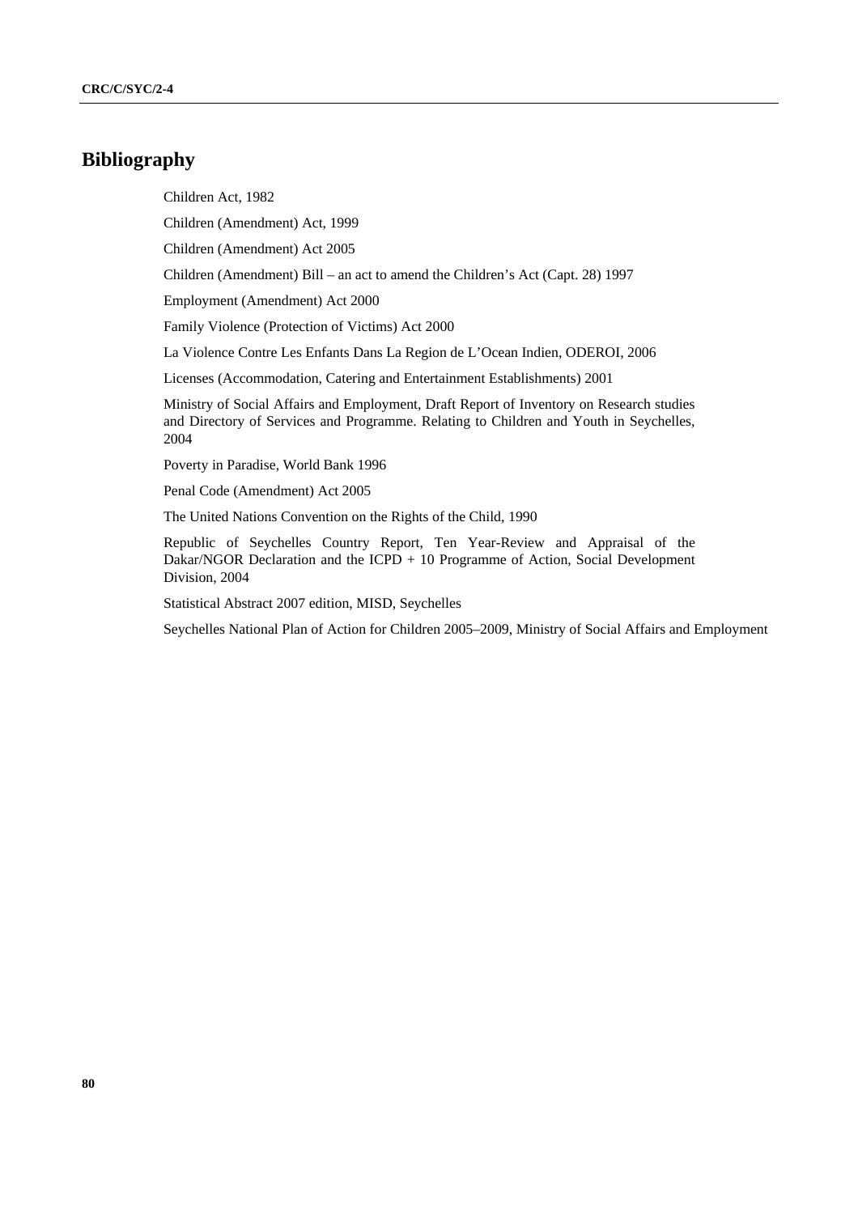# Bibliography

Children Act, 1982

Children (Amendment) Act, 1999

Children (Amendment) Act 2005

Children (Amendment) Bill – an act to amend the Children's Act (Capt. 28) 1997

Employment (Amendment) Act 2000

Family Violence (Protection of Victims) Act 2000

La Violence Contre Les Enfants Dans La Region de L'Ocean Indien, ODEROI, 2006

Licenses (Accommodation, Catering and Entertainment Establishments) 2001

Ministry of Social Affairs and Employment, Draft Report of Inventory on Research studies and Directory of Services and Programme. Relating to Children and Youth in Seychelles, 2004

Poverty in Paradise, World Bank 1996

Penal Code (Amendment) Act 2005

The United Nations Convention on the Rights of the Child, 1990

Republic of Seychelles Country Report, Ten Year-Review and Appraisal of the Dakar/NGOR Declaration and the ICPD + 10 Programme of Action, Social Development Division, 2004

Statistical Abstract 2007 edition, MISD, Seychelles

Seychelles National Plan of Action for Children 2005–2009, Ministry of Social Affairs and Employment